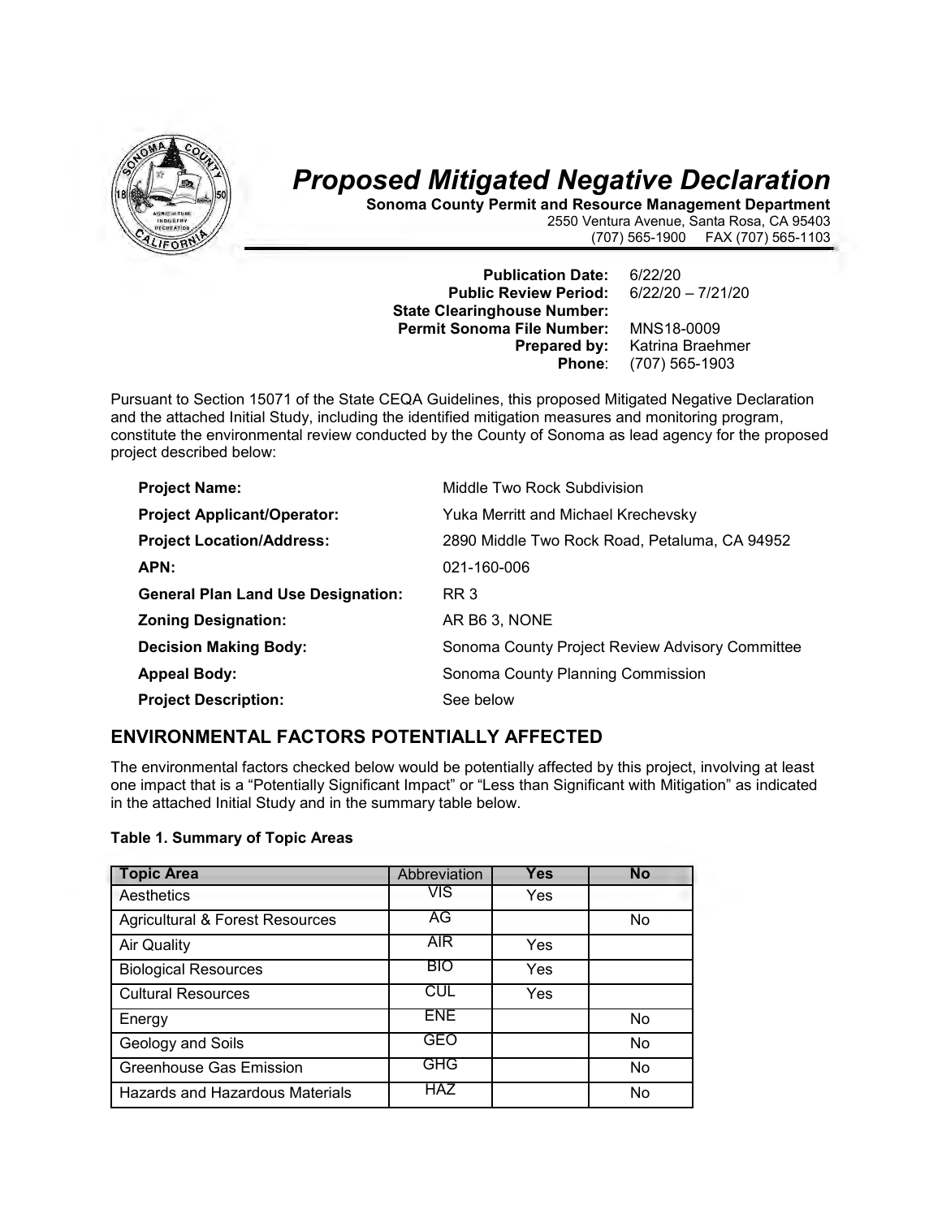# *Proposed Mitigated Negative Declaration*

**Sonoma County Permit and Resource Management Department**
2550 Ventura Avenue, Santa Rosa, CA 95403
(707) 565-1900 FAX (707) 565-1103

**Publication Date:** 6/22/20
**Public Review Period:** 6/22/20 – 7/21/20
**State Clearinghouse Number:**
**Permit Sonoma File Number:** MNS18-0009
**Prepared by:** Katrina Braehmer
**Phone**: (707) 565-1903

Pursuant to Section 15071 of the State CEQA Guidelines, this proposed Mitigated Negative Declaration and the attached Initial Study, including the identified mitigation measures and monitoring program, constitute the environmental review conducted by the County of Sonoma as lead agency for the proposed project described below:

**Project Name:** Middle Two Rock Subdivision

**Project Applicant/Operator:** Yuka Merritt and Michael Krechevsky

**Project Location/Address:** 2890 Middle Two Rock Road, Petaluma, CA 94952

**APN:** 021-160-006

**General Plan Land Use Designation:** RR 3

**Zoning Designation:** AR B6 3, NONE

**Decision Making Body:** Sonoma County Project Review Advisory Committee

**Appeal Body:** Sonoma County Planning Commission

**Project Description:** See below

## ENVIRONMENTAL FACTORS POTENTIALLY AFFECTED

The environmental factors checked below would be potentially affected by this project, involving at least one impact that is a "Potentially Significant Impact" or "Less than Significant with Mitigation" as indicated in the attached Initial Study and in the summary table below.

**Table 1. Summary of Topic Areas**

| Topic Area | Abbreviation | Yes | No |
|---|---|---|---|
| Aesthetics | VIS | Yes | |
| Agricultural & Forest Resources | AG | | No |
| Air Quality | AIR | Yes | |
| Biological Resources | BIO | Yes | |
| Cultural Resources | CUL | Yes | |
| Energy | ENE | | No |
| Geology and Soils | GEO | | No |
| Greenhouse Gas Emission | GHG | | No |
| Hazards and Hazardous Materials | HAZ | | No |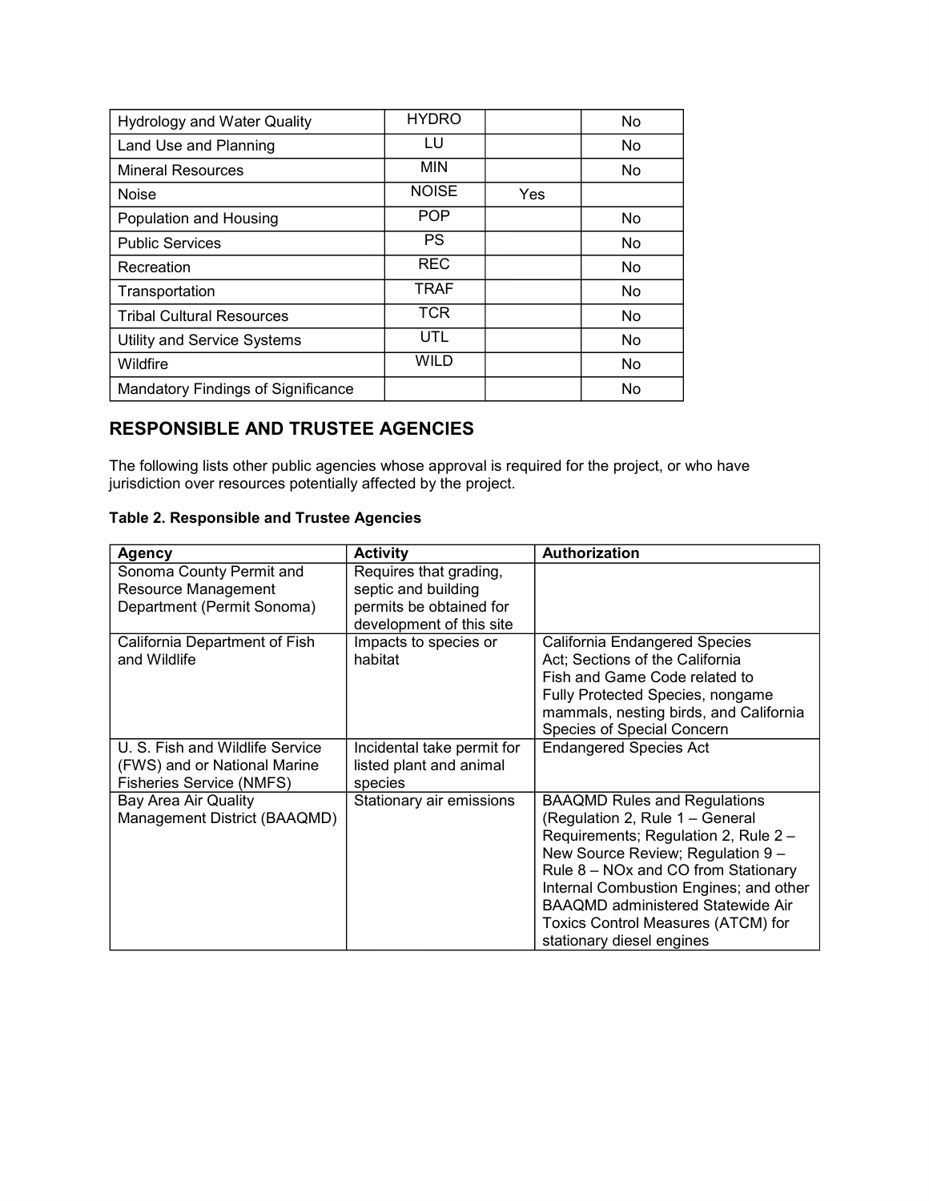| | | | |
|---|---|---|---|
| Hydrology and Water Quality | HYDRO | | No |
| Land Use and Planning | LU | | No |
| Mineral Resources | MIN | | No |
| Noise | NOISE | Yes | |
| Population and Housing | POP | | No |
| Public Services | PS | | No |
| Recreation | REC | | No |
| Transportation | TRAF | | No |
| Tribal Cultural Resources | TCR | | No |
| Utility and Service Systems | UTL | | No |
| Wildfire | WILD | | No |
| Mandatory Findings of Significance | | | No |

## RESPONSIBLE AND TRUSTEE AGENCIES

The following lists other public agencies whose approval is required for the project, or who have jurisdiction over resources potentially affected by the project.

**Table 2. Responsible and Trustee Agencies**

| Agency | Activity | Authorization |
|---|---|---|
| Sonoma County Permit and Resource Management Department (Permit Sonoma) | Requires that grading, septic and building permits be obtained for development of this site | |
| California Department of Fish and Wildlife | Impacts to species or habitat | California Endangered Species Act; Sections of the California Fish and Game Code related to Fully Protected Species, nongame mammals, nesting birds, and California Species of Special Concern |
| U. S. Fish and Wildlife Service (FWS) and or National Marine Fisheries Service (NMFS) | Incidental take permit for listed plant and animal species | Endangered Species Act |
| Bay Area Air Quality Management District (BAAQMD) | Stationary air emissions | BAAQMD Rules and Regulations (Regulation 2, Rule 1 – General Requirements; Regulation 2, Rule 2 – New Source Review; Regulation 9 – Rule 8 – NOx and CO from Stationary Internal Combustion Engines; and other BAAQMD administered Statewide Air Toxics Control Measures (ATCM) for stationary diesel engines |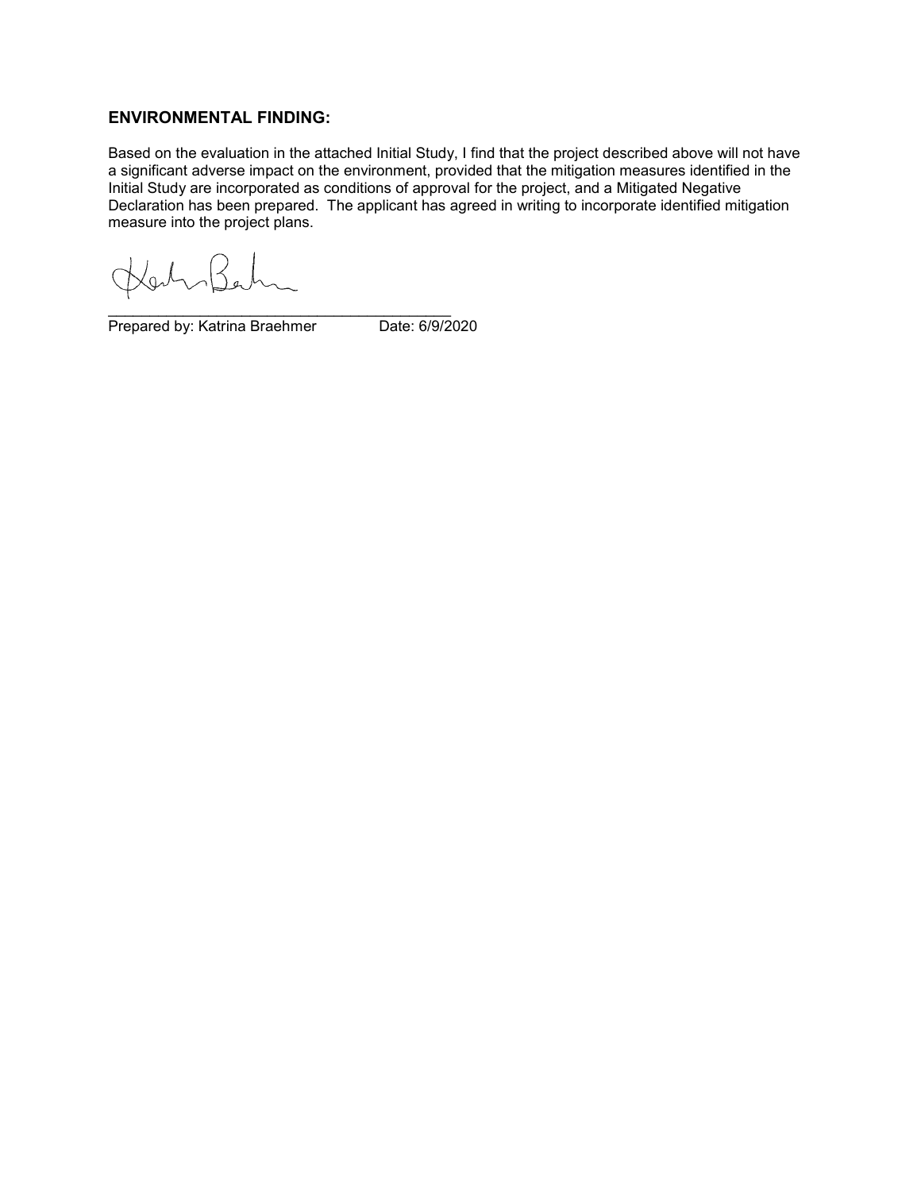## ENVIRONMENTAL FINDING:

Based on the evaluation in the attached Initial Study, I find that the project described above will not have a significant adverse impact on the environment, provided that the mitigation measures identified in the Initial Study are incorporated as conditions of approval for the project, and a Mitigated Negative Declaration has been prepared. The applicant has agreed in writing to incorporate identified mitigation measure into the project plans.

_______________________________________________

Prepared by: Katrina Braehmer Date: 6/9/2020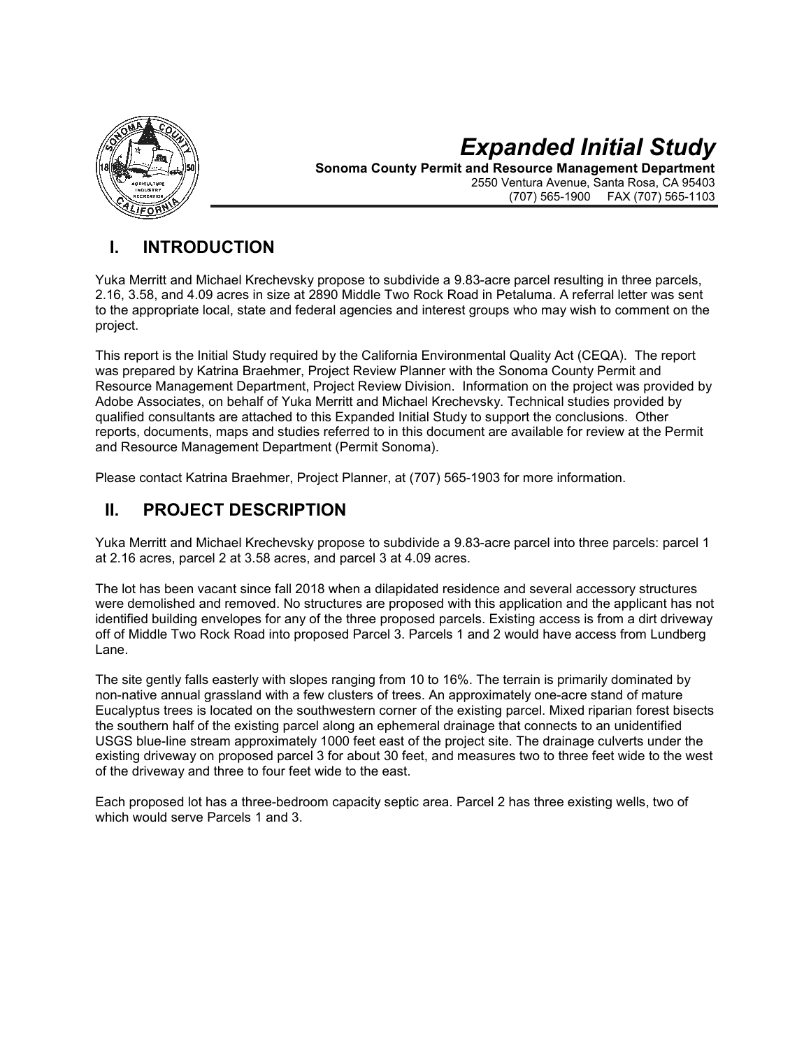# Expanded Initial Study

**Sonoma County Permit and Resource Management Department**
2550 Ventura Avenue, Santa Rosa, CA 95403
(707) 565-1900 FAX (707) 565-1103

## I. INTRODUCTION

Yuka Merritt and Michael Krechevsky propose to subdivide a 9.83-acre parcel resulting in three parcels, 2.16, 3.58, and 4.09 acres in size at 2890 Middle Two Rock Road in Petaluma. A referral letter was sent to the appropriate local, state and federal agencies and interest groups who may wish to comment on the project.

This report is the Initial Study required by the California Environmental Quality Act (CEQA). The report was prepared by Katrina Braehmer, Project Review Planner with the Sonoma County Permit and Resource Management Department, Project Review Division. Information on the project was provided by Adobe Associates, on behalf of Yuka Merritt and Michael Krechevsky. Technical studies provided by qualified consultants are attached to this Expanded Initial Study to support the conclusions. Other reports, documents, maps and studies referred to in this document are available for review at the Permit and Resource Management Department (Permit Sonoma).

Please contact Katrina Braehmer, Project Planner, at (707) 565-1903 for more information.

## II. PROJECT DESCRIPTION

Yuka Merritt and Michael Krechevsky propose to subdivide a 9.83-acre parcel into three parcels: parcel 1 at 2.16 acres, parcel 2 at 3.58 acres, and parcel 3 at 4.09 acres.

The lot has been vacant since fall 2018 when a dilapidated residence and several accessory structures were demolished and removed. No structures are proposed with this application and the applicant has not identified building envelopes for any of the three proposed parcels. Existing access is from a dirt driveway off of Middle Two Rock Road into proposed Parcel 3. Parcels 1 and 2 would have access from Lundberg Lane.

The site gently falls easterly with slopes ranging from 10 to 16%. The terrain is primarily dominated by non-native annual grassland with a few clusters of trees. An approximately one-acre stand of mature Eucalyptus trees is located on the southwestern corner of the existing parcel. Mixed riparian forest bisects the southern half of the existing parcel along an ephemeral drainage that connects to an unidentified USGS blue-line stream approximately 1000 feet east of the project site. The drainage culverts under the existing driveway on proposed parcel 3 for about 30 feet, and measures two to three feet wide to the west of the driveway and three to four feet wide to the east.

Each proposed lot has a three-bedroom capacity septic area. Parcel 2 has three existing wells, two of which would serve Parcels 1 and 3.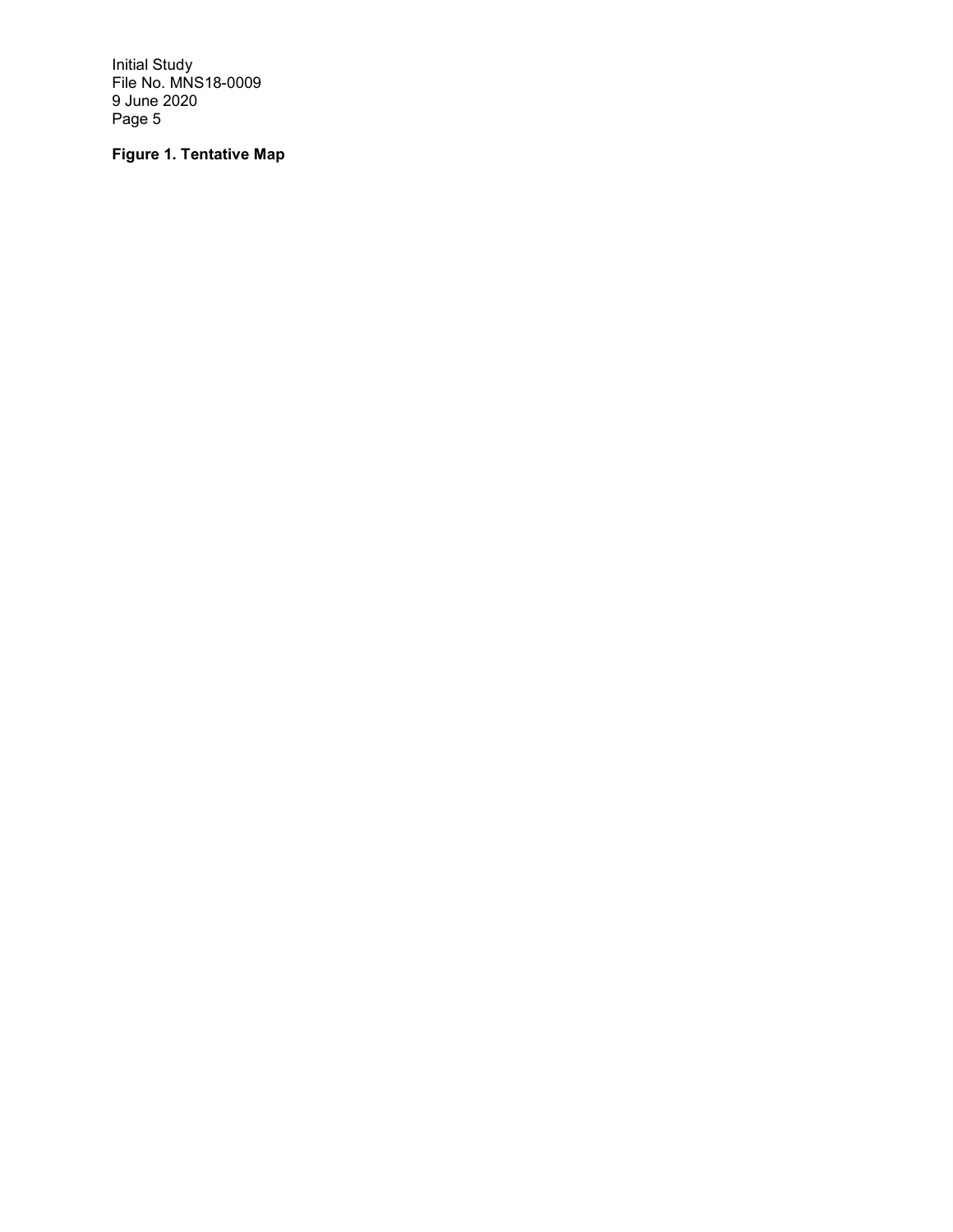**Figure 1. Tentative Map**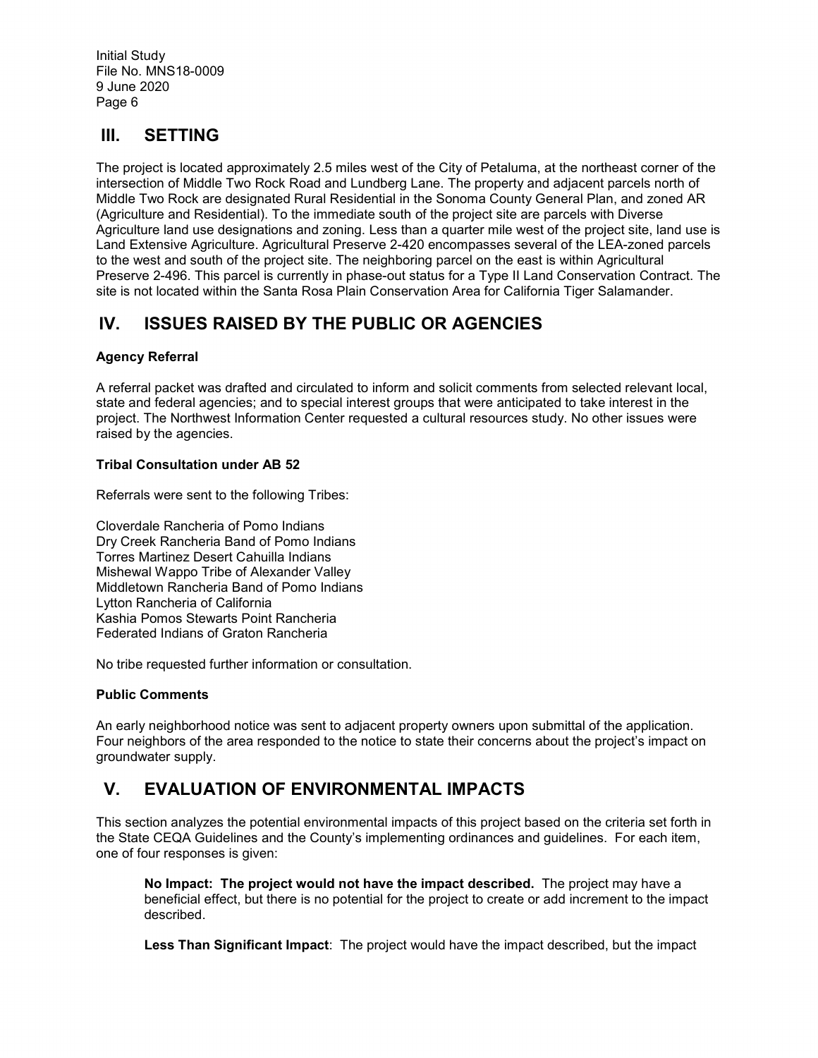## III. SETTING

The project is located approximately 2.5 miles west of the City of Petaluma, at the northeast corner of the intersection of Middle Two Rock Road and Lundberg Lane. The property and adjacent parcels north of Middle Two Rock are designated Rural Residential in the Sonoma County General Plan, and zoned AR (Agriculture and Residential). To the immediate south of the project site are parcels with Diverse Agriculture land use designations and zoning. Less than a quarter mile west of the project site, land use is Land Extensive Agriculture. Agricultural Preserve 2-420 encompasses several of the LEA-zoned parcels to the west and south of the project site. The neighboring parcel on the east is within Agricultural Preserve 2-496. This parcel is currently in phase-out status for a Type II Land Conservation Contract. The site is not located within the Santa Rosa Plain Conservation Area for California Tiger Salamander.

## IV. ISSUES RAISED BY THE PUBLIC OR AGENCIES

**Agency Referral**

A referral packet was drafted and circulated to inform and solicit comments from selected relevant local, state and federal agencies; and to special interest groups that were anticipated to take interest in the project. The Northwest Information Center requested a cultural resources study. No other issues were raised by the agencies.

**Tribal Consultation under AB 52**

Referrals were sent to the following Tribes:

Cloverdale Rancheria of Pomo Indians
Dry Creek Rancheria Band of Pomo Indians
Torres Martinez Desert Cahuilla Indians
Mishewal Wappo Tribe of Alexander Valley
Middletown Rancheria Band of Pomo Indians
Lytton Rancheria of California
Kashia Pomos Stewarts Point Rancheria
Federated Indians of Graton Rancheria

No tribe requested further information or consultation.

**Public Comments**

An early neighborhood notice was sent to adjacent property owners upon submittal of the application. Four neighbors of the area responded to the notice to state their concerns about the project's impact on groundwater supply.

## V. EVALUATION OF ENVIRONMENTAL IMPACTS

This section analyzes the potential environmental impacts of this project based on the criteria set forth in the State CEQA Guidelines and the County's implementing ordinances and guidelines. For each item, one of four responses is given:

> **No Impact: The project would not have the impact described.** The project may have a beneficial effect, but there is no potential for the project to create or add increment to the impact described.
>
> **Less Than Significant Impact**: The project would have the impact described, but the impact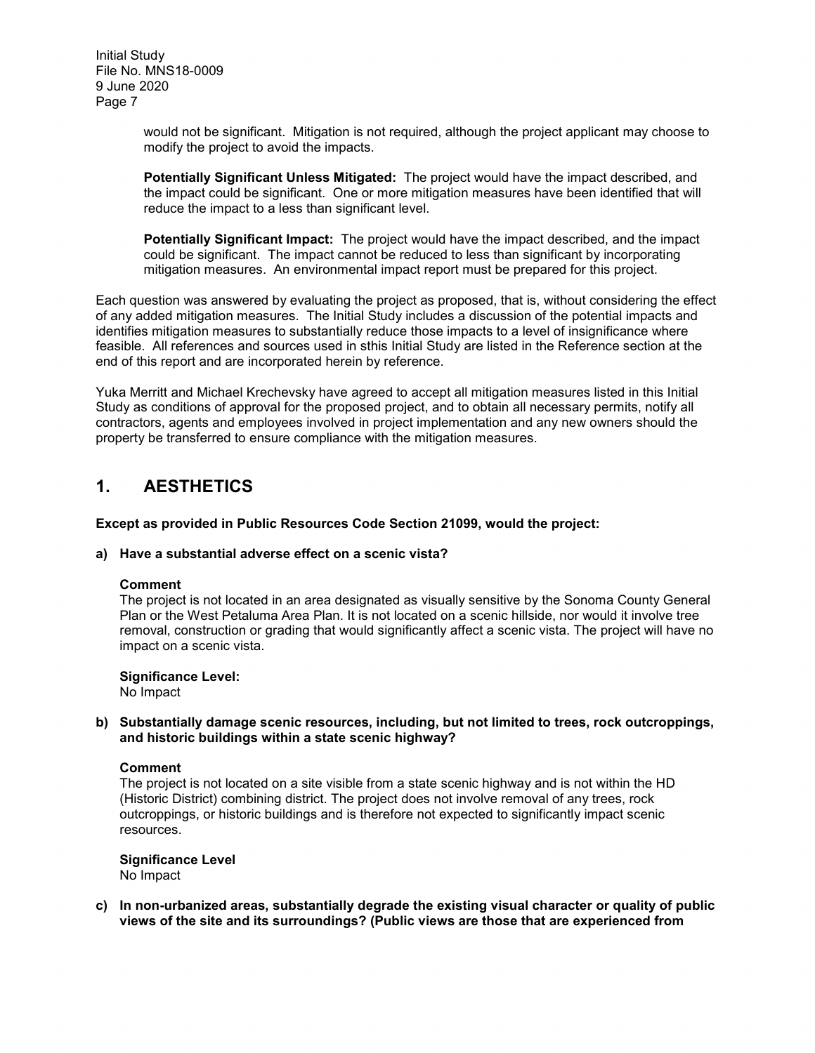would not be significant. Mitigation is not required, although the project applicant may choose to modify the project to avoid the impacts.

**Potentially Significant Unless Mitigated:** The project would have the impact described, and the impact could be significant. One or more mitigation measures have been identified that will reduce the impact to a less than significant level.

**Potentially Significant Impact:** The project would have the impact described, and the impact could be significant. The impact cannot be reduced to less than significant by incorporating mitigation measures. An environmental impact report must be prepared for this project.

Each question was answered by evaluating the project as proposed, that is, without considering the effect of any added mitigation measures. The Initial Study includes a discussion of the potential impacts and identifies mitigation measures to substantially reduce those impacts to a level of insignificance where feasible. All references and sources used in sthis Initial Study are listed in the Reference section at the end of this report and are incorporated herein by reference.

Yuka Merritt and Michael Krechevsky have agreed to accept all mitigation measures listed in this Initial Study as conditions of approval for the proposed project, and to obtain all necessary permits, notify all contractors, agents and employees involved in project implementation and any new owners should the property be transferred to ensure compliance with the mitigation measures.

# 1. AESTHETICS

**Except as provided in Public Resources Code Section 21099, would the project:**

**a) Have a substantial adverse effect on a scenic vista?**

**Comment**
The project is not located in an area designated as visually sensitive by the Sonoma County General Plan or the West Petaluma Area Plan. It is not located on a scenic hillside, nor would it involve tree removal, construction or grading that would significantly affect a scenic vista. The project will have no impact on a scenic vista.

**Significance Level:**
No Impact

**b) Substantially damage scenic resources, including, but not limited to trees, rock outcroppings, and historic buildings within a state scenic highway?**

**Comment**
The project is not located on a site visible from a state scenic highway and is not within the HD (Historic District) combining district. The project does not involve removal of any trees, rock outcroppings, or historic buildings and is therefore not expected to significantly impact scenic resources.

**Significance Level**
No Impact

**c) In non-urbanized areas, substantially degrade the existing visual character or quality of public views of the site and its surroundings? (Public views are those that are experienced from**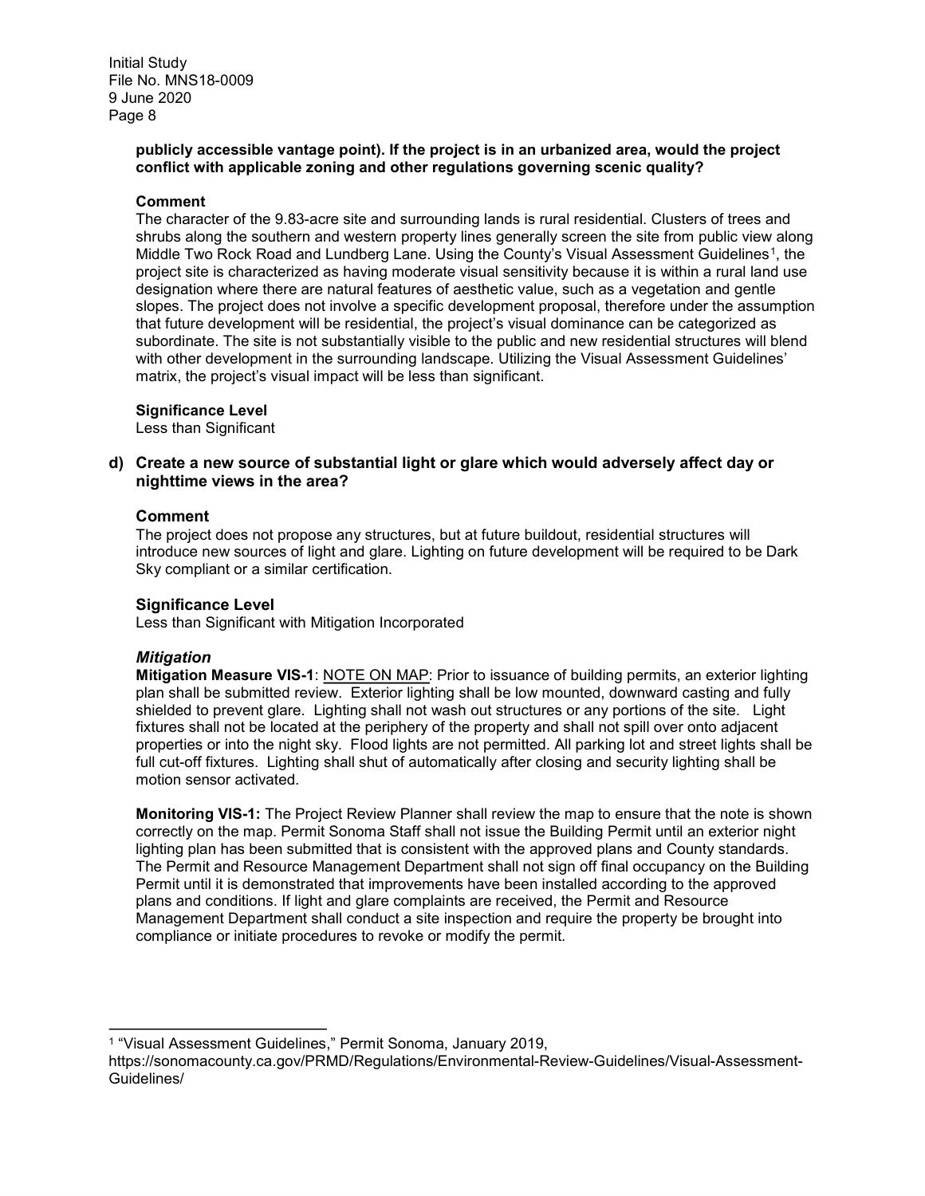**publicly accessible vantage point). If the project is in an urbanized area, would the project conflict with applicable zoning and other regulations governing scenic quality?**

**Comment**

The character of the 9.83-acre site and surrounding lands is rural residential. Clusters of trees and shrubs along the southern and western property lines generally screen the site from public view along Middle Two Rock Road and Lundberg Lane. Using the County's Visual Assessment Guidelines[1], the project site is characterized as having moderate visual sensitivity because it is within a rural land use designation where there are natural features of aesthetic value, such as a vegetation and gentle slopes. The project does not involve a specific development proposal, therefore under the assumption that future development will be residential, the project's visual dominance can be categorized as subordinate. The site is not substantially visible to the public and new residential structures will blend with other development in the surrounding landscape. Utilizing the Visual Assessment Guidelines' matrix, the project's visual impact will be less than significant.

**Significance Level**

Less than Significant

**d) Create a new source of substantial light or glare which would adversely affect day or nighttime views in the area?**

**Comment**

The project does not propose any structures, but at future buildout, residential structures will introduce new sources of light and glare. Lighting on future development will be required to be Dark Sky compliant or a similar certification.

**Significance Level**

Less than Significant with Mitigation Incorporated

***Mitigation***

**Mitigation Measure VIS-1**: NOTE ON MAP: Prior to issuance of building permits, an exterior lighting plan shall be submitted review. Exterior lighting shall be low mounted, downward casting and fully shielded to prevent glare. Lighting shall not wash out structures or any portions of the site. Light fixtures shall not be located at the periphery of the property and shall not spill over onto adjacent properties or into the night sky. Flood lights are not permitted. All parking lot and street lights shall be full cut-off fixtures. Lighting shall shut of automatically after closing and security lighting shall be motion sensor activated.

**Monitoring VIS-1:** The Project Review Planner shall review the map to ensure that the note is shown correctly on the map. Permit Sonoma Staff shall not issue the Building Permit until an exterior night lighting plan has been submitted that is consistent with the approved plans and County standards. The Permit and Resource Management Department shall not sign off final occupancy on the Building Permit until it is demonstrated that improvements have been installed according to the approved plans and conditions. If light and glare complaints are received, the Permit and Resource Management Department shall conduct a site inspection and require the property be brought into compliance or initiate procedures to revoke or modify the permit.

---

[1] "Visual Assessment Guidelines," Permit Sonoma, January 2019, https://sonomacounty.ca.gov/PRMD/Regulations/Environmental-Review-Guidelines/Visual-Assessment-Guidelines/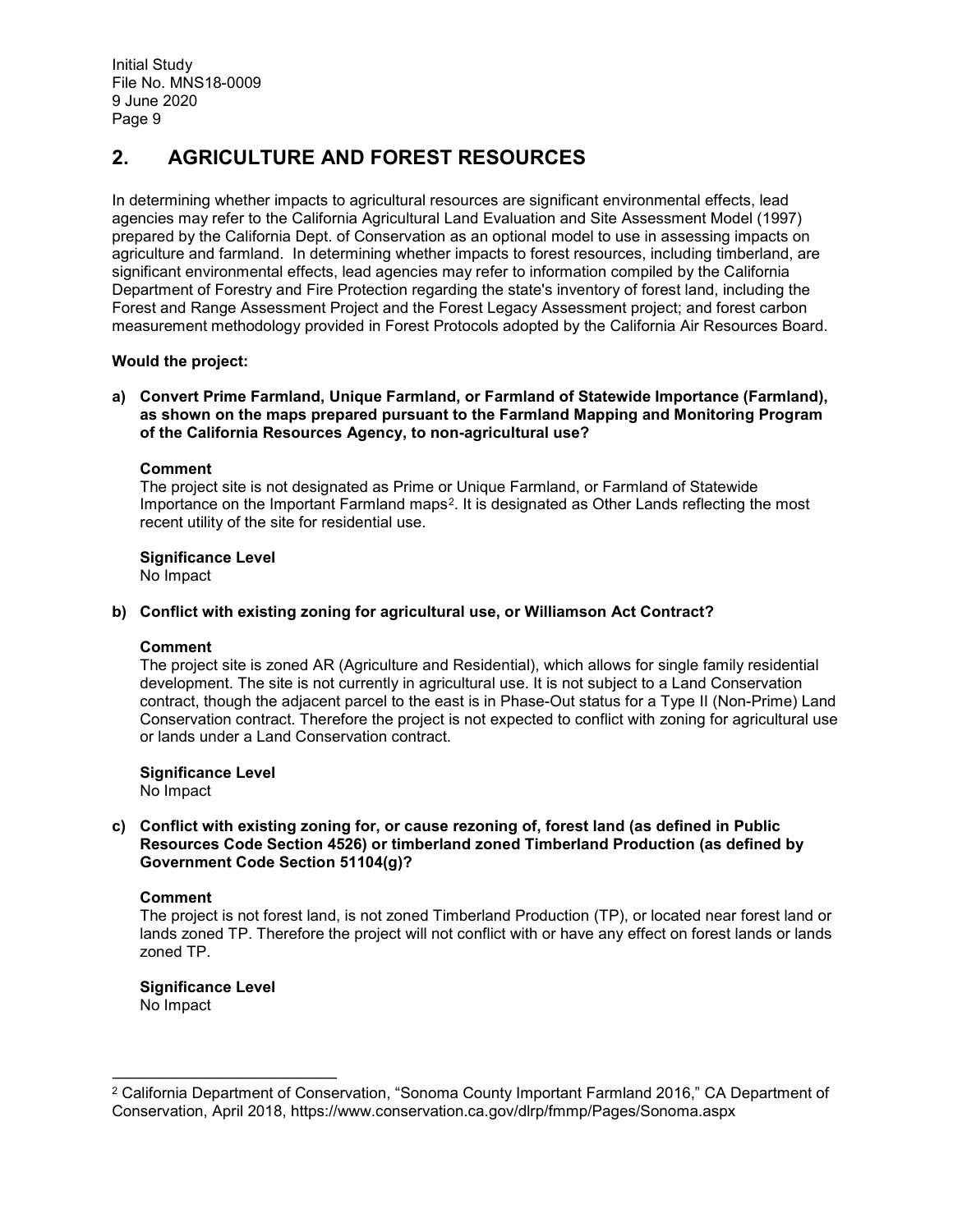## 2. AGRICULTURE AND FOREST RESOURCES

In determining whether impacts to agricultural resources are significant environmental effects, lead agencies may refer to the California Agricultural Land Evaluation and Site Assessment Model (1997) prepared by the California Dept. of Conservation as an optional model to use in assessing impacts on agriculture and farmland. In determining whether impacts to forest resources, including timberland, are significant environmental effects, lead agencies may refer to information compiled by the California Department of Forestry and Fire Protection regarding the state's inventory of forest land, including the Forest and Range Assessment Project and the Forest Legacy Assessment project; and forest carbon measurement methodology provided in Forest Protocols adopted by the California Air Resources Board.

**Would the project:**

**a) Convert Prime Farmland, Unique Farmland, or Farmland of Statewide Importance (Farmland), as shown on the maps prepared pursuant to the Farmland Mapping and Monitoring Program of the California Resources Agency, to non-agricultural use?**

**Comment**

The project site is not designated as Prime or Unique Farmland, or Farmland of Statewide Importance on the Important Farmland maps[2]. It is designated as Other Lands reflecting the most recent utility of the site for residential use.

**Significance Level**

No Impact

**b) Conflict with existing zoning for agricultural use, or Williamson Act Contract?**

**Comment**

The project site is zoned AR (Agriculture and Residential), which allows for single family residential development. The site is not currently in agricultural use. It is not subject to a Land Conservation contract, though the adjacent parcel to the east is in Phase-Out status for a Type II (Non-Prime) Land Conservation contract. Therefore the project is not expected to conflict with zoning for agricultural use or lands under a Land Conservation contract.

**Significance Level**

No Impact

**c) Conflict with existing zoning for, or cause rezoning of, forest land (as defined in Public Resources Code Section 4526) or timberland zoned Timberland Production (as defined by Government Code Section 51104(g)?**

**Comment**

The project is not forest land, is not zoned Timberland Production (TP), or located near forest land or lands zoned TP. Therefore the project will not conflict with or have any effect on forest lands or lands zoned TP.

**Significance Level**

No Impact

---

[2] California Department of Conservation, "Sonoma County Important Farmland 2016," CA Department of Conservation, April 2018, https://www.conservation.ca.gov/dlrp/fmmp/Pages/Sonoma.aspx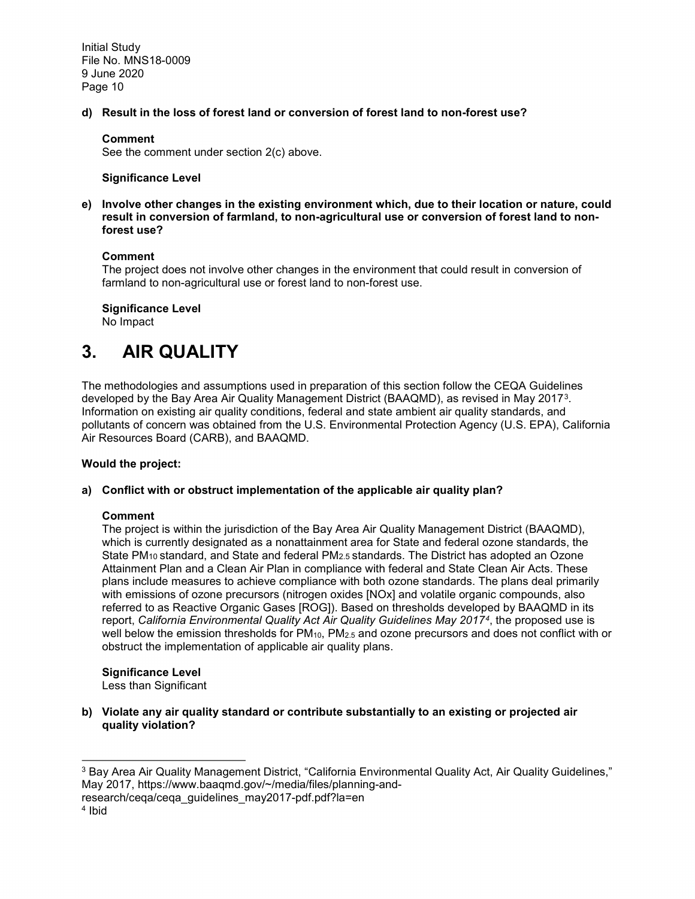**d) Result in the loss of forest land or conversion of forest land to non-forest use?**

**Comment**
See the comment under section 2(c) above.

**Significance Level**

**e) Involve other changes in the existing environment which, due to their location or nature, could result in conversion of farmland, to non-agricultural use or conversion of forest land to non-forest use?**

**Comment**
The project does not involve other changes in the environment that could result in conversion of farmland to non-agricultural use or forest land to non-forest use.

**Significance Level**
No Impact

# 3. AIR QUALITY

The methodologies and assumptions used in preparation of this section follow the CEQA Guidelines developed by the Bay Area Air Quality Management District (BAAQMD), as revised in May 2017[3]. Information on existing air quality conditions, federal and state ambient air quality standards, and pollutants of concern was obtained from the U.S. Environmental Protection Agency (U.S. EPA), California Air Resources Board (CARB), and BAAQMD.

**Would the project:**

**a) Conflict with or obstruct implementation of the applicable air quality plan?**

**Comment**
The project is within the jurisdiction of the Bay Area Air Quality Management District (BAAQMD), which is currently designated as a nonattainment area for State and federal ozone standards, the State $PM_{10}$ standard, and State and federal $PM_{2.5}$ standards. The District has adopted an Ozone Attainment Plan and a Clean Air Plan in compliance with federal and State Clean Air Acts. These plans include measures to achieve compliance with both ozone standards. The plans deal primarily with emissions of ozone precursors (nitrogen oxides [NOx] and volatile organic compounds, also referred to as Reactive Organic Gases [ROG]). Based on thresholds developed by BAAQMD in its report, *California Environmental Quality Act Air Quality Guidelines May 2017*[4], the proposed use is well below the emission thresholds for $PM_{10}$, $PM_{2.5}$ and ozone precursors and does not conflict with or obstruct the implementation of applicable air quality plans.

**Significance Level**
Less than Significant

**b) Violate any air quality standard or contribute substantially to an existing or projected air quality violation?**

---

[3] Bay Area Air Quality Management District, "California Environmental Quality Act, Air Quality Guidelines," May 2017, https://www.baaqmd.gov/~/media/files/planning-and-research/ceqa/ceqa_guidelines_may2017-pdf.pdf?la=en

[4] Ibid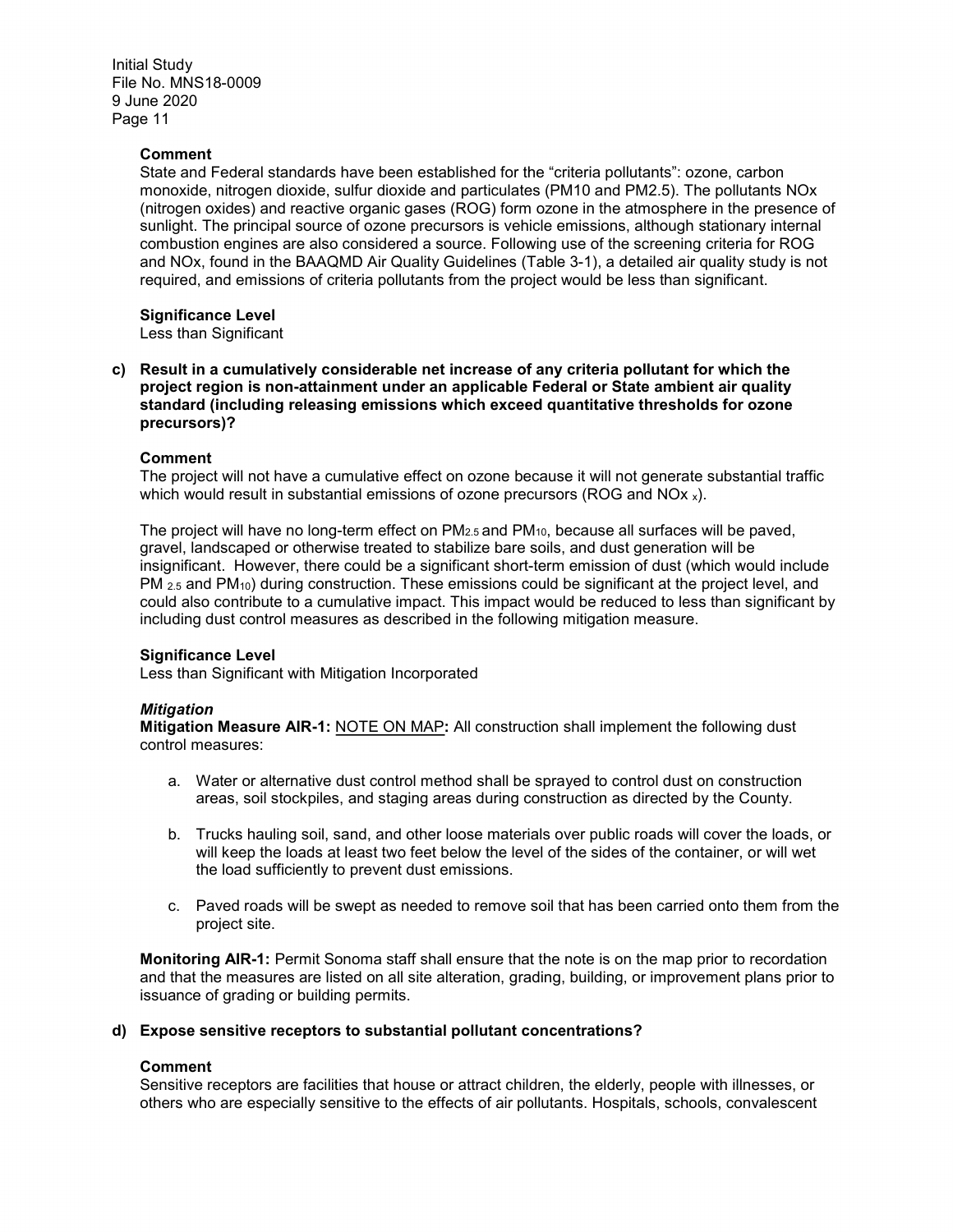**Comment**

State and Federal standards have been established for the "criteria pollutants": ozone, carbon monoxide, nitrogen dioxide, sulfur dioxide and particulates (PM10 and PM2.5). The pollutants NOx (nitrogen oxides) and reactive organic gases (ROG) form ozone in the atmosphere in the presence of sunlight. The principal source of ozone precursors is vehicle emissions, although stationary internal combustion engines are also considered a source. Following use of the screening criteria for ROG and NOx, found in the BAAQMD Air Quality Guidelines (Table 3-1), a detailed air quality study is not required, and emissions of criteria pollutants from the project would be less than significant.

**Significance Level**

Less than Significant

**c) Result in a cumulatively considerable net increase of any criteria pollutant for which the project region is non-attainment under an applicable Federal or State ambient air quality standard (including releasing emissions which exceed quantitative thresholds for ozone precursors)?**

**Comment**

The project will not have a cumulative effect on ozone because it will not generate substantial traffic which would result in substantial emissions of ozone precursors (ROG and $NOx_x$).

The project will have no long-term effect on $PM_{2.5}$ and $PM_{10}$, because all surfaces will be paved, gravel, landscaped or otherwise treated to stabilize bare soils, and dust generation will be insignificant. However, there could be a significant short-term emission of dust (which would include $PM_{2.5}$ and $PM_{10}$) during construction. These emissions could be significant at the project level, and could also contribute to a cumulative impact. This impact would be reduced to less than significant by including dust control measures as described in the following mitigation measure.

**Significance Level**

Less than Significant with Mitigation Incorporated

***Mitigation***

**Mitigation Measure AIR-1:** NOTE ON MAP**:** All construction shall implement the following dust control measures:

a. Water or alternative dust control method shall be sprayed to control dust on construction areas, soil stockpiles, and staging areas during construction as directed by the County.

b. Trucks hauling soil, sand, and other loose materials over public roads will cover the loads, or will keep the loads at least two feet below the level of the sides of the container, or will wet the load sufficiently to prevent dust emissions.

c. Paved roads will be swept as needed to remove soil that has been carried onto them from the project site.

**Monitoring AIR-1:** Permit Sonoma staff shall ensure that the note is on the map prior to recordation and that the measures are listed on all site alteration, grading, building, or improvement plans prior to issuance of grading or building permits.

**d) Expose sensitive receptors to substantial pollutant concentrations?**

**Comment**

Sensitive receptors are facilities that house or attract children, the elderly, people with illnesses, or others who are especially sensitive to the effects of air pollutants. Hospitals, schools, convalescent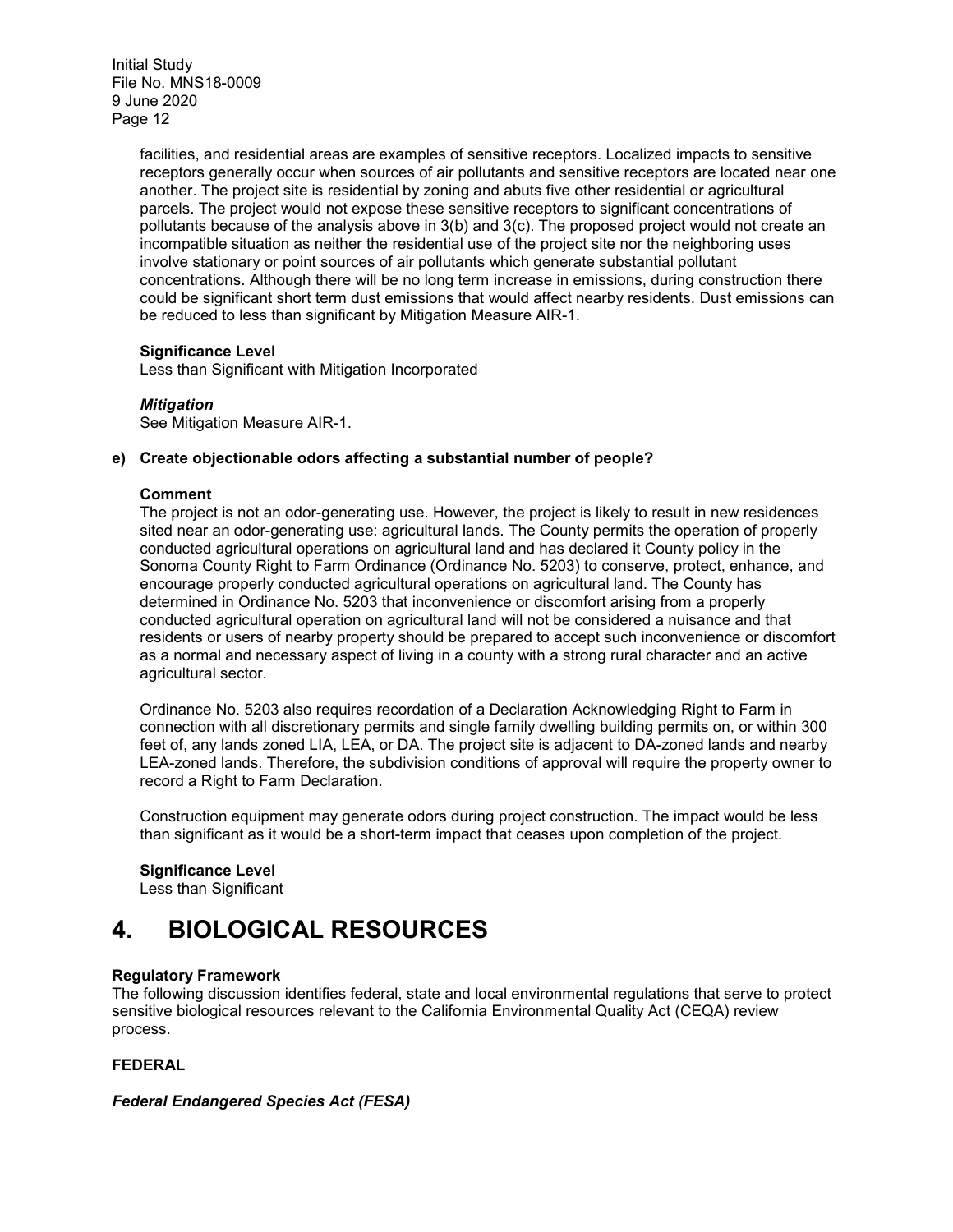facilities, and residential areas are examples of sensitive receptors. Localized impacts to sensitive receptors generally occur when sources of air pollutants and sensitive receptors are located near one another. The project site is residential by zoning and abuts five other residential or agricultural parcels. The project would not expose these sensitive receptors to significant concentrations of pollutants because of the analysis above in 3(b) and 3(c). The proposed project would not create an incompatible situation as neither the residential use of the project site nor the neighboring uses involve stationary or point sources of air pollutants which generate substantial pollutant concentrations. Although there will be no long term increase in emissions, during construction there could be significant short term dust emissions that would affect nearby residents. Dust emissions can be reduced to less than significant by Mitigation Measure AIR-1.

**Significance Level**
Less than Significant with Mitigation Incorporated

***Mitigation***
See Mitigation Measure AIR-1.

**e) Create objectionable odors affecting a substantial number of people?**

**Comment**
The project is not an odor-generating use. However, the project is likely to result in new residences sited near an odor-generating use: agricultural lands. The County permits the operation of properly conducted agricultural operations on agricultural land and has declared it County policy in the Sonoma County Right to Farm Ordinance (Ordinance No. 5203) to conserve, protect, enhance, and encourage properly conducted agricultural operations on agricultural land. The County has determined in Ordinance No. 5203 that inconvenience or discomfort arising from a properly conducted agricultural operation on agricultural land will not be considered a nuisance and that residents or users of nearby property should be prepared to accept such inconvenience or discomfort as a normal and necessary aspect of living in a county with a strong rural character and an active agricultural sector.

Ordinance No. 5203 also requires recordation of a Declaration Acknowledging Right to Farm in connection with all discretionary permits and single family dwelling building permits on, or within 300 feet of, any lands zoned LIA, LEA, or DA. The project site is adjacent to DA-zoned lands and nearby LEA-zoned lands. Therefore, the subdivision conditions of approval will require the property owner to record a Right to Farm Declaration.

Construction equipment may generate odors during project construction. The impact would be less than significant as it would be a short-term impact that ceases upon completion of the project.

**Significance Level**
Less than Significant

# 4. BIOLOGICAL RESOURCES

**Regulatory Framework**
The following discussion identifies federal, state and local environmental regulations that serve to protect sensitive biological resources relevant to the California Environmental Quality Act (CEQA) review process.

**FEDERAL**

***Federal Endangered Species Act (FESA)***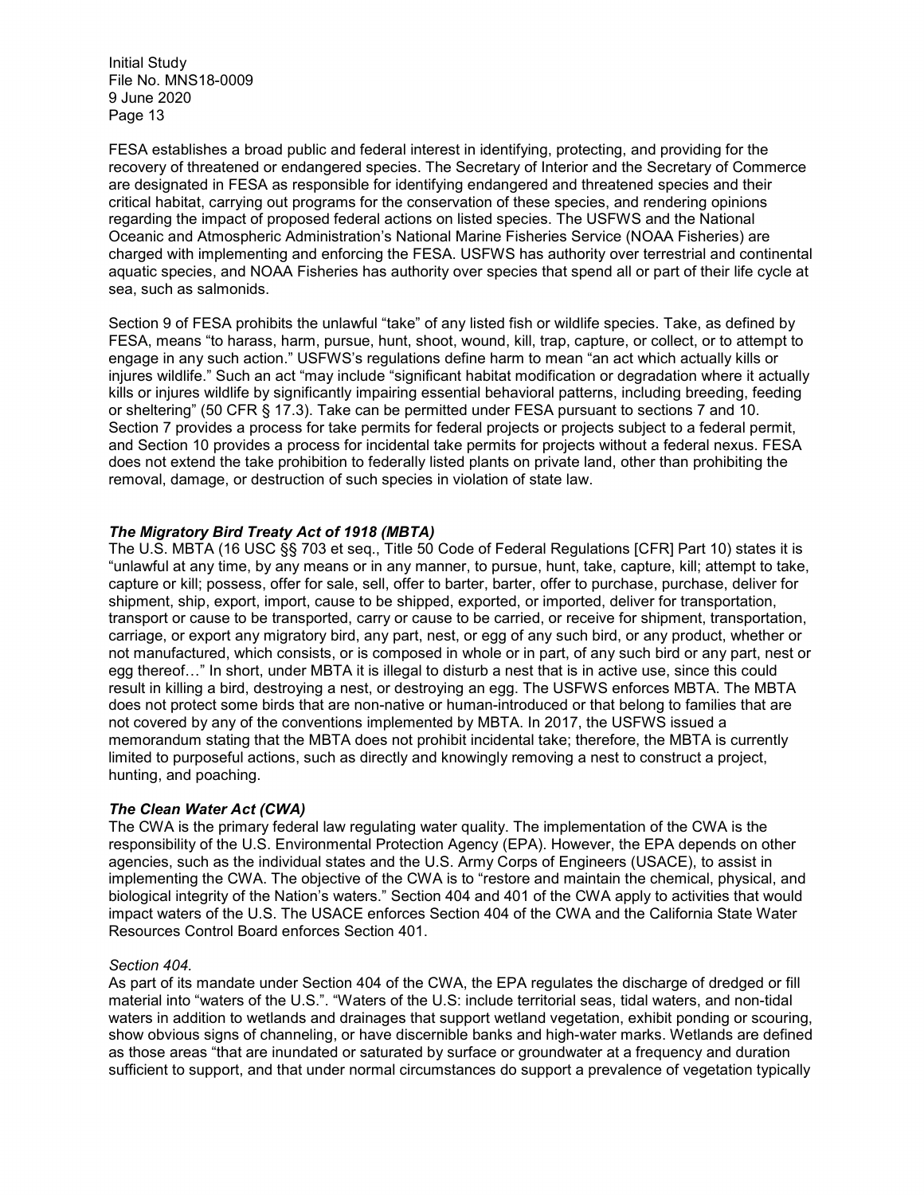FESA establishes a broad public and federal interest in identifying, protecting, and providing for the recovery of threatened or endangered species. The Secretary of Interior and the Secretary of Commerce are designated in FESA as responsible for identifying endangered and threatened species and their critical habitat, carrying out programs for the conservation of these species, and rendering opinions regarding the impact of proposed federal actions on listed species. The USFWS and the National Oceanic and Atmospheric Administration's National Marine Fisheries Service (NOAA Fisheries) are charged with implementing and enforcing the FESA. USFWS has authority over terrestrial and continental aquatic species, and NOAA Fisheries has authority over species that spend all or part of their life cycle at sea, such as salmonids.

Section 9 of FESA prohibits the unlawful "take" of any listed fish or wildlife species. Take, as defined by FESA, means "to harass, harm, pursue, hunt, shoot, wound, kill, trap, capture, or collect, or to attempt to engage in any such action." USFWS's regulations define harm to mean "an act which actually kills or injures wildlife." Such an act "may include "significant habitat modification or degradation where it actually kills or injures wildlife by significantly impairing essential behavioral patterns, including breeding, feeding or sheltering" (50 CFR § 17.3). Take can be permitted under FESA pursuant to sections 7 and 10. Section 7 provides a process for take permits for federal projects or projects subject to a federal permit, and Section 10 provides a process for incidental take permits for projects without a federal nexus. FESA does not extend the take prohibition to federally listed plants on private land, other than prohibiting the removal, damage, or destruction of such species in violation of state law.

***The Migratory Bird Treaty Act of 1918 (MBTA)***

The U.S. MBTA (16 USC §§ 703 et seq., Title 50 Code of Federal Regulations [CFR] Part 10) states it is "unlawful at any time, by any means or in any manner, to pursue, hunt, take, capture, kill; attempt to take, capture or kill; possess, offer for sale, sell, offer to barter, barter, offer to purchase, purchase, deliver for shipment, ship, export, import, cause to be shipped, exported, or imported, deliver for transportation, transport or cause to be transported, carry or cause to be carried, or receive for shipment, transportation, carriage, or export any migratory bird, any part, nest, or egg of any such bird, or any product, whether or not manufactured, which consists, or is composed in whole or in part, of any such bird or any part, nest or egg thereof…" In short, under MBTA it is illegal to disturb a nest that is in active use, since this could result in killing a bird, destroying a nest, or destroying an egg. The USFWS enforces MBTA. The MBTA does not protect some birds that are non-native or human-introduced or that belong to families that are not covered by any of the conventions implemented by MBTA. In 2017, the USFWS issued a memorandum stating that the MBTA does not prohibit incidental take; therefore, the MBTA is currently limited to purposeful actions, such as directly and knowingly removing a nest to construct a project, hunting, and poaching.

***The Clean Water Act (CWA)***

The CWA is the primary federal law regulating water quality. The implementation of the CWA is the responsibility of the U.S. Environmental Protection Agency (EPA). However, the EPA depends on other agencies, such as the individual states and the U.S. Army Corps of Engineers (USACE), to assist in implementing the CWA. The objective of the CWA is to "restore and maintain the chemical, physical, and biological integrity of the Nation's waters." Section 404 and 401 of the CWA apply to activities that would impact waters of the U.S. The USACE enforces Section 404 of the CWA and the California State Water Resources Control Board enforces Section 401.

*Section 404.*

As part of its mandate under Section 404 of the CWA, the EPA regulates the discharge of dredged or fill material into "waters of the U.S.". "Waters of the U.S: include territorial seas, tidal waters, and non-tidal waters in addition to wetlands and drainages that support wetland vegetation, exhibit ponding or scouring, show obvious signs of channeling, or have discernible banks and high-water marks. Wetlands are defined as those areas "that are inundated or saturated by surface or groundwater at a frequency and duration sufficient to support, and that under normal circumstances do support a prevalence of vegetation typically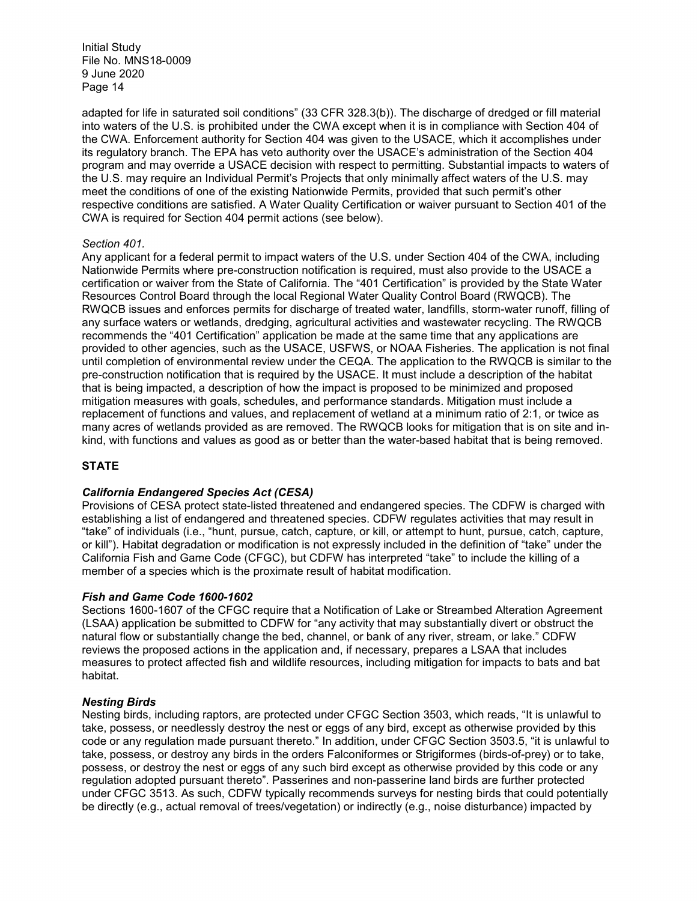adapted for life in saturated soil conditions" (33 CFR 328.3(b)). The discharge of dredged or fill material into waters of the U.S. is prohibited under the CWA except when it is in compliance with Section 404 of the CWA. Enforcement authority for Section 404 was given to the USACE, which it accomplishes under its regulatory branch. The EPA has veto authority over the USACE's administration of the Section 404 program and may override a USACE decision with respect to permitting. Substantial impacts to waters of the U.S. may require an Individual Permit's Projects that only minimally affect waters of the U.S. may meet the conditions of one of the existing Nationwide Permits, provided that such permit's other respective conditions are satisfied. A Water Quality Certification or waiver pursuant to Section 401 of the CWA is required for Section 404 permit actions (see below).

*Section 401.*

Any applicant for a federal permit to impact waters of the U.S. under Section 404 of the CWA, including Nationwide Permits where pre-construction notification is required, must also provide to the USACE a certification or waiver from the State of California. The "401 Certification" is provided by the State Water Resources Control Board through the local Regional Water Quality Control Board (RWQCB). The RWQCB issues and enforces permits for discharge of treated water, landfills, storm-water runoff, filling of any surface waters or wetlands, dredging, agricultural activities and wastewater recycling. The RWQCB recommends the "401 Certification" application be made at the same time that any applications are provided to other agencies, such as the USACE, USFWS, or NOAA Fisheries. The application is not final until completion of environmental review under the CEQA. The application to the RWQCB is similar to the pre-construction notification that is required by the USACE. It must include a description of the habitat that is being impacted, a description of how the impact is proposed to be minimized and proposed mitigation measures with goals, schedules, and performance standards. Mitigation must include a replacement of functions and values, and replacement of wetland at a minimum ratio of 2:1, or twice as many acres of wetlands provided as are removed. The RWQCB looks for mitigation that is on site and in-kind, with functions and values as good as or better than the water-based habitat that is being removed.

## STATE

### *California Endangered Species Act (CESA)*

Provisions of CESA protect state-listed threatened and endangered species. The CDFW is charged with establishing a list of endangered and threatened species. CDFW regulates activities that may result in "take" of individuals (i.e., "hunt, pursue, catch, capture, or kill, or attempt to hunt, pursue, catch, capture, or kill"). Habitat degradation or modification is not expressly included in the definition of "take" under the California Fish and Game Code (CFGC), but CDFW has interpreted "take" to include the killing of a member of a species which is the proximate result of habitat modification.

### *Fish and Game Code 1600-1602*

Sections 1600-1607 of the CFGC require that a Notification of Lake or Streambed Alteration Agreement (LSAA) application be submitted to CDFW for "any activity that may substantially divert or obstruct the natural flow or substantially change the bed, channel, or bank of any river, stream, or lake." CDFW reviews the proposed actions in the application and, if necessary, prepares a LSAA that includes measures to protect affected fish and wildlife resources, including mitigation for impacts to bats and bat habitat.

### *Nesting Birds*

Nesting birds, including raptors, are protected under CFGC Section 3503, which reads, "It is unlawful to take, possess, or needlessly destroy the nest or eggs of any bird, except as otherwise provided by this code or any regulation made pursuant thereto." In addition, under CFGC Section 3503.5, "it is unlawful to take, possess, or destroy any birds in the orders Falconiformes or Strigiformes (birds-of-prey) or to take, possess, or destroy the nest or eggs of any such bird except as otherwise provided by this code or any regulation adopted pursuant thereto". Passerines and non-passerine land birds are further protected under CFGC 3513. As such, CDFW typically recommends surveys for nesting birds that could potentially be directly (e.g., actual removal of trees/vegetation) or indirectly (e.g., noise disturbance) impacted by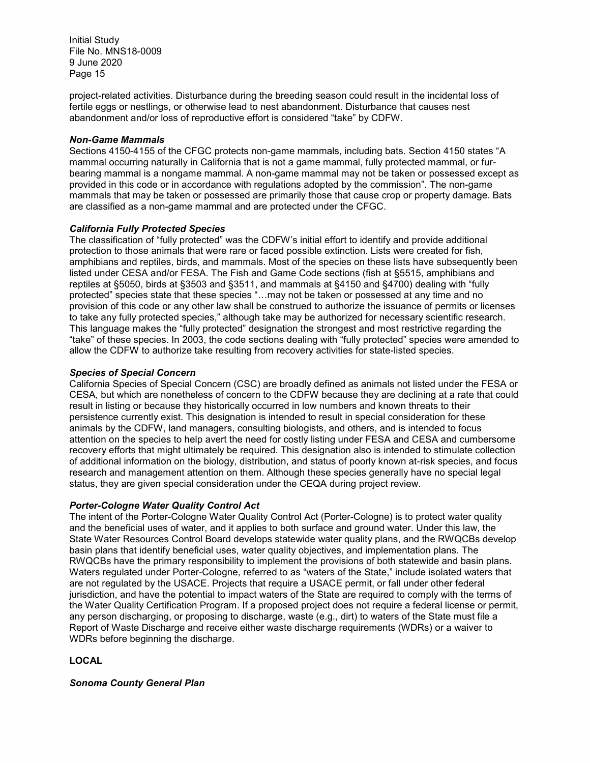project-related activities. Disturbance during the breeding season could result in the incidental loss of fertile eggs or nestlings, or otherwise lead to nest abandonment. Disturbance that causes nest abandonment and/or loss of reproductive effort is considered "take" by CDFW.

***Non-Game Mammals***

Sections 4150-4155 of the CFGC protects non-game mammals, including bats. Section 4150 states "A mammal occurring naturally in California that is not a game mammal, fully protected mammal, or fur-bearing mammal is a nongame mammal. A non-game mammal may not be taken or possessed except as provided in this code or in accordance with regulations adopted by the commission". The non-game mammals that may be taken or possessed are primarily those that cause crop or property damage. Bats are classified as a non-game mammal and are protected under the CFGC.

***California Fully Protected Species***

The classification of "fully protected" was the CDFW's initial effort to identify and provide additional protection to those animals that were rare or faced possible extinction. Lists were created for fish, amphibians and reptiles, birds, and mammals. Most of the species on these lists have subsequently been listed under CESA and/or FESA. The Fish and Game Code sections (fish at §5515, amphibians and reptiles at §5050, birds at §3503 and §3511, and mammals at §4150 and §4700) dealing with "fully protected" species state that these species "…may not be taken or possessed at any time and no provision of this code or any other law shall be construed to authorize the issuance of permits or licenses to take any fully protected species," although take may be authorized for necessary scientific research. This language makes the "fully protected" designation the strongest and most restrictive regarding the "take" of these species. In 2003, the code sections dealing with "fully protected" species were amended to allow the CDFW to authorize take resulting from recovery activities for state-listed species.

***Species of Special Concern***

California Species of Special Concern (CSC) are broadly defined as animals not listed under the FESA or CESA, but which are nonetheless of concern to the CDFW because they are declining at a rate that could result in listing or because they historically occurred in low numbers and known threats to their persistence currently exist. This designation is intended to result in special consideration for these animals by the CDFW, land managers, consulting biologists, and others, and is intended to focus attention on the species to help avert the need for costly listing under FESA and CESA and cumbersome recovery efforts that might ultimately be required. This designation also is intended to stimulate collection of additional information on the biology, distribution, and status of poorly known at-risk species, and focus research and management attention on them. Although these species generally have no special legal status, they are given special consideration under the CEQA during project review.

***Porter-Cologne Water Quality Control Act***

The intent of the Porter-Cologne Water Quality Control Act (Porter-Cologne) is to protect water quality and the beneficial uses of water, and it applies to both surface and ground water. Under this law, the State Water Resources Control Board develops statewide water quality plans, and the RWQCBs develop basin plans that identify beneficial uses, water quality objectives, and implementation plans. The RWQCBs have the primary responsibility to implement the provisions of both statewide and basin plans. Waters regulated under Porter-Cologne, referred to as "waters of the State," include isolated waters that are not regulated by the USACE. Projects that require a USACE permit, or fall under other federal jurisdiction, and have the potential to impact waters of the State are required to comply with the terms of the Water Quality Certification Program. If a proposed project does not require a federal license or permit, any person discharging, or proposing to discharge, waste (e.g., dirt) to waters of the State must file a Report of Waste Discharge and receive either waste discharge requirements (WDRs) or a waiver to WDRs before beginning the discharge.

**LOCAL**

***Sonoma County General Plan***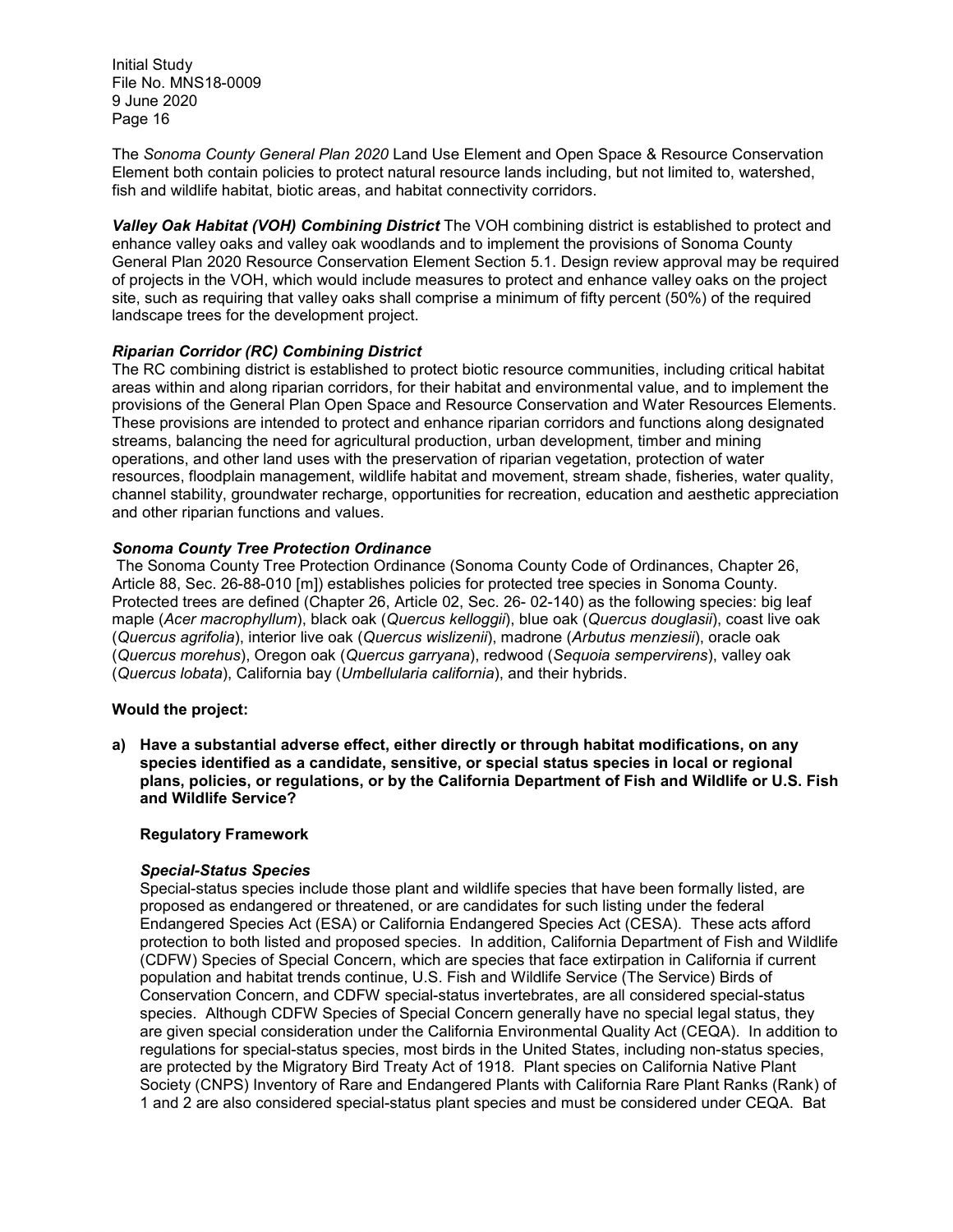The *Sonoma County General Plan 2020* Land Use Element and Open Space & Resource Conservation Element both contain policies to protect natural resource lands including, but not limited to, watershed, fish and wildlife habitat, biotic areas, and habitat connectivity corridors.

***Valley Oak Habitat (VOH) Combining District*** The VOH combining district is established to protect and enhance valley oaks and valley oak woodlands and to implement the provisions of Sonoma County General Plan 2020 Resource Conservation Element Section 5.1. Design review approval may be required of projects in the VOH, which would include measures to protect and enhance valley oaks on the project site, such as requiring that valley oaks shall comprise a minimum of fifty percent (50%) of the required landscape trees for the development project.

***Riparian Corridor (RC) Combining District***

The RC combining district is established to protect biotic resource communities, including critical habitat areas within and along riparian corridors, for their habitat and environmental value, and to implement the provisions of the General Plan Open Space and Resource Conservation and Water Resources Elements. These provisions are intended to protect and enhance riparian corridors and functions along designated streams, balancing the need for agricultural production, urban development, timber and mining operations, and other land uses with the preservation of riparian vegetation, protection of water resources, floodplain management, wildlife habitat and movement, stream shade, fisheries, water quality, channel stability, groundwater recharge, opportunities for recreation, education and aesthetic appreciation and other riparian functions and values.

***Sonoma County Tree Protection Ordinance***

The Sonoma County Tree Protection Ordinance (Sonoma County Code of Ordinances, Chapter 26, Article 88, Sec. 26-88-010 [m]) establishes policies for protected tree species in Sonoma County. Protected trees are defined (Chapter 26, Article 02, Sec. 26- 02-140) as the following species: big leaf maple (*Acer macrophyllum*), black oak (*Quercus kelloggii*), blue oak (*Quercus douglasii*), coast live oak (*Quercus agrifolia*), interior live oak (*Quercus wislizenii*), madrone (*Arbutus menziesii*), oracle oak (*Quercus morehus*), Oregon oak (*Quercus garryana*), redwood (*Sequoia sempervirens*), valley oak (*Quercus lobata*), California bay (*Umbellularia california*), and their hybrids.

**Would the project:**

**a) Have a substantial adverse effect, either directly or through habitat modifications, on any species identified as a candidate, sensitive, or special status species in local or regional plans, policies, or regulations, or by the California Department of Fish and Wildlife or U.S. Fish and Wildlife Service?**

**Regulatory Framework**

***Special-Status Species***

Special-status species include those plant and wildlife species that have been formally listed, are proposed as endangered or threatened, or are candidates for such listing under the federal Endangered Species Act (ESA) or California Endangered Species Act (CESA). These acts afford protection to both listed and proposed species. In addition, California Department of Fish and Wildlife (CDFW) Species of Special Concern, which are species that face extirpation in California if current population and habitat trends continue, U.S. Fish and Wildlife Service (The Service) Birds of Conservation Concern, and CDFW special-status invertebrates, are all considered special-status species. Although CDFW Species of Special Concern generally have no special legal status, they are given special consideration under the California Environmental Quality Act (CEQA). In addition to regulations for special-status species, most birds in the United States, including non-status species, are protected by the Migratory Bird Treaty Act of 1918. Plant species on California Native Plant Society (CNPS) Inventory of Rare and Endangered Plants with California Rare Plant Ranks (Rank) of 1 and 2 are also considered special-status plant species and must be considered under CEQA. Bat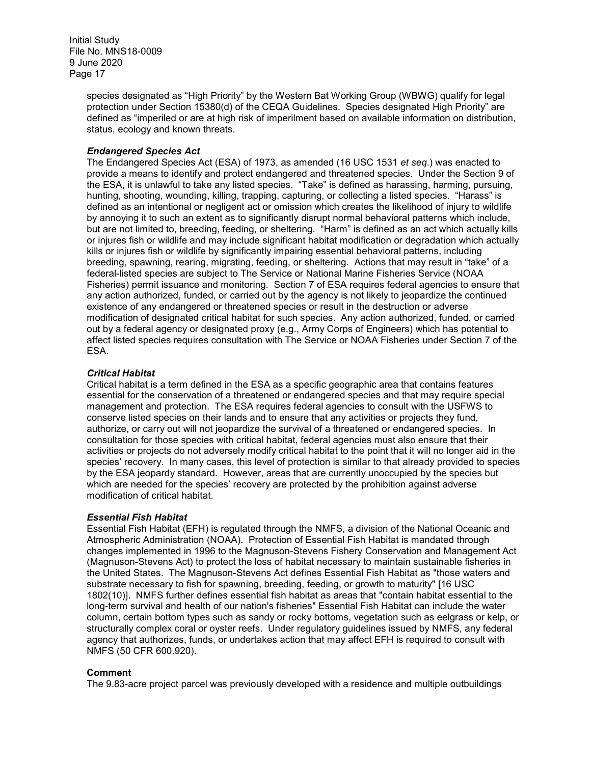species designated as "High Priority" by the Western Bat Working Group (WBWG) qualify for legal protection under Section 15380(d) of the CEQA Guidelines. Species designated High Priority" are defined as "imperiled or are at high risk of imperilment based on available information on distribution, status, ecology and known threats.

***Endangered Species Act***

The Endangered Species Act (ESA) of 1973, as amended (16 USC 1531 *et seq.*) was enacted to provide a means to identify and protect endangered and threatened species. Under the Section 9 of the ESA, it is unlawful to take any listed species. "Take" is defined as harassing, harming, pursuing, hunting, shooting, wounding, killing, trapping, capturing, or collecting a listed species. "Harass" is defined as an intentional or negligent act or omission which creates the likelihood of injury to wildlife by annoying it to such an extent as to significantly disrupt normal behavioral patterns which include, but are not limited to, breeding, feeding, or sheltering. "Harm" is defined as an act which actually kills or injures fish or wildlife and may include significant habitat modification or degradation which actually kills or injures fish or wildlife by significantly impairing essential behavioral patterns, including breeding, spawning, rearing, migrating, feeding, or sheltering. Actions that may result in "take" of a federal-listed species are subject to The Service or National Marine Fisheries Service (NOAA Fisheries) permit issuance and monitoring. Section 7 of ESA requires federal agencies to ensure that any action authorized, funded, or carried out by the agency is not likely to jeopardize the continued existence of any endangered or threatened species or result in the destruction or adverse modification of designated critical habitat for such species. Any action authorized, funded, or carried out by a federal agency or designated proxy (e.g., Army Corps of Engineers) which has potential to affect listed species requires consultation with The Service or NOAA Fisheries under Section 7 of the ESA.

***Critical Habitat***

Critical habitat is a term defined in the ESA as a specific geographic area that contains features essential for the conservation of a threatened or endangered species and that may require special management and protection. The ESA requires federal agencies to consult with the USFWS to conserve listed species on their lands and to ensure that any activities or projects they fund, authorize, or carry out will not jeopardize the survival of a threatened or endangered species. In consultation for those species with critical habitat, federal agencies must also ensure that their activities or projects do not adversely modify critical habitat to the point that it will no longer aid in the species' recovery. In many cases, this level of protection is similar to that already provided to species by the ESA jeopardy standard. However, areas that are currently unoccupied by the species but which are needed for the species' recovery are protected by the prohibition against adverse modification of critical habitat.

***Essential Fish Habitat***

Essential Fish Habitat (EFH) is regulated through the NMFS, a division of the National Oceanic and Atmospheric Administration (NOAA). Protection of Essential Fish Habitat is mandated through changes implemented in 1996 to the Magnuson-Stevens Fishery Conservation and Management Act (Magnuson-Stevens Act) to protect the loss of habitat necessary to maintain sustainable fisheries in the United States. The Magnuson-Stevens Act defines Essential Fish Habitat as "those waters and substrate necessary to fish for spawning, breeding, feeding, or growth to maturity" [16 USC 1802(10)]. NMFS further defines essential fish habitat as areas that "contain habitat essential to the long-term survival and health of our nation's fisheries" Essential Fish Habitat can include the water column, certain bottom types such as sandy or rocky bottoms, vegetation such as eelgrass or kelp, or structurally complex coral or oyster reefs. Under regulatory guidelines issued by NMFS, any federal agency that authorizes, funds, or undertakes action that may affect EFH is required to consult with NMFS (50 CFR 600.920).

**Comment**

The 9.83-acre project parcel was previously developed with a residence and multiple outbuildings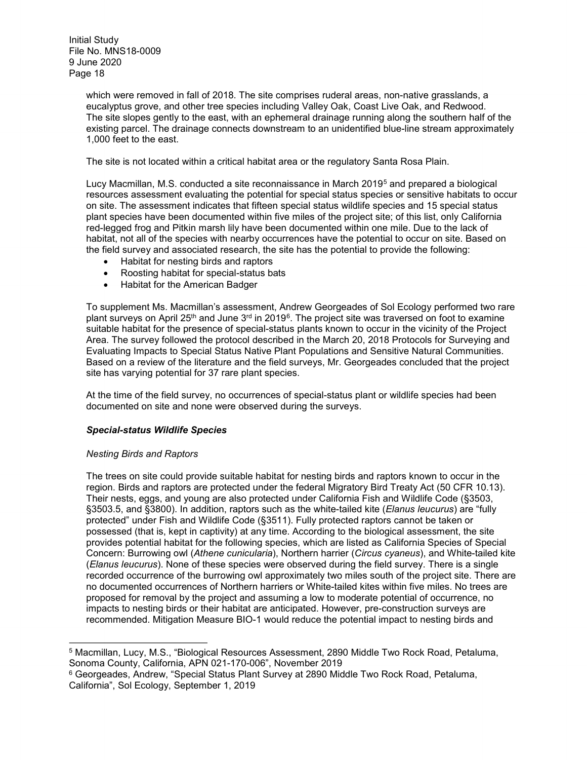which were removed in fall of 2018. The site comprises ruderal areas, non-native grasslands, a eucalyptus grove, and other tree species including Valley Oak, Coast Live Oak, and Redwood. The site slopes gently to the east, with an ephemeral drainage running along the southern half of the existing parcel. The drainage connects downstream to an unidentified blue-line stream approximately 1,000 feet to the east.

The site is not located within a critical habitat area or the regulatory Santa Rosa Plain.

Lucy Macmillan, M.S. conducted a site reconnaissance in March 2019[5] and prepared a biological resources assessment evaluating the potential for special status species or sensitive habitats to occur on site. The assessment indicates that fifteen special status wildlife species and 15 special status plant species have been documented within five miles of the project site; of this list, only California red-legged frog and Pitkin marsh lily have been documented within one mile. Due to the lack of habitat, not all of the species with nearby occurrences have the potential to occur on site. Based on the field survey and associated research, the site has the potential to provide the following:

- Habitat for nesting birds and raptors
- Roosting habitat for special-status bats
- Habitat for the American Badger

To supplement Ms. Macmillan's assessment, Andrew Georgeades of Sol Ecology performed two rare plant surveys on April 25th and June 3rd in 2019[6]. The project site was traversed on foot to examine suitable habitat for the presence of special-status plants known to occur in the vicinity of the Project Area. The survey followed the protocol described in the March 20, 2018 Protocols for Surveying and Evaluating Impacts to Special Status Native Plant Populations and Sensitive Natural Communities. Based on a review of the literature and the field surveys, Mr. Georgeades concluded that the project site has varying potential for 37 rare plant species.

At the time of the field survey, no occurrences of special-status plant or wildlife species had been documented on site and none were observed during the surveys.

***Special-status Wildlife Species***

*Nesting Birds and Raptors*

The trees on site could provide suitable habitat for nesting birds and raptors known to occur in the region. Birds and raptors are protected under the federal Migratory Bird Treaty Act (50 CFR 10.13). Their nests, eggs, and young are also protected under California Fish and Wildlife Code (§3503, §3503.5, and §3800). In addition, raptors such as the white-tailed kite (*Elanus leucurus*) are "fully protected" under Fish and Wildlife Code (§3511). Fully protected raptors cannot be taken or possessed (that is, kept in captivity) at any time. According to the biological assessment, the site provides potential habitat for the following species, which are listed as California Species of Special Concern: Burrowing owl (*Athene cunicularia*), Northern harrier (*Circus cyaneus*), and White-tailed kite (*Elanus leucurus*). None of these species were observed during the field survey. There is a single recorded occurrence of the burrowing owl approximately two miles south of the project site. There are no documented occurrences of Northern harriers or White-tailed kites within five miles. No trees are proposed for removal by the project and assuming a low to moderate potential of occurrence, no impacts to nesting birds or their habitat are anticipated. However, pre-construction surveys are recommended. Mitigation Measure BIO-1 would reduce the potential impact to nesting birds and

---

[5] Macmillan, Lucy, M.S., "Biological Resources Assessment, 2890 Middle Two Rock Road, Petaluma, Sonoma County, California, APN 021-170-006", November 2019

[6] Georgeades, Andrew, "Special Status Plant Survey at 2890 Middle Two Rock Road, Petaluma, California", Sol Ecology, September 1, 2019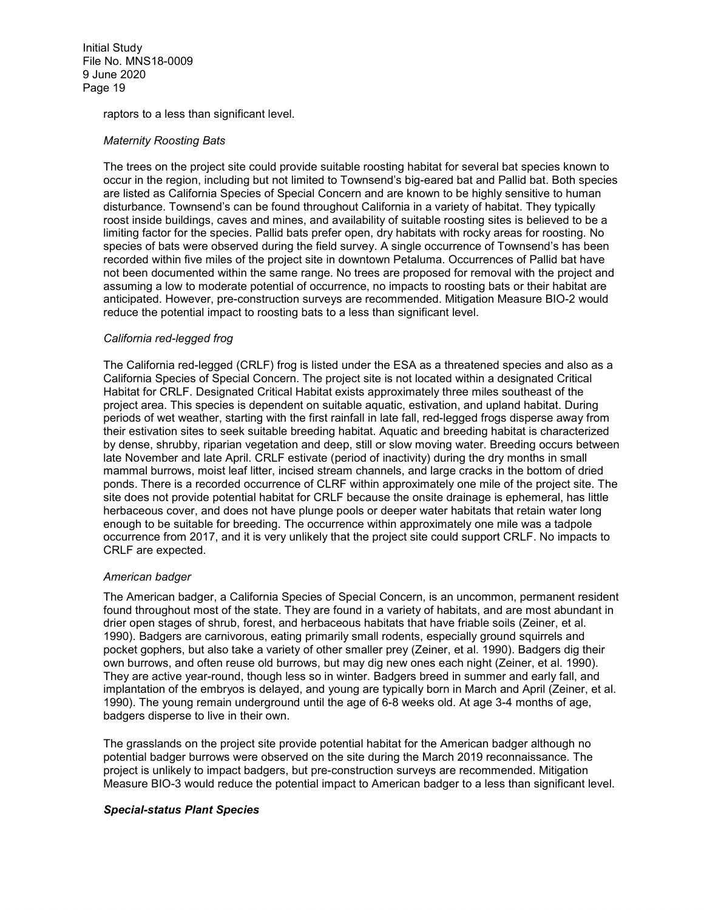raptors to a less than significant level.

*Maternity Roosting Bats*

The trees on the project site could provide suitable roosting habitat for several bat species known to occur in the region, including but not limited to Townsend's big-eared bat and Pallid bat. Both species are listed as California Species of Special Concern and are known to be highly sensitive to human disturbance. Townsend's can be found throughout California in a variety of habitat. They typically roost inside buildings, caves and mines, and availability of suitable roosting sites is believed to be a limiting factor for the species. Pallid bats prefer open, dry habitats with rocky areas for roosting. No species of bats were observed during the field survey. A single occurrence of Townsend's has been recorded within five miles of the project site in downtown Petaluma. Occurrences of Pallid bat have not been documented within the same range. No trees are proposed for removal with the project and assuming a low to moderate potential of occurrence, no impacts to roosting bats or their habitat are anticipated. However, pre-construction surveys are recommended. Mitigation Measure BIO-2 would reduce the potential impact to roosting bats to a less than significant level.

*California red-legged frog*

The California red-legged (CRLF) frog is listed under the ESA as a threatened species and also as a California Species of Special Concern. The project site is not located within a designated Critical Habitat for CRLF. Designated Critical Habitat exists approximately three miles southeast of the project area. This species is dependent on suitable aquatic, estivation, and upland habitat. During periods of wet weather, starting with the first rainfall in late fall, red-legged frogs disperse away from their estivation sites to seek suitable breeding habitat. Aquatic and breeding habitat is characterized by dense, shrubby, riparian vegetation and deep, still or slow moving water. Breeding occurs between late November and late April. CRLF estivate (period of inactivity) during the dry months in small mammal burrows, moist leaf litter, incised stream channels, and large cracks in the bottom of dried ponds. There is a recorded occurrence of CLRF within approximately one mile of the project site. The site does not provide potential habitat for CRLF because the onsite drainage is ephemeral, has little herbaceous cover, and does not have plunge pools or deeper water habitats that retain water long enough to be suitable for breeding. The occurrence within approximately one mile was a tadpole occurrence from 2017, and it is very unlikely that the project site could support CRLF. No impacts to CRLF are expected.

*American badger*

The American badger, a California Species of Special Concern, is an uncommon, permanent resident found throughout most of the state. They are found in a variety of habitats, and are most abundant in drier open stages of shrub, forest, and herbaceous habitats that have friable soils (Zeiner, et al. 1990). Badgers are carnivorous, eating primarily small rodents, especially ground squirrels and pocket gophers, but also take a variety of other smaller prey (Zeiner, et al. 1990). Badgers dig their own burrows, and often reuse old burrows, but may dig new ones each night (Zeiner, et al. 1990). They are active year-round, though less so in winter. Badgers breed in summer and early fall, and implantation of the embryos is delayed, and young are typically born in March and April (Zeiner, et al. 1990). The young remain underground until the age of 6-8 weeks old. At age 3-4 months of age, badgers disperse to live in their own.

The grasslands on the project site provide potential habitat for the American badger although no potential badger burrows were observed on the site during the March 2019 reconnaissance. The project is unlikely to impact badgers, but pre-construction surveys are recommended. Mitigation Measure BIO-3 would reduce the potential impact to American badger to a less than significant level.

***Special-status Plant Species***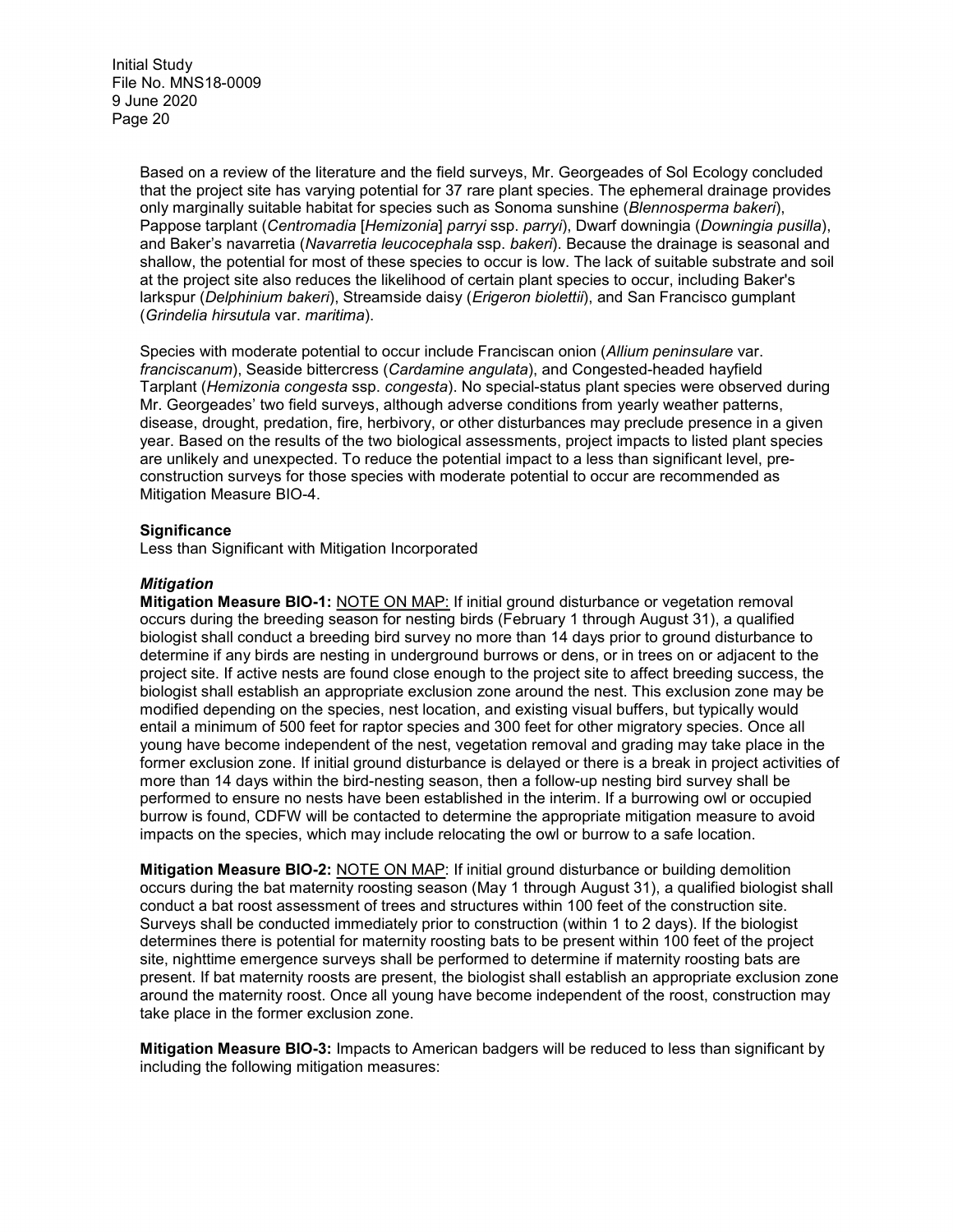Based on a review of the literature and the field surveys, Mr. Georgeades of Sol Ecology concluded that the project site has varying potential for 37 rare plant species. The ephemeral drainage provides only marginally suitable habitat for species such as Sonoma sunshine (*Blennosperma bakeri*), Pappose tarplant (*Centromadia* [*Hemizonia*] *parryi* ssp. *parryi*), Dwarf downingia (*Downingia pusilla*), and Baker's navarretia (*Navarretia leucocephala* ssp. *bakeri*). Because the drainage is seasonal and shallow, the potential for most of these species to occur is low. The lack of suitable substrate and soil at the project site also reduces the likelihood of certain plant species to occur, including Baker's larkspur (*Delphinium bakeri*), Streamside daisy (*Erigeron biolettii*), and San Francisco gumplant (*Grindelia hirsutula* var. *maritima*).

Species with moderate potential to occur include Franciscan onion (*Allium peninsulare* var. *franciscanum*), Seaside bittercress (*Cardamine angulata*), and Congested-headed hayfield Tarplant (*Hemizonia congesta* ssp. *congesta*). No special-status plant species were observed during Mr. Georgeades' two field surveys, although adverse conditions from yearly weather patterns, disease, drought, predation, fire, herbivory, or other disturbances may preclude presence in a given year. Based on the results of the two biological assessments, project impacts to listed plant species are unlikely and unexpected. To reduce the potential impact to a less than significant level, pre-construction surveys for those species with moderate potential to occur are recommended as Mitigation Measure BIO-4.

**Significance**
Less than Significant with Mitigation Incorporated

***Mitigation***

**Mitigation Measure BIO-1:** NOTE ON MAP: If initial ground disturbance or vegetation removal occurs during the breeding season for nesting birds (February 1 through August 31), a qualified biologist shall conduct a breeding bird survey no more than 14 days prior to ground disturbance to determine if any birds are nesting in underground burrows or dens, or in trees on or adjacent to the project site. If active nests are found close enough to the project site to affect breeding success, the biologist shall establish an appropriate exclusion zone around the nest. This exclusion zone may be modified depending on the species, nest location, and existing visual buffers, but typically would entail a minimum of 500 feet for raptor species and 300 feet for other migratory species. Once all young have become independent of the nest, vegetation removal and grading may take place in the former exclusion zone. If initial ground disturbance is delayed or there is a break in project activities of more than 14 days within the bird-nesting season, then a follow-up nesting bird survey shall be performed to ensure no nests have been established in the interim. If a burrowing owl or occupied burrow is found, CDFW will be contacted to determine the appropriate mitigation measure to avoid impacts on the species, which may include relocating the owl or burrow to a safe location.

**Mitigation Measure BIO-2:** NOTE ON MAP: If initial ground disturbance or building demolition occurs during the bat maternity roosting season (May 1 through August 31), a qualified biologist shall conduct a bat roost assessment of trees and structures within 100 feet of the construction site. Surveys shall be conducted immediately prior to construction (within 1 to 2 days). If the biologist determines there is potential for maternity roosting bats to be present within 100 feet of the project site, nighttime emergence surveys shall be performed to determine if maternity roosting bats are present. If bat maternity roosts are present, the biologist shall establish an appropriate exclusion zone around the maternity roost. Once all young have become independent of the roost, construction may take place in the former exclusion zone.

**Mitigation Measure BIO-3:** Impacts to American badgers will be reduced to less than significant by including the following mitigation measures: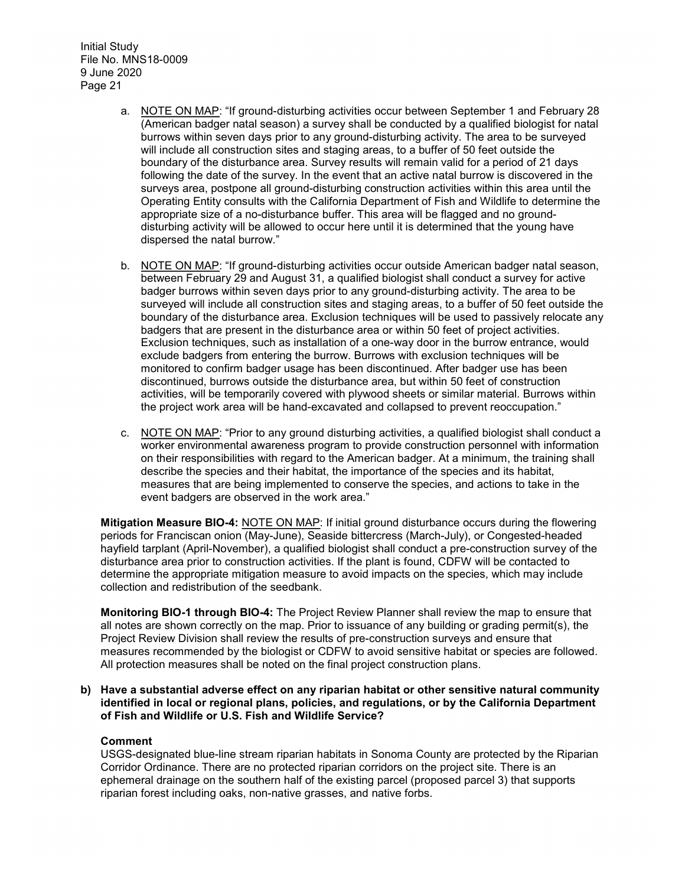a. <u>NOTE ON MAP</u>: "If ground-disturbing activities occur between September 1 and February 28 (American badger natal season) a survey shall be conducted by a qualified biologist for natal burrows within seven days prior to any ground-disturbing activity. The area to be surveyed will include all construction sites and staging areas, to a buffer of 50 feet outside the boundary of the disturbance area. Survey results will remain valid for a period of 21 days following the date of the survey. In the event that an active natal burrow is discovered in the surveys area, postpone all ground-disturbing construction activities within this area until the Operating Entity consults with the California Department of Fish and Wildlife to determine the appropriate size of a no-disturbance buffer. This area will be flagged and no ground-disturbing activity will be allowed to occur here until it is determined that the young have dispersed the natal burrow."

b. <u>NOTE ON MAP</u>: "If ground-disturbing activities occur outside American badger natal season, between February 29 and August 31, a qualified biologist shall conduct a survey for active badger burrows within seven days prior to any ground-disturbing activity. The area to be surveyed will include all construction sites and staging areas, to a buffer of 50 feet outside the boundary of the disturbance area. Exclusion techniques will be used to passively relocate any badgers that are present in the disturbance area or within 50 feet of project activities. Exclusion techniques, such as installation of a one-way door in the burrow entrance, would exclude badgers from entering the burrow. Burrows with exclusion techniques will be monitored to confirm badger usage has been discontinued. After badger use has been discontinued, burrows outside the disturbance area, but within 50 feet of construction activities, will be temporarily covered with plywood sheets or similar material. Burrows within the project work area will be hand-excavated and collapsed to prevent reoccupation."

c. <u>NOTE ON MAP</u>: "Prior to any ground disturbing activities, a qualified biologist shall conduct a worker environmental awareness program to provide construction personnel with information on their responsibilities with regard to the American badger. At a minimum, the training shall describe the species and their habitat, the importance of the species and its habitat, measures that are being implemented to conserve the species, and actions to take in the event badgers are observed in the work area."

**Mitigation Measure BIO-4:** <u>NOTE ON MAP</u>: If initial ground disturbance occurs during the flowering periods for Franciscan onion (May-June), Seaside bittercress (March-July), or Congested-headed hayfield tarplant (April-November), a qualified biologist shall conduct a pre-construction survey of the disturbance area prior to construction activities. If the plant is found, CDFW will be contacted to determine the appropriate mitigation measure to avoid impacts on the species, which may include collection and redistribution of the seedbank.

**Monitoring BIO-1 through BIO-4:** The Project Review Planner shall review the map to ensure that all notes are shown correctly on the map. Prior to issuance of any building or grading permit(s), the Project Review Division shall review the results of pre-construction surveys and ensure that measures recommended by the biologist or CDFW to avoid sensitive habitat or species are followed. All protection measures shall be noted on the final project construction plans.

**b) Have a substantial adverse effect on any riparian habitat or other sensitive natural community identified in local or regional plans, policies, and regulations, or by the California Department of Fish and Wildlife or U.S. Fish and Wildlife Service?**

**Comment**

USGS-designated blue-line stream riparian habitats in Sonoma County are protected by the Riparian Corridor Ordinance. There are no protected riparian corridors on the project site. There is an ephemeral drainage on the southern half of the existing parcel (proposed parcel 3) that supports riparian forest including oaks, non-native grasses, and native forbs.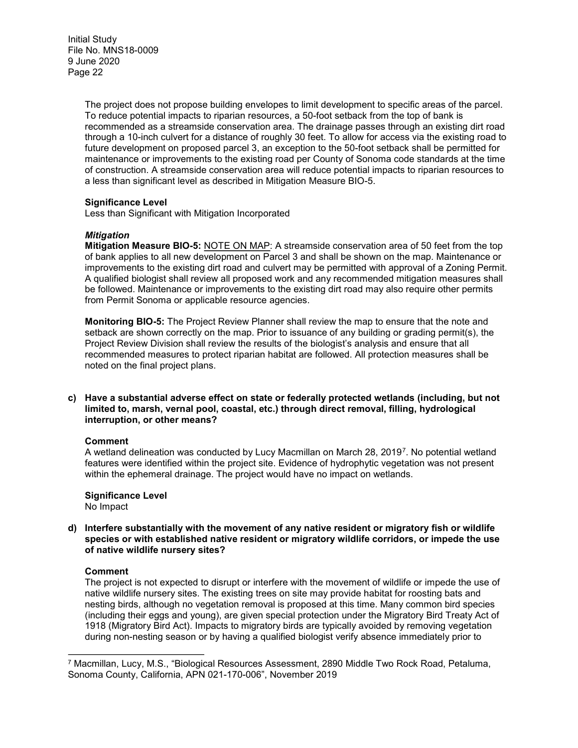The project does not propose building envelopes to limit development to specific areas of the parcel. To reduce potential impacts to riparian resources, a 50-foot setback from the top of bank is recommended as a streamside conservation area. The drainage passes through an existing dirt road through a 10-inch culvert for a distance of roughly 30 feet. To allow for access via the existing road to future development on proposed parcel 3, an exception to the 50-foot setback shall be permitted for maintenance or improvements to the existing road per County of Sonoma code standards at the time of construction. A streamside conservation area will reduce potential impacts to riparian resources to a less than significant level as described in Mitigation Measure BIO-5.

**Significance Level**
Less than Significant with Mitigation Incorporated

***Mitigation***

**Mitigation Measure BIO-5:** NOTE ON MAP: A streamside conservation area of 50 feet from the top of bank applies to all new development on Parcel 3 and shall be shown on the map. Maintenance or improvements to the existing dirt road and culvert may be permitted with approval of a Zoning Permit. A qualified biologist shall review all proposed work and any recommended mitigation measures shall be followed. Maintenance or improvements to the existing dirt road may also require other permits from Permit Sonoma or applicable resource agencies.

**Monitoring BIO-5:** The Project Review Planner shall review the map to ensure that the note and setback are shown correctly on the map. Prior to issuance of any building or grading permit(s), the Project Review Division shall review the results of the biologist's analysis and ensure that all recommended measures to protect riparian habitat are followed. All protection measures shall be noted on the final project plans.

**c) Have a substantial adverse effect on state or federally protected wetlands (including, but not limited to, marsh, vernal pool, coastal, etc.) through direct removal, filling, hydrological interruption, or other means?**

**Comment**
A wetland delineation was conducted by Lucy Macmillan on March 28, 2019[7]. No potential wetland features were identified within the project site. Evidence of hydrophytic vegetation was not present within the ephemeral drainage. The project would have no impact on wetlands.

**Significance Level**
No Impact

**d) Interfere substantially with the movement of any native resident or migratory fish or wildlife species or with established native resident or migratory wildlife corridors, or impede the use of native wildlife nursery sites?**

**Comment**
The project is not expected to disrupt or interfere with the movement of wildlife or impede the use of native wildlife nursery sites. The existing trees on site may provide habitat for roosting bats and nesting birds, although no vegetation removal is proposed at this time. Many common bird species (including their eggs and young), are given special protection under the Migratory Bird Treaty Act of 1918 (Migratory Bird Act). Impacts to migratory birds are typically avoided by removing vegetation during non-nesting season or by having a qualified biologist verify absence immediately prior to

[7] Macmillan, Lucy, M.S., "Biological Resources Assessment, 2890 Middle Two Rock Road, Petaluma, Sonoma County, California, APN 021-170-006", November 2019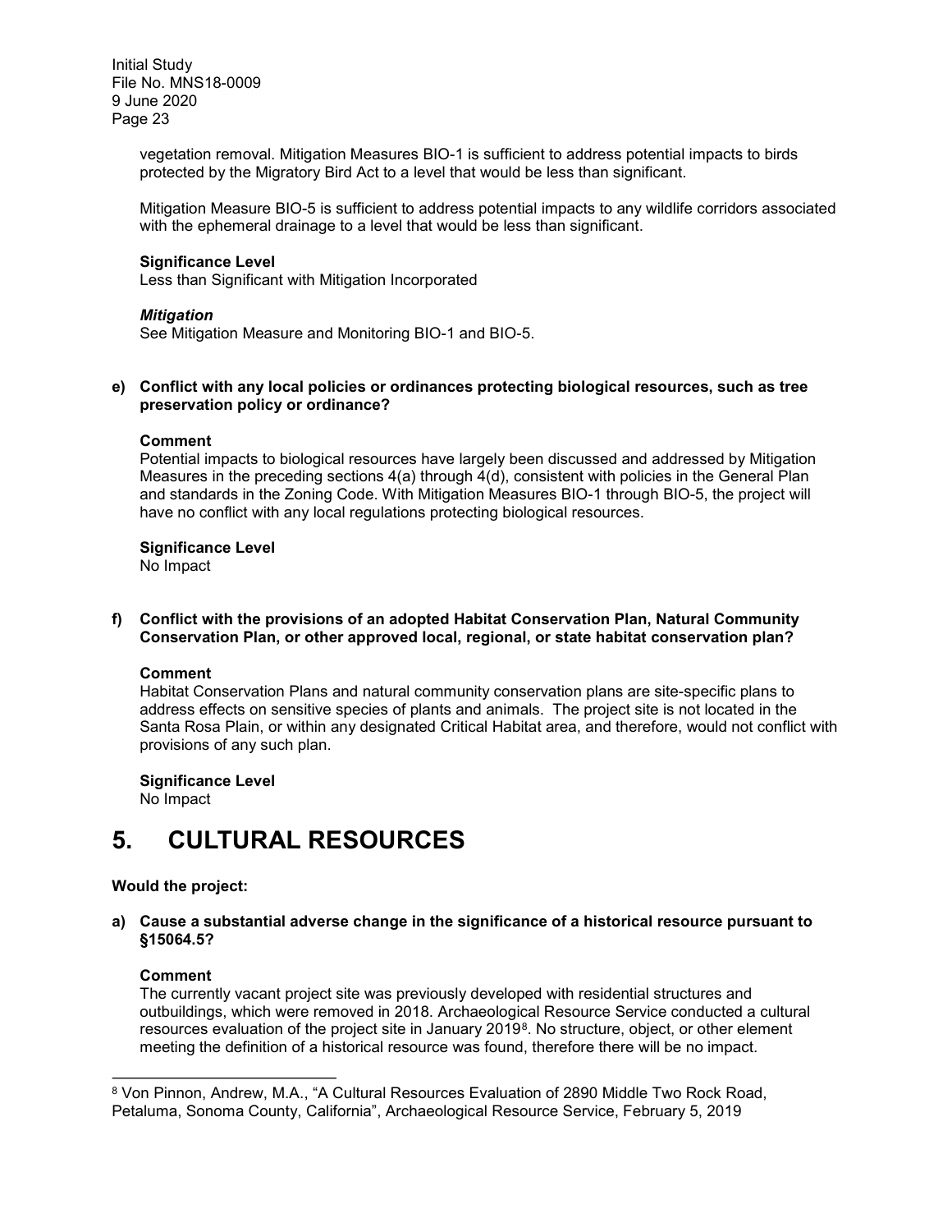vegetation removal. Mitigation Measures BIO-1 is sufficient to address potential impacts to birds protected by the Migratory Bird Act to a level that would be less than significant.

Mitigation Measure BIO-5 is sufficient to address potential impacts to any wildlife corridors associated with the ephemeral drainage to a level that would be less than significant.

**Significance Level**
Less than Significant with Mitigation Incorporated

***Mitigation***
See Mitigation Measure and Monitoring BIO-1 and BIO-5.

**e) Conflict with any local policies or ordinances protecting biological resources, such as tree preservation policy or ordinance?**

**Comment**
Potential impacts to biological resources have largely been discussed and addressed by Mitigation Measures in the preceding sections 4(a) through 4(d), consistent with policies in the General Plan and standards in the Zoning Code. With Mitigation Measures BIO-1 through BIO-5, the project will have no conflict with any local regulations protecting biological resources.

**Significance Level**
No Impact

**f) Conflict with the provisions of an adopted Habitat Conservation Plan, Natural Community Conservation Plan, or other approved local, regional, or state habitat conservation plan?**

**Comment**
Habitat Conservation Plans and natural community conservation plans are site-specific plans to address effects on sensitive species of plants and animals. The project site is not located in the Santa Rosa Plain, or within any designated Critical Habitat area, and therefore, would not conflict with provisions of any such plan.

**Significance Level**
No Impact

# 5. CULTURAL RESOURCES

**Would the project:**

**a) Cause a substantial adverse change in the significance of a historical resource pursuant to §15064.5?**

**Comment**
The currently vacant project site was previously developed with residential structures and outbuildings, which were removed in 2018. Archaeological Resource Service conducted a cultural resources evaluation of the project site in January 2019[8]. No structure, object, or other element meeting the definition of a historical resource was found, therefore there will be no impact.

---

[8] Von Pinnon, Andrew, M.A., "A Cultural Resources Evaluation of 2890 Middle Two Rock Road, Petaluma, Sonoma County, California", Archaeological Resource Service, February 5, 2019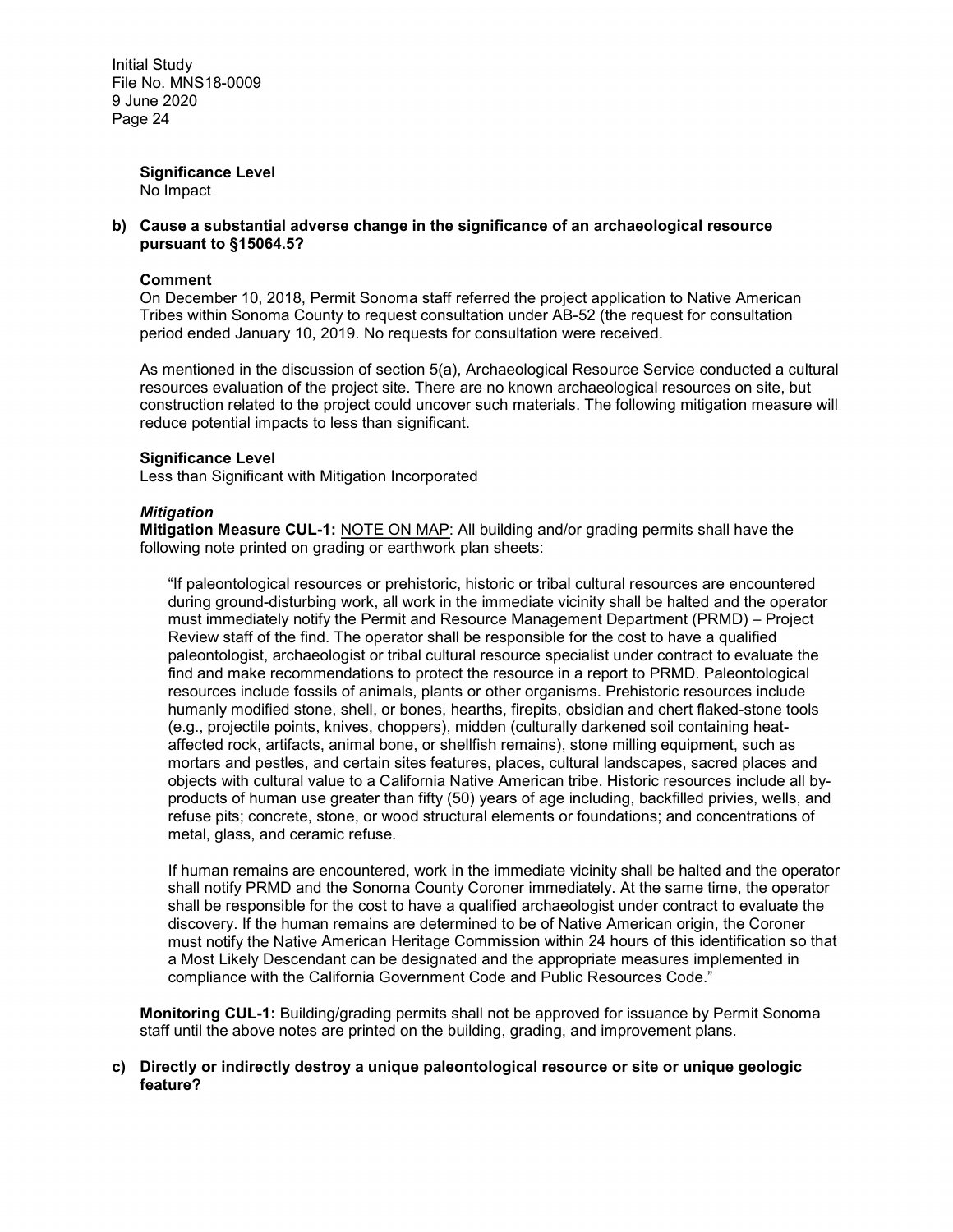**Significance Level**
No Impact

**b) Cause a substantial adverse change in the significance of an archaeological resource pursuant to §15064.5?**

**Comment**
On December 10, 2018, Permit Sonoma staff referred the project application to Native American Tribes within Sonoma County to request consultation under AB-52 (the request for consultation period ended January 10, 2019. No requests for consultation were received.

As mentioned in the discussion of section 5(a), Archaeological Resource Service conducted a cultural resources evaluation of the project site. There are no known archaeological resources on site, but construction related to the project could uncover such materials. The following mitigation measure will reduce potential impacts to less than significant.

**Significance Level**
Less than Significant with Mitigation Incorporated

***Mitigation***
**Mitigation Measure CUL-1:** <u>NOTE ON MAP</u>: All building and/or grading permits shall have the following note printed on grading or earthwork plan sheets:

> "If paleontological resources or prehistoric, historic or tribal cultural resources are encountered during ground-disturbing work, all work in the immediate vicinity shall be halted and the operator must immediately notify the Permit and Resource Management Department (PRMD) – Project Review staff of the find. The operator shall be responsible for the cost to have a qualified paleontologist, archaeologist or tribal cultural resource specialist under contract to evaluate the find and make recommendations to protect the resource in a report to PRMD. Paleontological resources include fossils of animals, plants or other organisms. Prehistoric resources include humanly modified stone, shell, or bones, hearths, firepits, obsidian and chert flaked-stone tools (e.g., projectile points, knives, choppers), midden (culturally darkened soil containing heat-affected rock, artifacts, animal bone, or shellfish remains), stone milling equipment, such as mortars and pestles, and certain sites features, places, cultural landscapes, sacred places and objects with cultural value to a California Native American tribe. Historic resources include all by-products of human use greater than fifty (50) years of age including, backfilled privies, wells, and refuse pits; concrete, stone, or wood structural elements or foundations; and concentrations of metal, glass, and ceramic refuse.
>
> If human remains are encountered, work in the immediate vicinity shall be halted and the operator shall notify PRMD and the Sonoma County Coroner immediately. At the same time, the operator shall be responsible for the cost to have a qualified archaeologist under contract to evaluate the discovery. If the human remains are determined to be of Native American origin, the Coroner must notify the Native American Heritage Commission within 24 hours of this identification so that a Most Likely Descendant can be designated and the appropriate measures implemented in compliance with the California Government Code and Public Resources Code."

**Monitoring CUL-1:** Building/grading permits shall not be approved for issuance by Permit Sonoma staff until the above notes are printed on the building, grading, and improvement plans.

**c) Directly or indirectly destroy a unique paleontological resource or site or unique geologic feature?**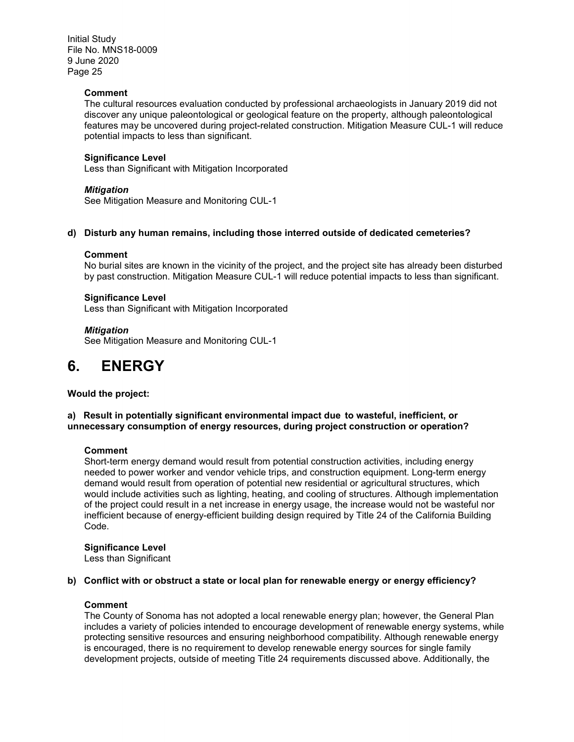**Comment**

The cultural resources evaluation conducted by professional archaeologists in January 2019 did not discover any unique paleontological or geological feature on the property, although paleontological features may be uncovered during project-related construction. Mitigation Measure CUL-1 will reduce potential impacts to less than significant.

**Significance Level**

Less than Significant with Mitigation Incorporated

***Mitigation***

See Mitigation Measure and Monitoring CUL-1

**d) Disturb any human remains, including those interred outside of dedicated cemeteries?**

**Comment**

No burial sites are known in the vicinity of the project, and the project site has already been disturbed by past construction. Mitigation Measure CUL-1 will reduce potential impacts to less than significant.

**Significance Level**

Less than Significant with Mitigation Incorporated

***Mitigation***

See Mitigation Measure and Monitoring CUL-1

# 6. ENERGY

**Would the project:**

**a) Result in potentially significant environmental impact due to wasteful, inefficient, or unnecessary consumption of energy resources, during project construction or operation?**

**Comment**

Short-term energy demand would result from potential construction activities, including energy needed to power worker and vendor vehicle trips, and construction equipment. Long-term energy demand would result from operation of potential new residential or agricultural structures, which would include activities such as lighting, heating, and cooling of structures. Although implementation of the project could result in a net increase in energy usage, the increase would not be wasteful nor inefficient because of energy-efficient building design required by Title 24 of the California Building Code.

**Significance Level**

Less than Significant

**b) Conflict with or obstruct a state or local plan for renewable energy or energy efficiency?**

**Comment**

The County of Sonoma has not adopted a local renewable energy plan; however, the General Plan includes a variety of policies intended to encourage development of renewable energy systems, while protecting sensitive resources and ensuring neighborhood compatibility. Although renewable energy is encouraged, there is no requirement to develop renewable energy sources for single family development projects, outside of meeting Title 24 requirements discussed above. Additionally, the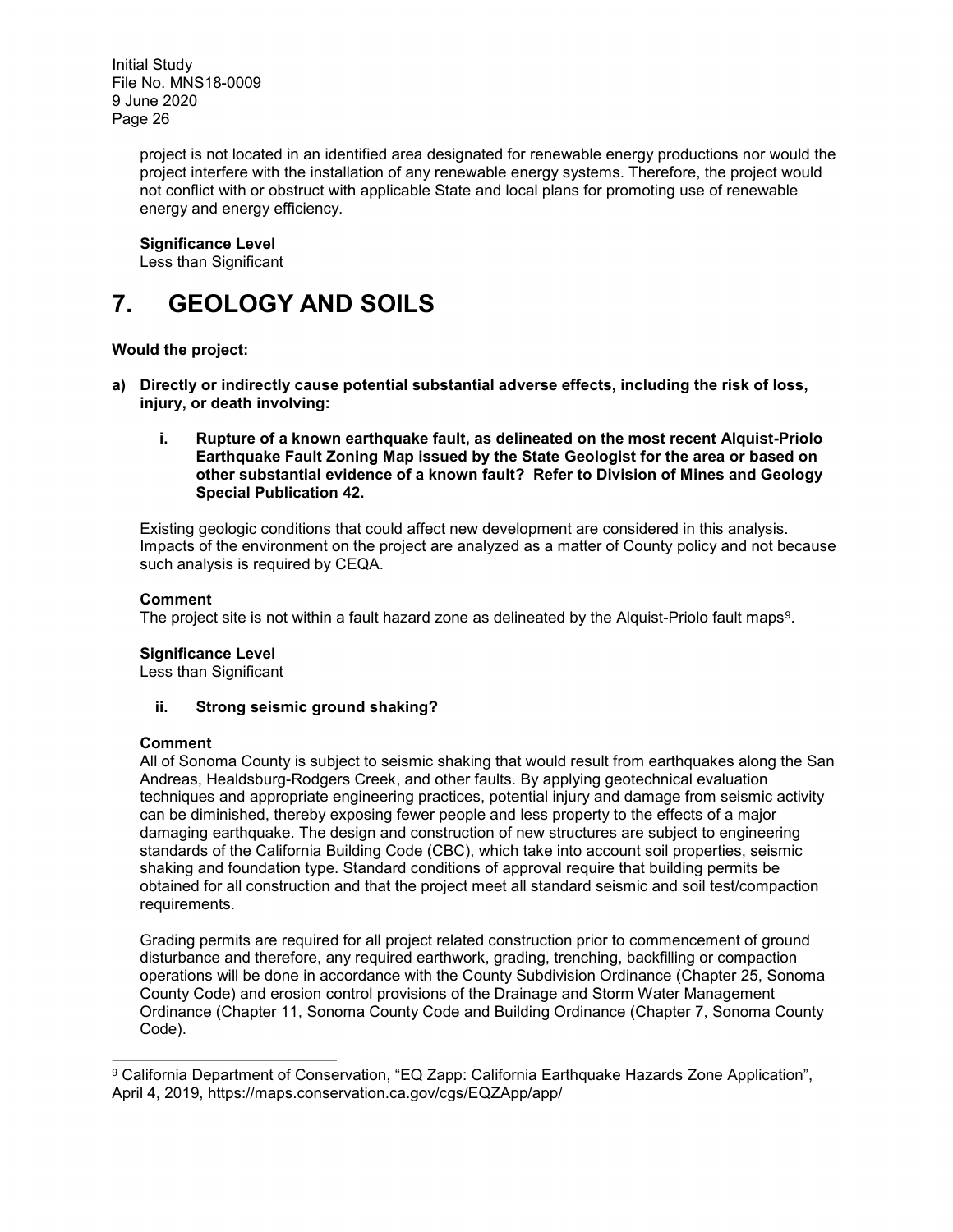project is not located in an identified area designated for renewable energy productions nor would the project interfere with the installation of any renewable energy systems. Therefore, the project would not conflict with or obstruct with applicable State and local plans for promoting use of renewable energy and energy efficiency.

**Significance Level**
Less than Significant

# 7. GEOLOGY AND SOILS

**Would the project:**

**a) Directly or indirectly cause potential substantial adverse effects, including the risk of loss, injury, or death involving:**

**i. Rupture of a known earthquake fault, as delineated on the most recent Alquist-Priolo Earthquake Fault Zoning Map issued by the State Geologist for the area or based on other substantial evidence of a known fault? Refer to Division of Mines and Geology Special Publication 42.**

Existing geologic conditions that could affect new development are considered in this analysis. Impacts of the environment on the project are analyzed as a matter of County policy and not because such analysis is required by CEQA.

**Comment**
The project site is not within a fault hazard zone as delineated by the Alquist-Priolo fault maps[9].

**Significance Level**
Less than Significant

**ii. Strong seismic ground shaking?**

**Comment**
All of Sonoma County is subject to seismic shaking that would result from earthquakes along the San Andreas, Healdsburg-Rodgers Creek, and other faults. By applying geotechnical evaluation techniques and appropriate engineering practices, potential injury and damage from seismic activity can be diminished, thereby exposing fewer people and less property to the effects of a major damaging earthquake. The design and construction of new structures are subject to engineering standards of the California Building Code (CBC), which take into account soil properties, seismic shaking and foundation type. Standard conditions of approval require that building permits be obtained for all construction and that the project meet all standard seismic and soil test/compaction requirements.

Grading permits are required for all project related construction prior to commencement of ground disturbance and therefore, any required earthwork, grading, trenching, backfilling or compaction operations will be done in accordance with the County Subdivision Ordinance (Chapter 25, Sonoma County Code) and erosion control provisions of the Drainage and Storm Water Management Ordinance (Chapter 11, Sonoma County Code and Building Ordinance (Chapter 7, Sonoma County Code).

---

[9] California Department of Conservation, "EQ Zapp: California Earthquake Hazards Zone Application", April 4, 2019, https://maps.conservation.ca.gov/cgs/EQZApp/app/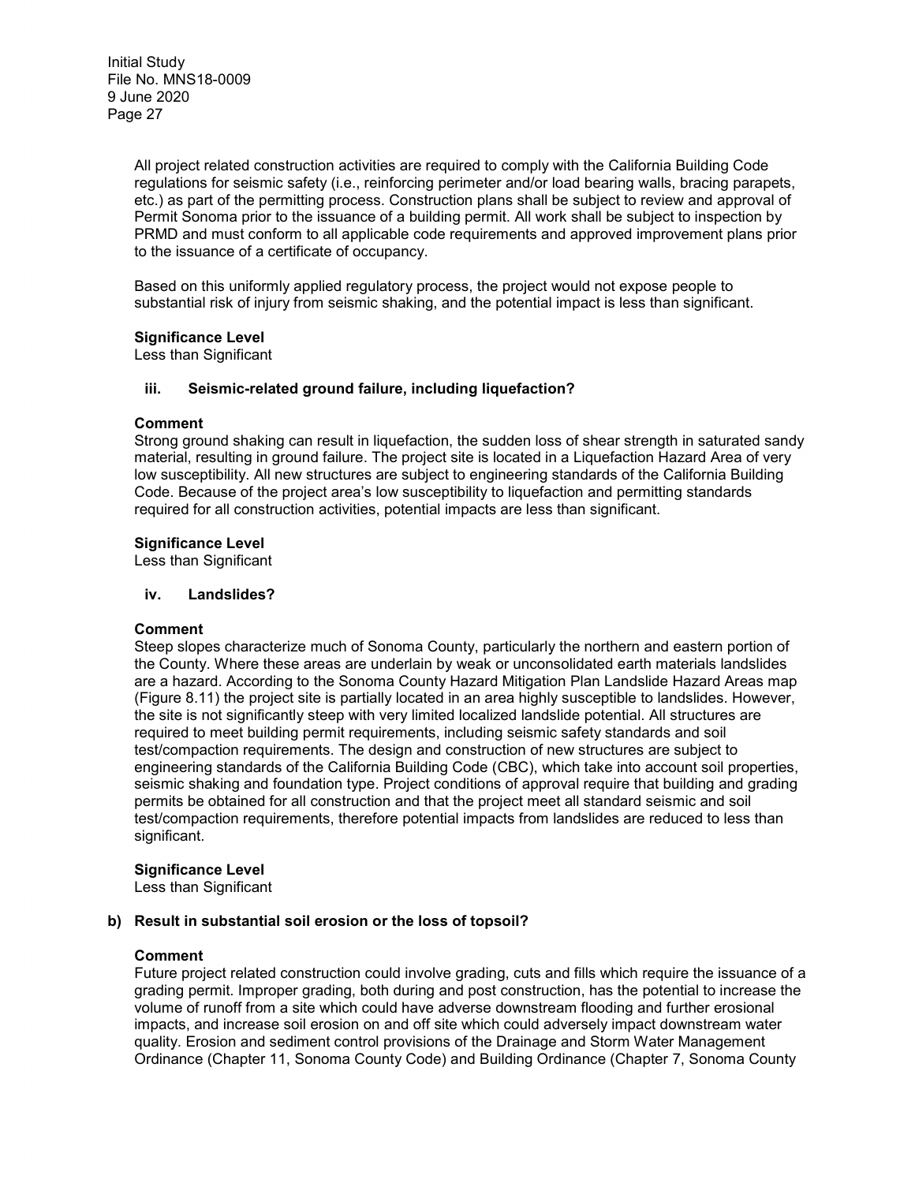All project related construction activities are required to comply with the California Building Code regulations for seismic safety (i.e., reinforcing perimeter and/or load bearing walls, bracing parapets, etc.) as part of the permitting process. Construction plans shall be subject to review and approval of Permit Sonoma prior to the issuance of a building permit. All work shall be subject to inspection by PRMD and must conform to all applicable code requirements and approved improvement plans prior to the issuance of a certificate of occupancy.

Based on this uniformly applied regulatory process, the project would not expose people to substantial risk of injury from seismic shaking, and the potential impact is less than significant.

**Significance Level**
Less than Significant

**iii. Seismic-related ground failure, including liquefaction?**

**Comment**
Strong ground shaking can result in liquefaction, the sudden loss of shear strength in saturated sandy material, resulting in ground failure. The project site is located in a Liquefaction Hazard Area of very low susceptibility. All new structures are subject to engineering standards of the California Building Code. Because of the project area's low susceptibility to liquefaction and permitting standards required for all construction activities, potential impacts are less than significant.

**Significance Level**
Less than Significant

**iv. Landslides?**

**Comment**
Steep slopes characterize much of Sonoma County, particularly the northern and eastern portion of the County. Where these areas are underlain by weak or unconsolidated earth materials landslides are a hazard. According to the Sonoma County Hazard Mitigation Plan Landslide Hazard Areas map (Figure 8.11) the project site is partially located in an area highly susceptible to landslides. However, the site is not significantly steep with very limited localized landslide potential. All structures are required to meet building permit requirements, including seismic safety standards and soil test/compaction requirements. The design and construction of new structures are subject to engineering standards of the California Building Code (CBC), which take into account soil properties, seismic shaking and foundation type. Project conditions of approval require that building and grading permits be obtained for all construction and that the project meet all standard seismic and soil test/compaction requirements, therefore potential impacts from landslides are reduced to less than significant.

**Significance Level**
Less than Significant

**b) Result in substantial soil erosion or the loss of topsoil?**

**Comment**
Future project related construction could involve grading, cuts and fills which require the issuance of a grading permit. Improper grading, both during and post construction, has the potential to increase the volume of runoff from a site which could have adverse downstream flooding and further erosional impacts, and increase soil erosion on and off site which could adversely impact downstream water quality. Erosion and sediment control provisions of the Drainage and Storm Water Management Ordinance (Chapter 11, Sonoma County Code) and Building Ordinance (Chapter 7, Sonoma County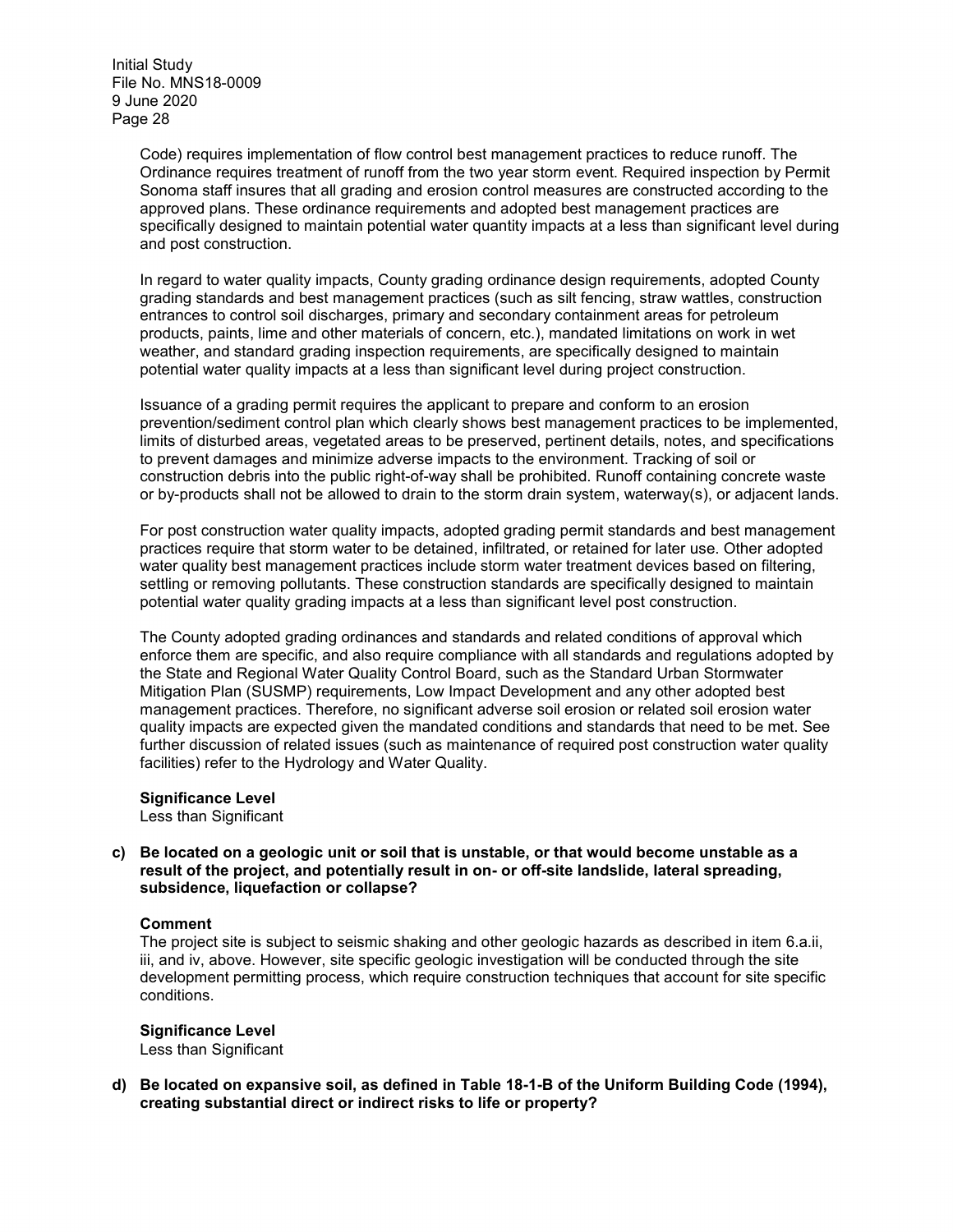Code) requires implementation of flow control best management practices to reduce runoff. The Ordinance requires treatment of runoff from the two year storm event. Required inspection by Permit Sonoma staff insures that all grading and erosion control measures are constructed according to the approved plans. These ordinance requirements and adopted best management practices are specifically designed to maintain potential water quantity impacts at a less than significant level during and post construction.

In regard to water quality impacts, County grading ordinance design requirements, adopted County grading standards and best management practices (such as silt fencing, straw wattles, construction entrances to control soil discharges, primary and secondary containment areas for petroleum products, paints, lime and other materials of concern, etc.), mandated limitations on work in wet weather, and standard grading inspection requirements, are specifically designed to maintain potential water quality impacts at a less than significant level during project construction.

Issuance of a grading permit requires the applicant to prepare and conform to an erosion prevention/sediment control plan which clearly shows best management practices to be implemented, limits of disturbed areas, vegetated areas to be preserved, pertinent details, notes, and specifications to prevent damages and minimize adverse impacts to the environment. Tracking of soil or construction debris into the public right-of-way shall be prohibited. Runoff containing concrete waste or by-products shall not be allowed to drain to the storm drain system, waterway(s), or adjacent lands.

For post construction water quality impacts, adopted grading permit standards and best management practices require that storm water to be detained, infiltrated, or retained for later use. Other adopted water quality best management practices include storm water treatment devices based on filtering, settling or removing pollutants. These construction standards are specifically designed to maintain potential water quality grading impacts at a less than significant level post construction.

The County adopted grading ordinances and standards and related conditions of approval which enforce them are specific, and also require compliance with all standards and regulations adopted by the State and Regional Water Quality Control Board, such as the Standard Urban Stormwater Mitigation Plan (SUSMP) requirements, Low Impact Development and any other adopted best management practices. Therefore, no significant adverse soil erosion or related soil erosion water quality impacts are expected given the mandated conditions and standards that need to be met. See further discussion of related issues (such as maintenance of required post construction water quality facilities) refer to the Hydrology and Water Quality.

**Significance Level**
Less than Significant

**c) Be located on a geologic unit or soil that is unstable, or that would become unstable as a result of the project, and potentially result in on- or off-site landslide, lateral spreading, subsidence, liquefaction or collapse?**

**Comment**
The project site is subject to seismic shaking and other geologic hazards as described in item 6.a.ii, iii, and iv, above. However, site specific geologic investigation will be conducted through the site development permitting process, which require construction techniques that account for site specific conditions.

**Significance Level**
Less than Significant

**d) Be located on expansive soil, as defined in Table 18-1-B of the Uniform Building Code (1994), creating substantial direct or indirect risks to life or property?**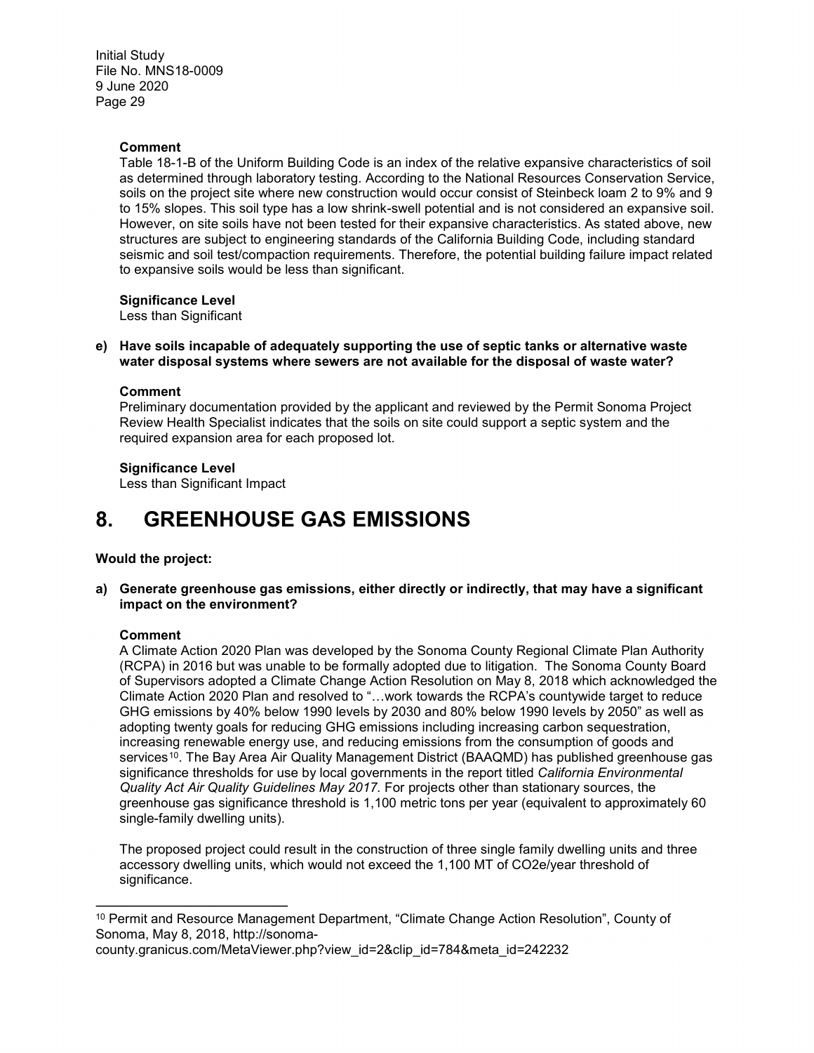**Comment**

Table 18-1-B of the Uniform Building Code is an index of the relative expansive characteristics of soil as determined through laboratory testing. According to the National Resources Conservation Service, soils on the project site where new construction would occur consist of Steinbeck loam 2 to 9% and 9 to 15% slopes. This soil type has a low shrink-swell potential and is not considered an expansive soil. However, on site soils have not been tested for their expansive characteristics. As stated above, new structures are subject to engineering standards of the California Building Code, including standard seismic and soil test/compaction requirements. Therefore, the potential building failure impact related to expansive soils would be less than significant.

**Significance Level**

Less than Significant

**e) Have soils incapable of adequately supporting the use of septic tanks or alternative waste water disposal systems where sewers are not available for the disposal of waste water?**

**Comment**

Preliminary documentation provided by the applicant and reviewed by the Permit Sonoma Project Review Health Specialist indicates that the soils on site could support a septic system and the required expansion area for each proposed lot.

**Significance Level**

Less than Significant Impact

# 8. GREENHOUSE GAS EMISSIONS

**Would the project:**

**a) Generate greenhouse gas emissions, either directly or indirectly, that may have a significant impact on the environment?**

**Comment**

A Climate Action 2020 Plan was developed by the Sonoma County Regional Climate Plan Authority (RCPA) in 2016 but was unable to be formally adopted due to litigation. The Sonoma County Board of Supervisors adopted a Climate Change Action Resolution on May 8, 2018 which acknowledged the Climate Action 2020 Plan and resolved to "…work towards the RCPA's countywide target to reduce GHG emissions by 40% below 1990 levels by 2030 and 80% below 1990 levels by 2050" as well as adopting twenty goals for reducing GHG emissions including increasing carbon sequestration, increasing renewable energy use, and reducing emissions from the consumption of goods and services[10]. The Bay Area Air Quality Management District (BAAQMD) has published greenhouse gas significance thresholds for use by local governments in the report titled *California Environmental Quality Act Air Quality Guidelines May 2017.* For projects other than stationary sources, the greenhouse gas significance threshold is 1,100 metric tons per year (equivalent to approximately 60 single-family dwelling units).

The proposed project could result in the construction of three single family dwelling units and three accessory dwelling units, which would not exceed the 1,100 MT of $CO_2e$/year threshold of significance.

---

[10] Permit and Resource Management Department, "Climate Change Action Resolution", County of Sonoma, May 8, 2018, http://sonoma-county.granicus.com/MetaViewer.php?view_id=2&clip_id=784&meta_id=242232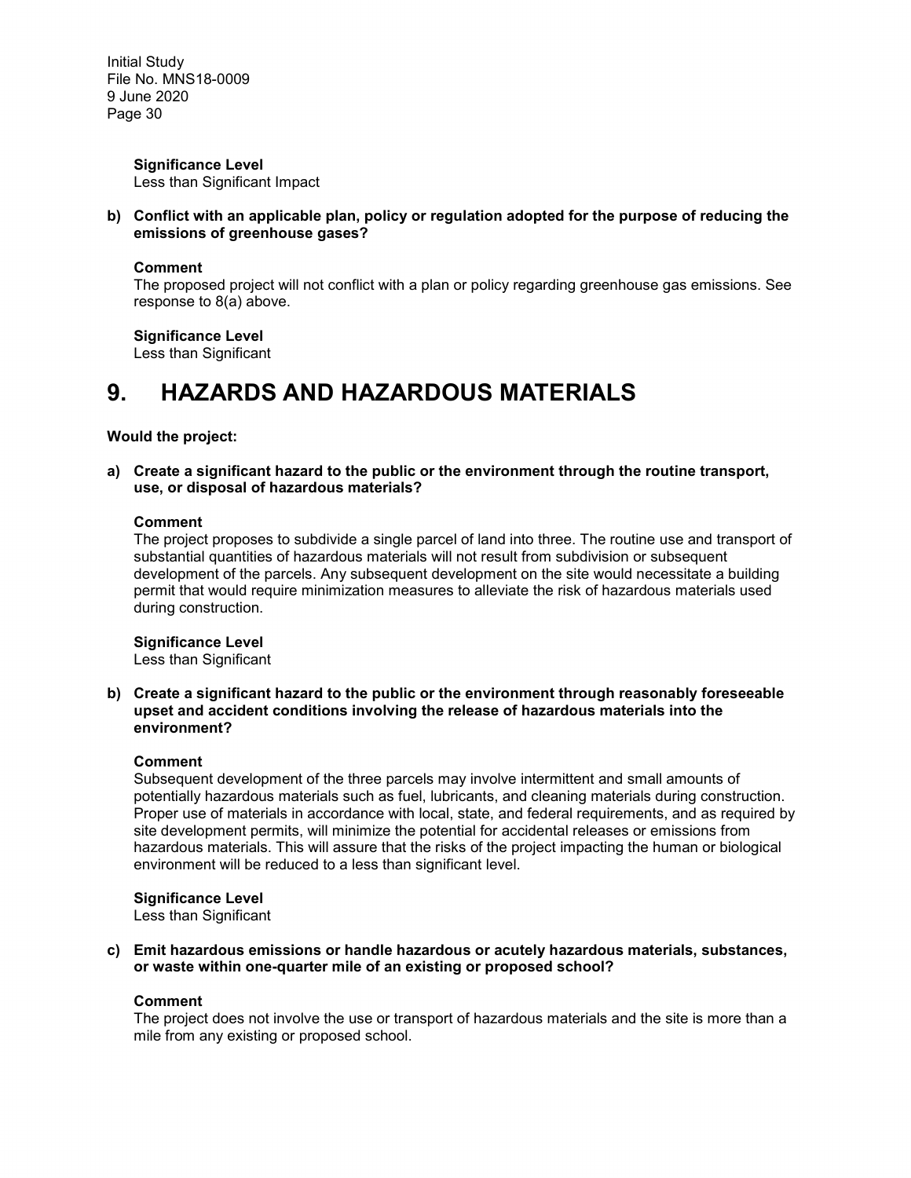**Significance Level**
Less than Significant Impact

**b) Conflict with an applicable plan, policy or regulation adopted for the purpose of reducing the emissions of greenhouse gases?**

**Comment**
The proposed project will not conflict with a plan or policy regarding greenhouse gas emissions. See response to 8(a) above.

**Significance Level**
Less than Significant

# 9. HAZARDS AND HAZARDOUS MATERIALS

**Would the project:**

**a) Create a significant hazard to the public or the environment through the routine transport, use, or disposal of hazardous materials?**

**Comment**
The project proposes to subdivide a single parcel of land into three. The routine use and transport of substantial quantities of hazardous materials will not result from subdivision or subsequent development of the parcels. Any subsequent development on the site would necessitate a building permit that would require minimization measures to alleviate the risk of hazardous materials used during construction.

**Significance Level**
Less than Significant

**b) Create a significant hazard to the public or the environment through reasonably foreseeable upset and accident conditions involving the release of hazardous materials into the environment?**

**Comment**
Subsequent development of the three parcels may involve intermittent and small amounts of potentially hazardous materials such as fuel, lubricants, and cleaning materials during construction. Proper use of materials in accordance with local, state, and federal requirements, and as required by site development permits, will minimize the potential for accidental releases or emissions from hazardous materials. This will assure that the risks of the project impacting the human or biological environment will be reduced to a less than significant level.

**Significance Level**
Less than Significant

**c) Emit hazardous emissions or handle hazardous or acutely hazardous materials, substances, or waste within one-quarter mile of an existing or proposed school?**

**Comment**
The project does not involve the use or transport of hazardous materials and the site is more than a mile from any existing or proposed school.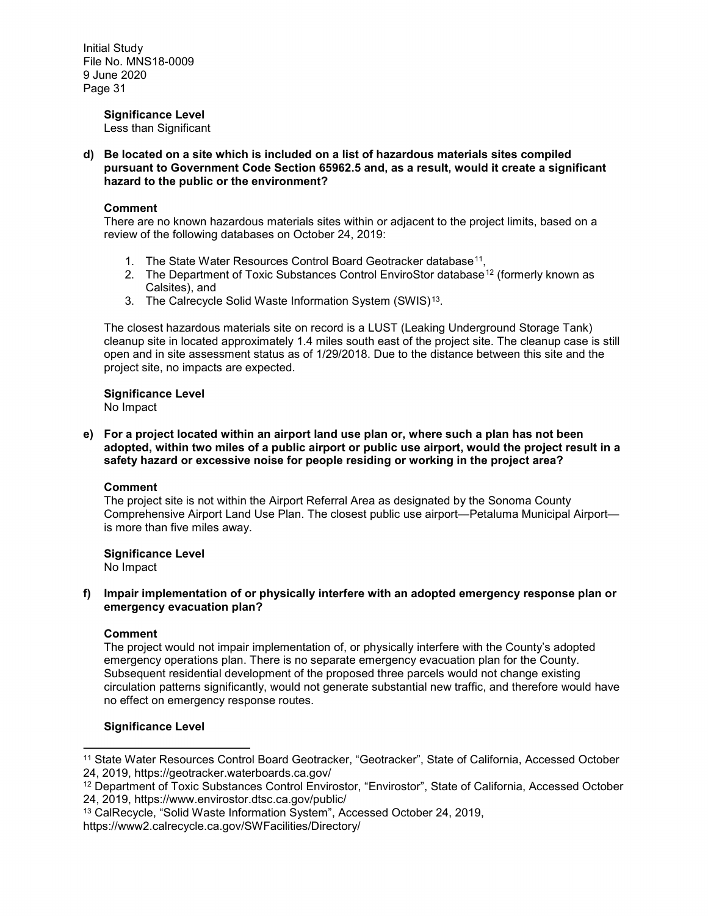**Significance Level**
Less than Significant

**d) Be located on a site which is included on a list of hazardous materials sites compiled pursuant to Government Code Section 65962.5 and, as a result, would it create a significant hazard to the public or the environment?**

**Comment**
There are no known hazardous materials sites within or adjacent to the project limits, based on a review of the following databases on October 24, 2019:

1. The State Water Resources Control Board Geotracker database[11],
2. The Department of Toxic Substances Control EnviroStor database[12] (formerly known as Calsites), and
3. The Calrecycle Solid Waste Information System (SWIS)[13].

The closest hazardous materials site on record is a LUST (Leaking Underground Storage Tank) cleanup site in located approximately 1.4 miles south east of the project site. The cleanup case is still open and in site assessment status as of 1/29/2018. Due to the distance between this site and the project site, no impacts are expected.

**Significance Level**
No Impact

**e) For a project located within an airport land use plan or, where such a plan has not been adopted, within two miles of a public airport or public use airport, would the project result in a safety hazard or excessive noise for people residing or working in the project area?**

**Comment**
The project site is not within the Airport Referral Area as designated by the Sonoma County Comprehensive Airport Land Use Plan. The closest public use airport—Petaluma Municipal Airport—is more than five miles away.

**Significance Level**
No Impact

**f) Impair implementation of or physically interfere with an adopted emergency response plan or emergency evacuation plan?**

**Comment**
The project would not impair implementation of, or physically interfere with the County's adopted emergency operations plan. There is no separate emergency evacuation plan for the County. Subsequent residential development of the proposed three parcels would not change existing circulation patterns significantly, would not generate substantial new traffic, and therefore would have no effect on emergency response routes.

**Significance Level**

---

[11] State Water Resources Control Board Geotracker, "Geotracker", State of California, Accessed October 24, 2019, https://geotracker.waterboards.ca.gov/

[12] Department of Toxic Substances Control Envirostor, "Envirostor", State of California, Accessed October 24, 2019, https://www.envirostor.dtsc.ca.gov/public/

[13] CalRecycle, "Solid Waste Information System", Accessed October 24, 2019, https://www2.calrecycle.ca.gov/SWFacilities/Directory/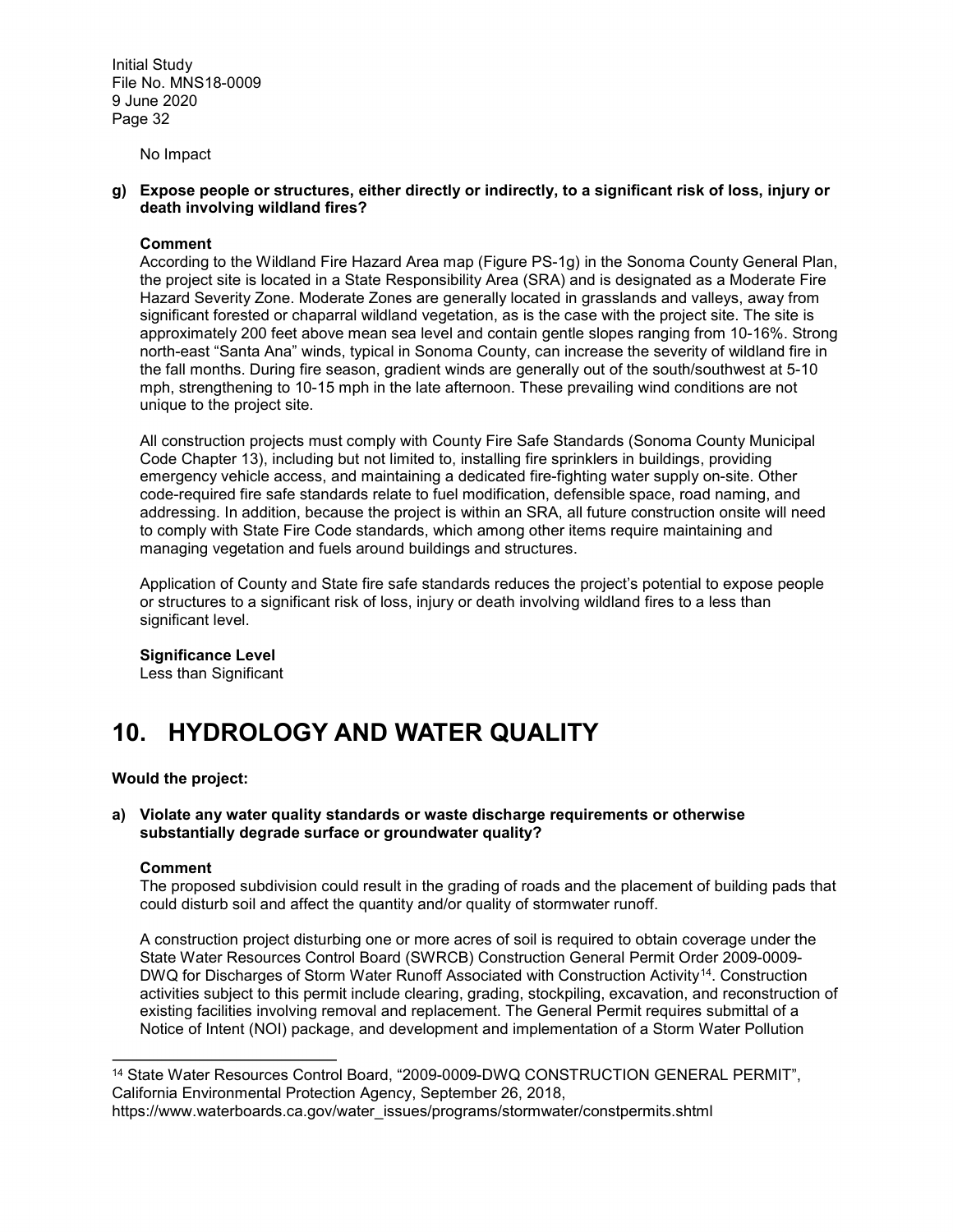No Impact

**g) Expose people or structures, either directly or indirectly, to a significant risk of loss, injury or death involving wildland fires?**

**Comment**

According to the Wildland Fire Hazard Area map (Figure PS-1g) in the Sonoma County General Plan, the project site is located in a State Responsibility Area (SRA) and is designated as a Moderate Fire Hazard Severity Zone. Moderate Zones are generally located in grasslands and valleys, away from significant forested or chaparral wildland vegetation, as is the case with the project site. The site is approximately 200 feet above mean sea level and contain gentle slopes ranging from 10-16%. Strong north-east "Santa Ana" winds, typical in Sonoma County, can increase the severity of wildland fire in the fall months. During fire season, gradient winds are generally out of the south/southwest at 5-10 mph, strengthening to 10-15 mph in the late afternoon. These prevailing wind conditions are not unique to the project site.

All construction projects must comply with County Fire Safe Standards (Sonoma County Municipal Code Chapter 13), including but not limited to, installing fire sprinklers in buildings, providing emergency vehicle access, and maintaining a dedicated fire-fighting water supply on-site. Other code-required fire safe standards relate to fuel modification, defensible space, road naming, and addressing. In addition, because the project is within an SRA, all future construction onsite will need to comply with State Fire Code standards, which among other items require maintaining and managing vegetation and fuels around buildings and structures.

Application of County and State fire safe standards reduces the project's potential to expose people or structures to a significant risk of loss, injury or death involving wildland fires to a less than significant level.

**Significance Level**

Less than Significant

# 10. HYDROLOGY AND WATER QUALITY

**Would the project:**

**a) Violate any water quality standards or waste discharge requirements or otherwise substantially degrade surface or groundwater quality?**

**Comment**

The proposed subdivision could result in the grading of roads and the placement of building pads that could disturb soil and affect the quantity and/or quality of stormwater runoff.

A construction project disturbing one or more acres of soil is required to obtain coverage under the State Water Resources Control Board (SWRCB) Construction General Permit Order 2009-0009-DWQ for Discharges of Storm Water Runoff Associated with Construction Activity[14]. Construction activities subject to this permit include clearing, grading, stockpiling, excavation, and reconstruction of existing facilities involving removal and replacement. The General Permit requires submittal of a Notice of Intent (NOI) package, and development and implementation of a Storm Water Pollution

---

[14] State Water Resources Control Board, "2009-0009-DWQ CONSTRUCTION GENERAL PERMIT", California Environmental Protection Agency, September 26, 2018, https://www.waterboards.ca.gov/water_issues/programs/stormwater/constpermits.shtml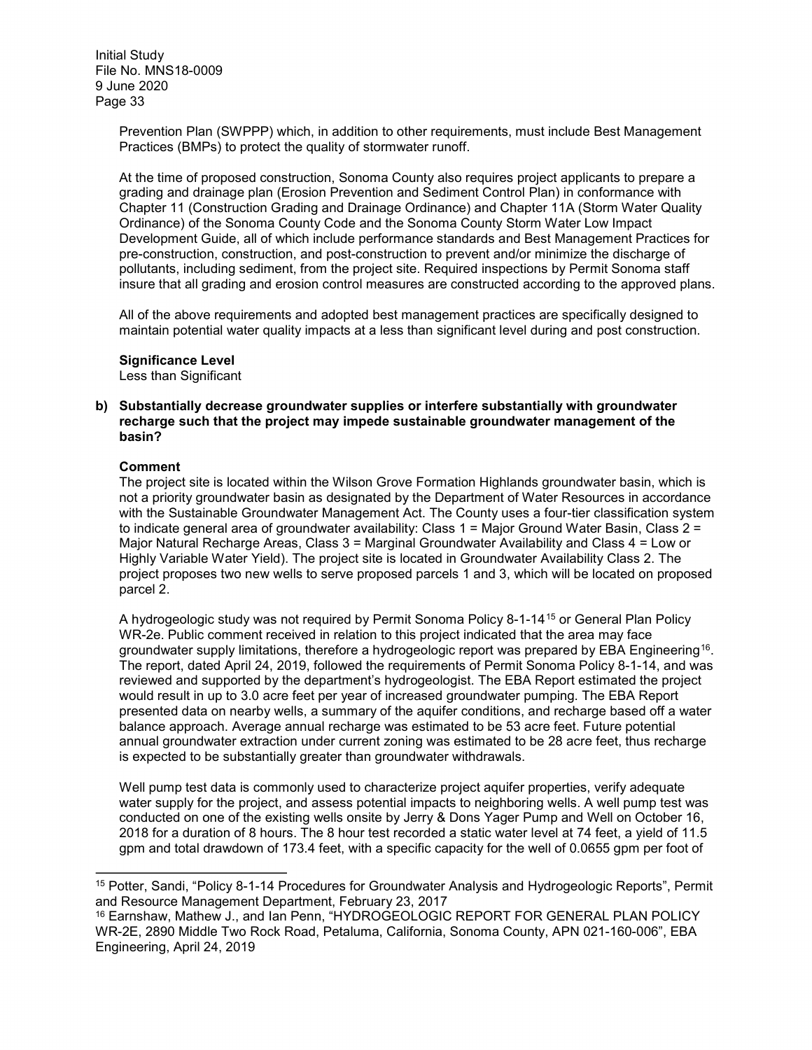Prevention Plan (SWPPP) which, in addition to other requirements, must include Best Management Practices (BMPs) to protect the quality of stormwater runoff.

At the time of proposed construction, Sonoma County also requires project applicants to prepare a grading and drainage plan (Erosion Prevention and Sediment Control Plan) in conformance with Chapter 11 (Construction Grading and Drainage Ordinance) and Chapter 11A (Storm Water Quality Ordinance) of the Sonoma County Code and the Sonoma County Storm Water Low Impact Development Guide, all of which include performance standards and Best Management Practices for pre-construction, construction, and post-construction to prevent and/or minimize the discharge of pollutants, including sediment, from the project site. Required inspections by Permit Sonoma staff insure that all grading and erosion control measures are constructed according to the approved plans.

All of the above requirements and adopted best management practices are specifically designed to maintain potential water quality impacts at a less than significant level during and post construction.

**Significance Level**
Less than Significant

**b) Substantially decrease groundwater supplies or interfere substantially with groundwater recharge such that the project may impede sustainable groundwater management of the basin?**

**Comment**
The project site is located within the Wilson Grove Formation Highlands groundwater basin, which is not a priority groundwater basin as designated by the Department of Water Resources in accordance with the Sustainable Groundwater Management Act. The County uses a four-tier classification system to indicate general area of groundwater availability: Class 1 = Major Ground Water Basin, Class 2 = Major Natural Recharge Areas, Class 3 = Marginal Groundwater Availability and Class 4 = Low or Highly Variable Water Yield). The project site is located in Groundwater Availability Class 2. The project proposes two new wells to serve proposed parcels 1 and 3, which will be located on proposed parcel 2.

A hydrogeologic study was not required by Permit Sonoma Policy 8-1-14[15] or General Plan Policy WR-2e. Public comment received in relation to this project indicated that the area may face groundwater supply limitations, therefore a hydrogeologic report was prepared by EBA Engineering[16]. The report, dated April 24, 2019, followed the requirements of Permit Sonoma Policy 8-1-14, and was reviewed and supported by the department's hydrogeologist. The EBA Report estimated the project would result in up to 3.0 acre feet per year of increased groundwater pumping. The EBA Report presented data on nearby wells, a summary of the aquifer conditions, and recharge based off a water balance approach. Average annual recharge was estimated to be 53 acre feet. Future potential annual groundwater extraction under current zoning was estimated to be 28 acre feet, thus recharge is expected to be substantially greater than groundwater withdrawals.

Well pump test data is commonly used to characterize project aquifer properties, verify adequate water supply for the project, and assess potential impacts to neighboring wells. A well pump test was conducted on one of the existing wells onsite by Jerry & Dons Yager Pump and Well on October 16, 2018 for a duration of 8 hours. The 8 hour test recorded a static water level at 74 feet, a yield of 11.5 gpm and total drawdown of 173.4 feet, with a specific capacity for the well of 0.0655 gpm per foot of

---

[15] Potter, Sandi, "Policy 8-1-14 Procedures for Groundwater Analysis and Hydrogeologic Reports", Permit and Resource Management Department, February 23, 2017

[16] Earnshaw, Mathew J., and Ian Penn, "HYDROGEOLOGIC REPORT FOR GENERAL PLAN POLICY WR-2E, 2890 Middle Two Rock Road, Petaluma, California, Sonoma County, APN 021-160-006", EBA Engineering, April 24, 2019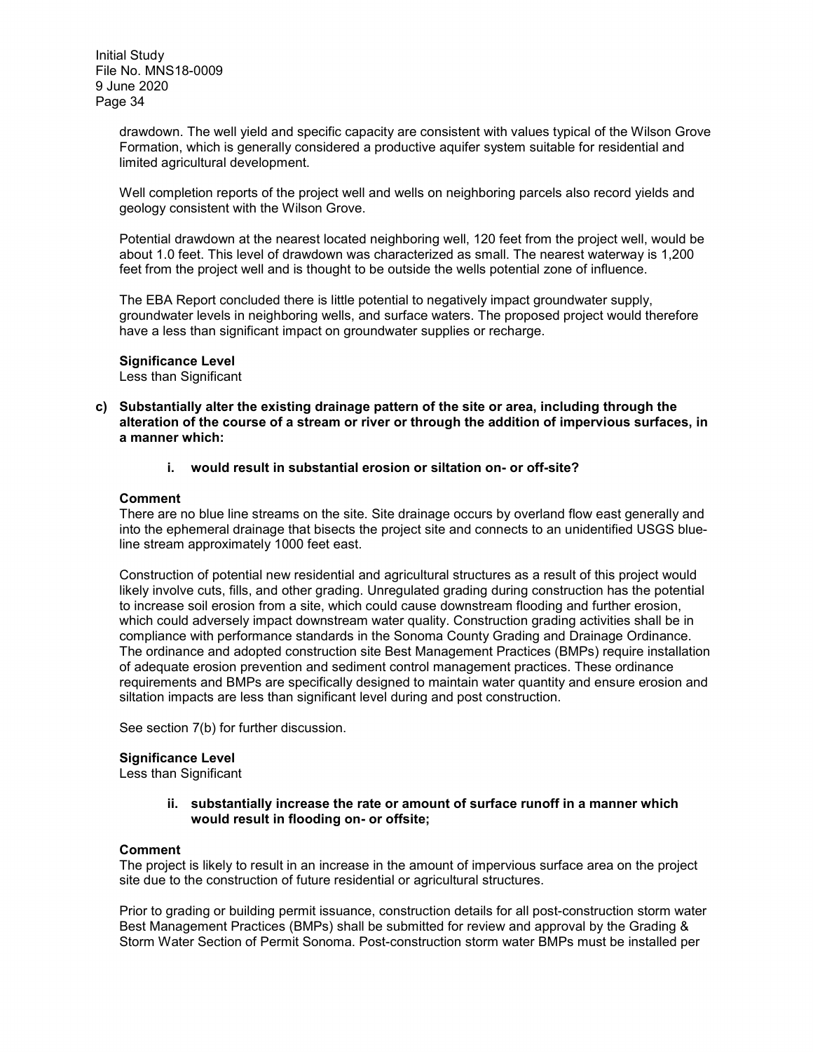drawdown. The well yield and specific capacity are consistent with values typical of the Wilson Grove Formation, which is generally considered a productive aquifer system suitable for residential and limited agricultural development.

Well completion reports of the project well and wells on neighboring parcels also record yields and geology consistent with the Wilson Grove.

Potential drawdown at the nearest located neighboring well, 120 feet from the project well, would be about 1.0 feet. This level of drawdown was characterized as small. The nearest waterway is 1,200 feet from the project well and is thought to be outside the wells potential zone of influence.

The EBA Report concluded there is little potential to negatively impact groundwater supply, groundwater levels in neighboring wells, and surface waters. The proposed project would therefore have a less than significant impact on groundwater supplies or recharge.

**Significance Level**
Less than Significant

**c) Substantially alter the existing drainage pattern of the site or area, including through the alteration of the course of a stream or river or through the addition of impervious surfaces, in a manner which:**

**i. would result in substantial erosion or siltation on- or off-site?**

**Comment**
There are no blue line streams on the site. Site drainage occurs by overland flow east generally and into the ephemeral drainage that bisects the project site and connects to an unidentified USGS blue-line stream approximately 1000 feet east.

Construction of potential new residential and agricultural structures as a result of this project would likely involve cuts, fills, and other grading. Unregulated grading during construction has the potential to increase soil erosion from a site, which could cause downstream flooding and further erosion, which could adversely impact downstream water quality. Construction grading activities shall be in compliance with performance standards in the Sonoma County Grading and Drainage Ordinance. The ordinance and adopted construction site Best Management Practices (BMPs) require installation of adequate erosion prevention and sediment control management practices. These ordinance requirements and BMPs are specifically designed to maintain water quantity and ensure erosion and siltation impacts are less than significant level during and post construction.

See section 7(b) for further discussion.

**Significance Level**
Less than Significant

**ii. substantially increase the rate or amount of surface runoff in a manner which would result in flooding on- or offsite;**

**Comment**
The project is likely to result in an increase in the amount of impervious surface area on the project site due to the construction of future residential or agricultural structures.

Prior to grading or building permit issuance, construction details for all post-construction storm water Best Management Practices (BMPs) shall be submitted for review and approval by the Grading & Storm Water Section of Permit Sonoma. Post-construction storm water BMPs must be installed per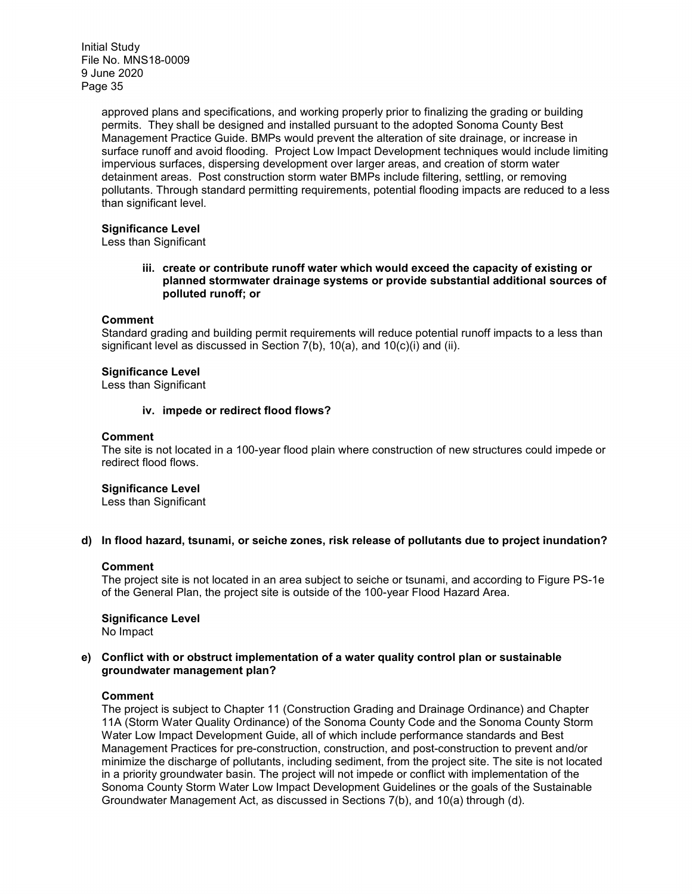approved plans and specifications, and working properly prior to finalizing the grading or building permits. They shall be designed and installed pursuant to the adopted Sonoma County Best Management Practice Guide. BMPs would prevent the alteration of site drainage, or increase in surface runoff and avoid flooding. Project Low Impact Development techniques would include limiting impervious surfaces, dispersing development over larger areas, and creation of storm water detainment areas. Post construction storm water BMPs include filtering, settling, or removing pollutants. Through standard permitting requirements, potential flooding impacts are reduced to a less than significant level.

**Significance Level**
Less than Significant

**iii. create or contribute runoff water which would exceed the capacity of existing or planned stormwater drainage systems or provide substantial additional sources of polluted runoff; or**

**Comment**
Standard grading and building permit requirements will reduce potential runoff impacts to a less than significant level as discussed in Section 7(b), 10(a), and 10(c)(i) and (ii).

**Significance Level**
Less than Significant

**iv. impede or redirect flood flows?**

**Comment**
The site is not located in a 100-year flood plain where construction of new structures could impede or redirect flood flows.

**Significance Level**
Less than Significant

**d) In flood hazard, tsunami, or seiche zones, risk release of pollutants due to project inundation?**

**Comment**
The project site is not located in an area subject to seiche or tsunami, and according to Figure PS-1e of the General Plan, the project site is outside of the 100-year Flood Hazard Area.

**Significance Level**
No Impact

**e) Conflict with or obstruct implementation of a water quality control plan or sustainable groundwater management plan?**

**Comment**
The project is subject to Chapter 11 (Construction Grading and Drainage Ordinance) and Chapter 11A (Storm Water Quality Ordinance) of the Sonoma County Code and the Sonoma County Storm Water Low Impact Development Guide, all of which include performance standards and Best Management Practices for pre-construction, construction, and post-construction to prevent and/or minimize the discharge of pollutants, including sediment, from the project site. The site is not located in a priority groundwater basin. The project will not impede or conflict with implementation of the Sonoma County Storm Water Low Impact Development Guidelines or the goals of the Sustainable Groundwater Management Act, as discussed in Sections 7(b), and 10(a) through (d).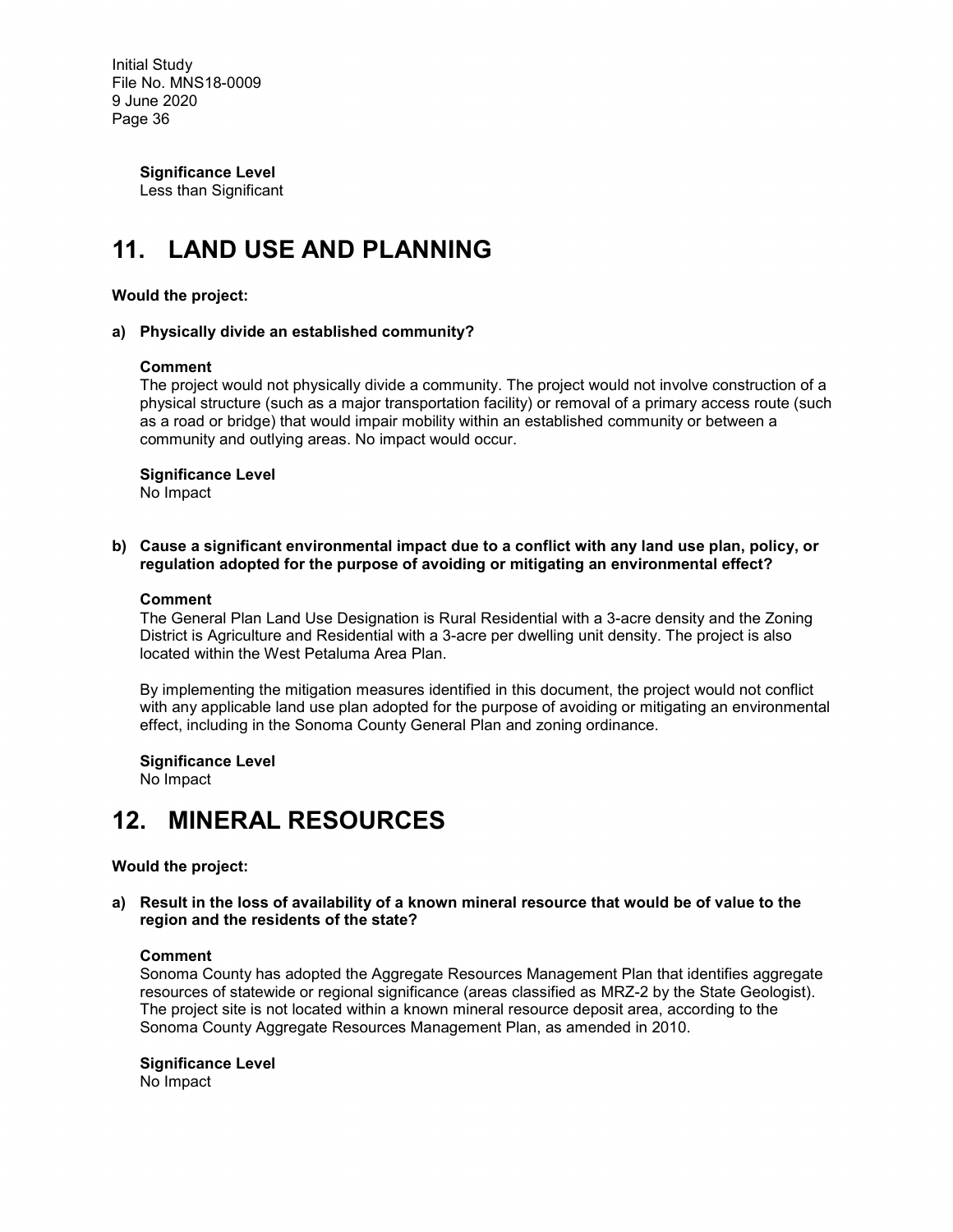**Significance Level**
Less than Significant

# 11. LAND USE AND PLANNING

**Would the project:**

**a) Physically divide an established community?**

**Comment**
The project would not physically divide a community. The project would not involve construction of a physical structure (such as a major transportation facility) or removal of a primary access route (such as a road or bridge) that would impair mobility within an established community or between a community and outlying areas. No impact would occur.

**Significance Level**
No Impact

**b) Cause a significant environmental impact due to a conflict with any land use plan, policy, or regulation adopted for the purpose of avoiding or mitigating an environmental effect?**

**Comment**
The General Plan Land Use Designation is Rural Residential with a 3-acre density and the Zoning District is Agriculture and Residential with a 3-acre per dwelling unit density. The project is also located within the West Petaluma Area Plan.

By implementing the mitigation measures identified in this document, the project would not conflict with any applicable land use plan adopted for the purpose of avoiding or mitigating an environmental effect, including in the Sonoma County General Plan and zoning ordinance.

**Significance Level**
No Impact

# 12. MINERAL RESOURCES

**Would the project:**

**a) Result in the loss of availability of a known mineral resource that would be of value to the region and the residents of the state?**

**Comment**
Sonoma County has adopted the Aggregate Resources Management Plan that identifies aggregate resources of statewide or regional significance (areas classified as MRZ-2 by the State Geologist). The project site is not located within a known mineral resource deposit area, according to the Sonoma County Aggregate Resources Management Plan, as amended in 2010.

**Significance Level**
No Impact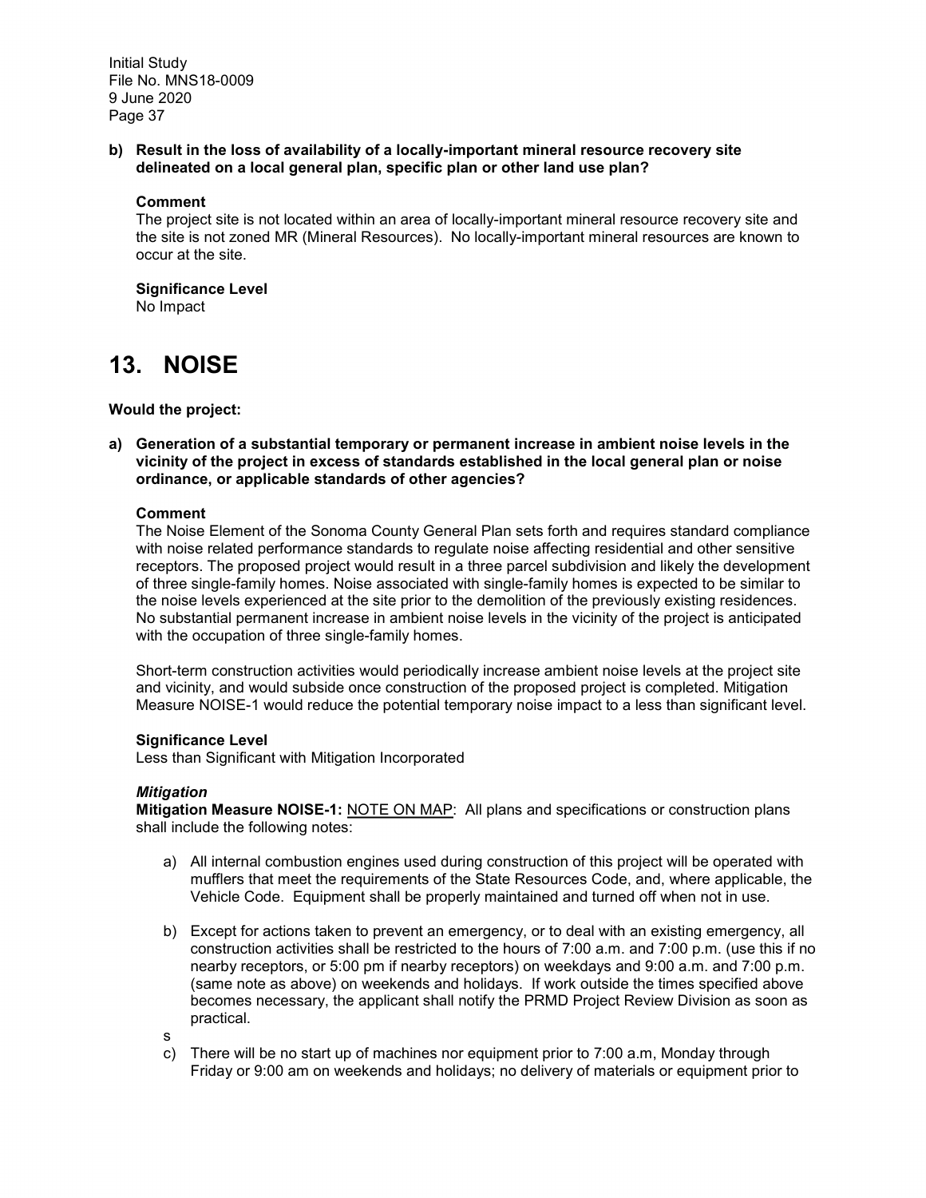**b) Result in the loss of availability of a locally-important mineral resource recovery site delineated on a local general plan, specific plan or other land use plan?**

**Comment**
The project site is not located within an area of locally-important mineral resource recovery site and the site is not zoned MR (Mineral Resources). No locally-important mineral resources are known to occur at the site.

**Significance Level**
No Impact

# 13. NOISE

**Would the project:**

**a) Generation of a substantial temporary or permanent increase in ambient noise levels in the vicinity of the project in excess of standards established in the local general plan or noise ordinance, or applicable standards of other agencies?**

**Comment**
The Noise Element of the Sonoma County General Plan sets forth and requires standard compliance with noise related performance standards to regulate noise affecting residential and other sensitive receptors. The proposed project would result in a three parcel subdivision and likely the development of three single-family homes. Noise associated with single-family homes is expected to be similar to the noise levels experienced at the site prior to the demolition of the previously existing residences. No substantial permanent increase in ambient noise levels in the vicinity of the project is anticipated with the occupation of three single-family homes.

Short-term construction activities would periodically increase ambient noise levels at the project site and vicinity, and would subside once construction of the proposed project is completed. Mitigation Measure NOISE-1 would reduce the potential temporary noise impact to a less than significant level.

**Significance Level**
Less than Significant with Mitigation Incorporated

***Mitigation***
**Mitigation Measure NOISE-1:** <u>NOTE ON MAP</u>: All plans and specifications or construction plans shall include the following notes:

a) All internal combustion engines used during construction of this project will be operated with mufflers that meet the requirements of the State Resources Code, and, where applicable, the Vehicle Code. Equipment shall be properly maintained and turned off when not in use.

b) Except for actions taken to prevent an emergency, or to deal with an existing emergency, all construction activities shall be restricted to the hours of 7:00 a.m. and 7:00 p.m. (use this if no nearby receptors, or 5:00 pm if nearby receptors) on weekdays and 9:00 a.m. and 7:00 p.m. (same note as above) on weekends and holidays. If work outside the times specified above becomes necessary, the applicant shall notify the PRMD Project Review Division as soon as practical.

s

c) There will be no start up of machines nor equipment prior to 7:00 a.m, Monday through Friday or 9:00 am on weekends and holidays; no delivery of materials or equipment prior to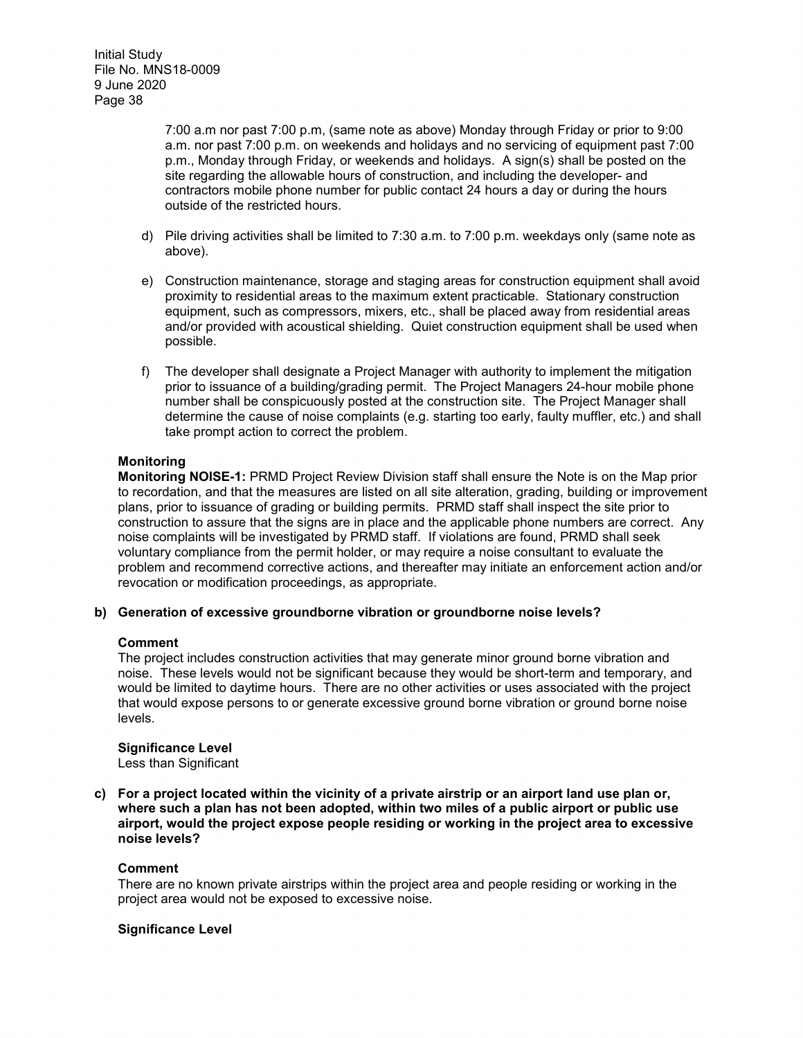7:00 a.m nor past 7:00 p.m, (same note as above) Monday through Friday or prior to 9:00 a.m. nor past 7:00 p.m. on weekends and holidays and no servicing of equipment past 7:00 p.m., Monday through Friday, or weekends and holidays. A sign(s) shall be posted on the site regarding the allowable hours of construction, and including the developer- and contractors mobile phone number for public contact 24 hours a day or during the hours outside of the restricted hours.

d) Pile driving activities shall be limited to 7:30 a.m. to 7:00 p.m. weekdays only (same note as above).

e) Construction maintenance, storage and staging areas for construction equipment shall avoid proximity to residential areas to the maximum extent practicable. Stationary construction equipment, such as compressors, mixers, etc., shall be placed away from residential areas and/or provided with acoustical shielding. Quiet construction equipment shall be used when possible.

f) The developer shall designate a Project Manager with authority to implement the mitigation prior to issuance of a building/grading permit. The Project Managers 24-hour mobile phone number shall be conspicuously posted at the construction site. The Project Manager shall determine the cause of noise complaints (e.g. starting too early, faulty muffler, etc.) and shall take prompt action to correct the problem.

**Monitoring**

**Monitoring NOISE-1:** PRMD Project Review Division staff shall ensure the Note is on the Map prior to recordation, and that the measures are listed on all site alteration, grading, building or improvement plans, prior to issuance of grading or building permits. PRMD staff shall inspect the site prior to construction to assure that the signs are in place and the applicable phone numbers are correct. Any noise complaints will be investigated by PRMD staff. If violations are found, PRMD shall seek voluntary compliance from the permit holder, or may require a noise consultant to evaluate the problem and recommend corrective actions, and thereafter may initiate an enforcement action and/or revocation or modification proceedings, as appropriate.

**b) Generation of excessive groundborne vibration or groundborne noise levels?**

**Comment**

The project includes construction activities that may generate minor ground borne vibration and noise. These levels would not be significant because they would be short-term and temporary, and would be limited to daytime hours. There are no other activities or uses associated with the project that would expose persons to or generate excessive ground borne vibration or ground borne noise levels.

**Significance Level**

Less than Significant

**c) For a project located within the vicinity of a private airstrip or an airport land use plan or, where such a plan has not been adopted, within two miles of a public airport or public use airport, would the project expose people residing or working in the project area to excessive noise levels?**

**Comment**

There are no known private airstrips within the project area and people residing or working in the project area would not be exposed to excessive noise.

**Significance Level**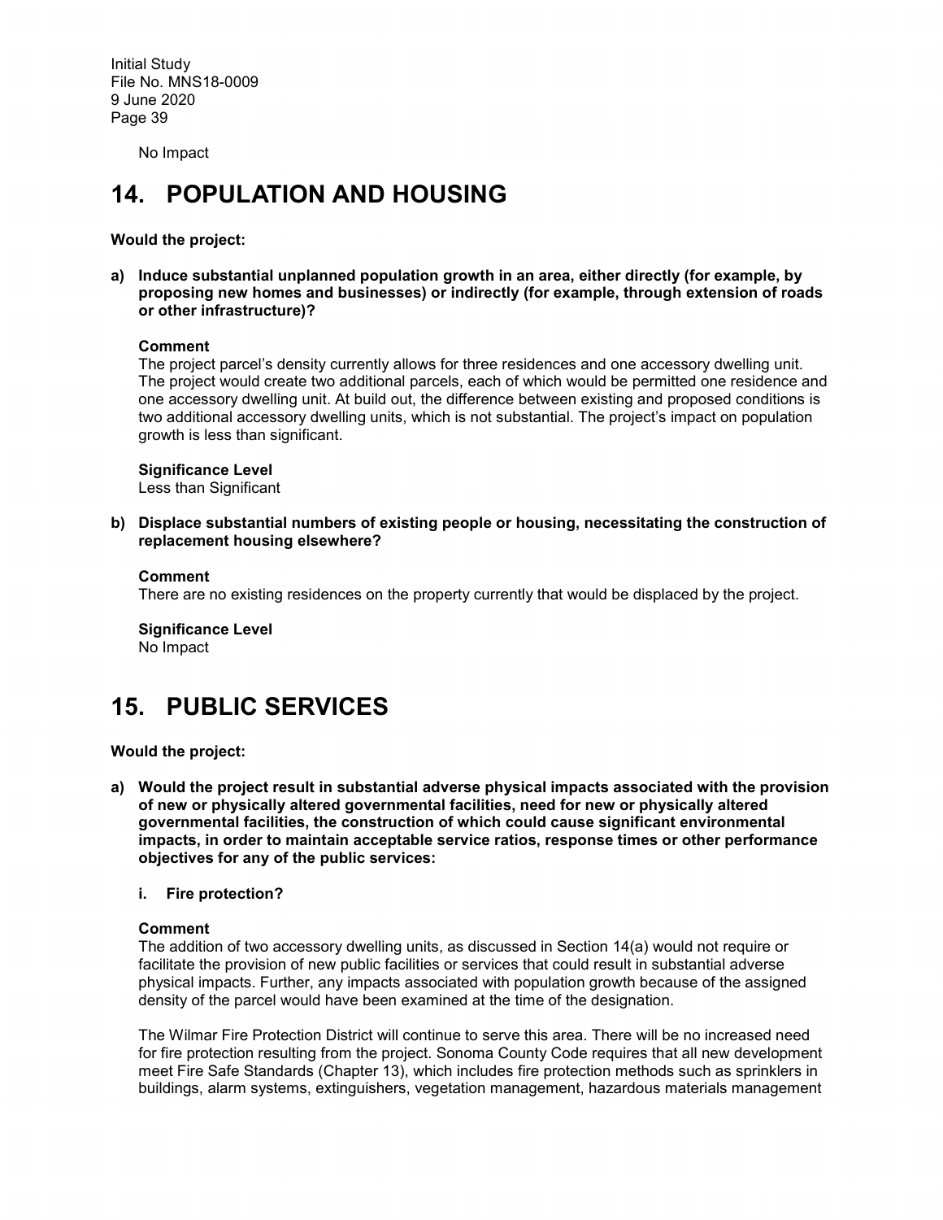No Impact

# 14. POPULATION AND HOUSING

**Would the project:**

**a) Induce substantial unplanned population growth in an area, either directly (for example, by proposing new homes and businesses) or indirectly (for example, through extension of roads or other infrastructure)?**

**Comment**
The project parcel's density currently allows for three residences and one accessory dwelling unit. The project would create two additional parcels, each of which would be permitted one residence and one accessory dwelling unit. At build out, the difference between existing and proposed conditions is two additional accessory dwelling units, which is not substantial. The project's impact on population growth is less than significant.

**Significance Level**
Less than Significant

**b) Displace substantial numbers of existing people or housing, necessitating the construction of replacement housing elsewhere?**

**Comment**
There are no existing residences on the property currently that would be displaced by the project.

**Significance Level**
No Impact

# 15. PUBLIC SERVICES

**Would the project:**

**a) Would the project result in substantial adverse physical impacts associated with the provision of new or physically altered governmental facilities, need for new or physically altered governmental facilities, the construction of which could cause significant environmental impacts, in order to maintain acceptable service ratios, response times or other performance objectives for any of the public services:**

**i. Fire protection?**

**Comment**
The addition of two accessory dwelling units, as discussed in Section 14(a) would not require or facilitate the provision of new public facilities or services that could result in substantial adverse physical impacts. Further, any impacts associated with population growth because of the assigned density of the parcel would have been examined at the time of the designation.

The Wilmar Fire Protection District will continue to serve this area. There will be no increased need for fire protection resulting from the project. Sonoma County Code requires that all new development meet Fire Safe Standards (Chapter 13), which includes fire protection methods such as sprinklers in buildings, alarm systems, extinguishers, vegetation management, hazardous materials management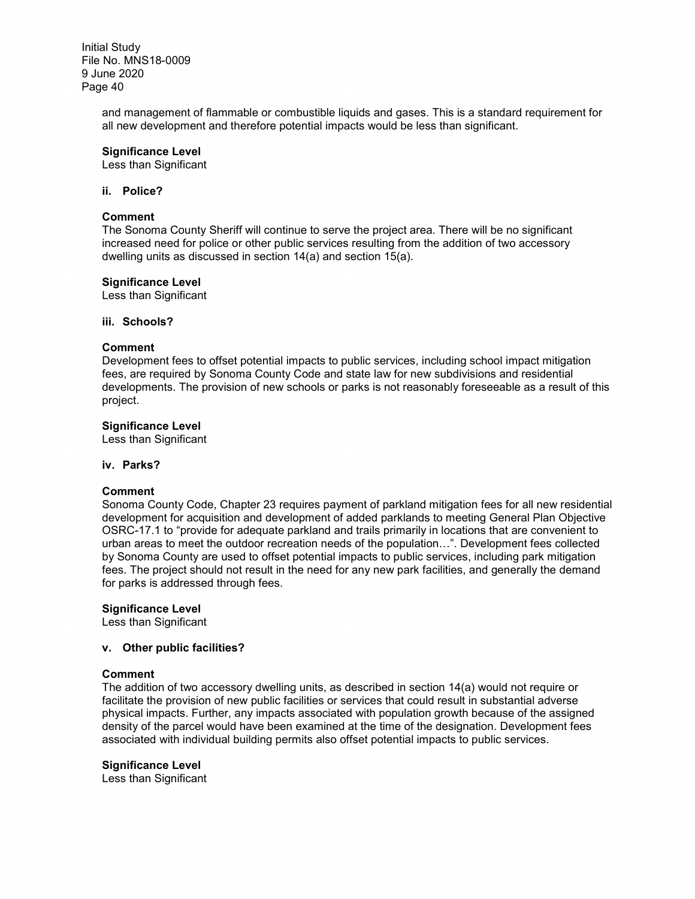and management of flammable or combustible liquids and gases. This is a standard requirement for all new development and therefore potential impacts would be less than significant.

**Significance Level**
Less than Significant

**ii. Police?**

**Comment**
The Sonoma County Sheriff will continue to serve the project area. There will be no significant increased need for police or other public services resulting from the addition of two accessory dwelling units as discussed in section 14(a) and section 15(a).

**Significance Level**
Less than Significant

**iii. Schools?**

**Comment**
Development fees to offset potential impacts to public services, including school impact mitigation fees, are required by Sonoma County Code and state law for new subdivisions and residential developments. The provision of new schools or parks is not reasonably foreseeable as a result of this project.

**Significance Level**
Less than Significant

**iv. Parks?**

**Comment**
Sonoma County Code, Chapter 23 requires payment of parkland mitigation fees for all new residential development for acquisition and development of added parklands to meeting General Plan Objective OSRC-17.1 to "provide for adequate parkland and trails primarily in locations that are convenient to urban areas to meet the outdoor recreation needs of the population…". Development fees collected by Sonoma County are used to offset potential impacts to public services, including park mitigation fees. The project should not result in the need for any new park facilities, and generally the demand for parks is addressed through fees.

**Significance Level**
Less than Significant

**v. Other public facilities?**

**Comment**
The addition of two accessory dwelling units, as described in section 14(a) would not require or facilitate the provision of new public facilities or services that could result in substantial adverse physical impacts. Further, any impacts associated with population growth because of the assigned density of the parcel would have been examined at the time of the designation. Development fees associated with individual building permits also offset potential impacts to public services.

**Significance Level**
Less than Significant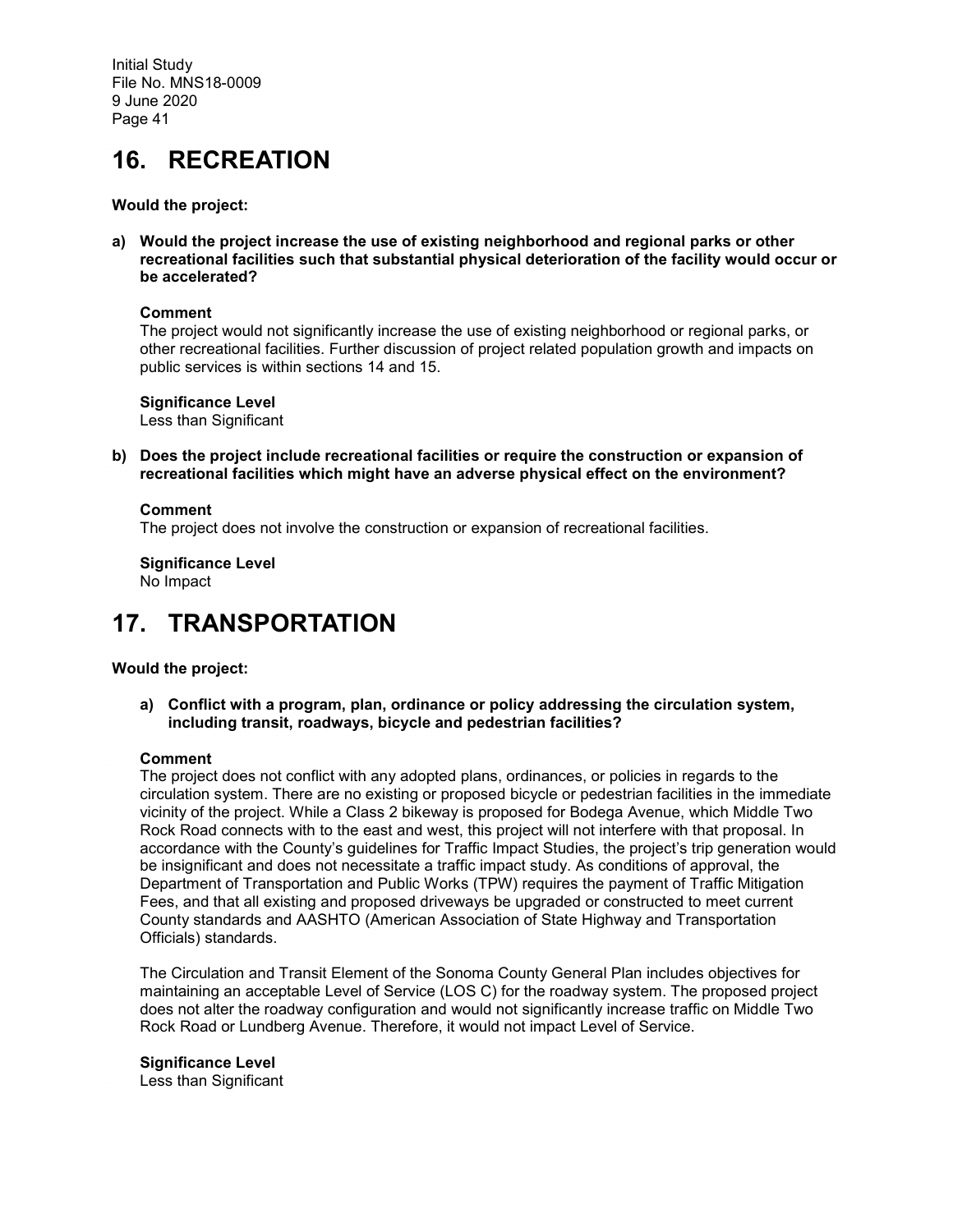# 16. RECREATION

**Would the project:**

**a) Would the project increase the use of existing neighborhood and regional parks or other recreational facilities such that substantial physical deterioration of the facility would occur or be accelerated?**

**Comment**
The project would not significantly increase the use of existing neighborhood or regional parks, or other recreational facilities. Further discussion of project related population growth and impacts on public services is within sections 14 and 15.

**Significance Level**
Less than Significant

**b) Does the project include recreational facilities or require the construction or expansion of recreational facilities which might have an adverse physical effect on the environment?**

**Comment**
The project does not involve the construction or expansion of recreational facilities.

**Significance Level**
No Impact

# 17. TRANSPORTATION

**Would the project:**

**a) Conflict with a program, plan, ordinance or policy addressing the circulation system, including transit, roadways, bicycle and pedestrian facilities?**

**Comment**
The project does not conflict with any adopted plans, ordinances, or policies in regards to the circulation system. There are no existing or proposed bicycle or pedestrian facilities in the immediate vicinity of the project. While a Class 2 bikeway is proposed for Bodega Avenue, which Middle Two Rock Road connects with to the east and west, this project will not interfere with that proposal. In accordance with the County's guidelines for Traffic Impact Studies, the project's trip generation would be insignificant and does not necessitate a traffic impact study. As conditions of approval, the Department of Transportation and Public Works (TPW) requires the payment of Traffic Mitigation Fees, and that all existing and proposed driveways be upgraded or constructed to meet current County standards and AASHTO (American Association of State Highway and Transportation Officials) standards.

The Circulation and Transit Element of the Sonoma County General Plan includes objectives for maintaining an acceptable Level of Service (LOS C) for the roadway system. The proposed project does not alter the roadway configuration and would not significantly increase traffic on Middle Two Rock Road or Lundberg Avenue. Therefore, it would not impact Level of Service.

**Significance Level**
Less than Significant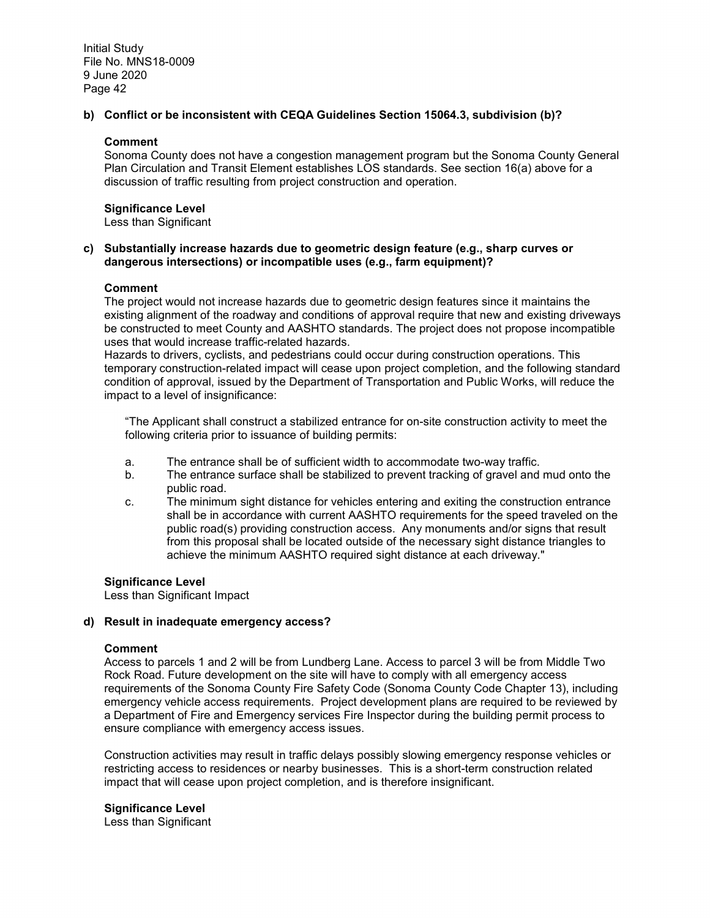**b) Conflict or be inconsistent with CEQA Guidelines Section 15064.3, subdivision (b)?**

**Comment**

Sonoma County does not have a congestion management program but the Sonoma County General Plan Circulation and Transit Element establishes LOS standards. See section 16(a) above for a discussion of traffic resulting from project construction and operation.

**Significance Level**

Less than Significant

**c) Substantially increase hazards due to geometric design feature (e.g., sharp curves or dangerous intersections) or incompatible uses (e.g., farm equipment)?**

**Comment**

The project would not increase hazards due to geometric design features since it maintains the existing alignment of the roadway and conditions of approval require that new and existing driveways be constructed to meet County and AASHTO standards. The project does not propose incompatible uses that would increase traffic-related hazards.

Hazards to drivers, cyclists, and pedestrians could occur during construction operations. This temporary construction-related impact will cease upon project completion, and the following standard condition of approval, issued by the Department of Transportation and Public Works, will reduce the impact to a level of insignificance:

> "The Applicant shall construct a stabilized entrance for on-site construction activity to meet the following criteria prior to issuance of building permits:
>
> a. The entrance shall be of sufficient width to accommodate two-way traffic.
>
> b. The entrance surface shall be stabilized to prevent tracking of gravel and mud onto the public road.
>
> c. The minimum sight distance for vehicles entering and exiting the construction entrance shall be in accordance with current AASHTO requirements for the speed traveled on the public road(s) providing construction access. Any monuments and/or signs that result from this proposal shall be located outside of the necessary sight distance triangles to achieve the minimum AASHTO required sight distance at each driveway."

**Significance Level**

Less than Significant Impact

**d) Result in inadequate emergency access?**

**Comment**

Access to parcels 1 and 2 will be from Lundberg Lane. Access to parcel 3 will be from Middle Two Rock Road. Future development on the site will have to comply with all emergency access requirements of the Sonoma County Fire Safety Code (Sonoma County Code Chapter 13), including emergency vehicle access requirements. Project development plans are required to be reviewed by a Department of Fire and Emergency services Fire Inspector during the building permit process to ensure compliance with emergency access issues.

Construction activities may result in traffic delays possibly slowing emergency response vehicles or restricting access to residences or nearby businesses. This is a short-term construction related impact that will cease upon project completion, and is therefore insignificant.

**Significance Level**

Less than Significant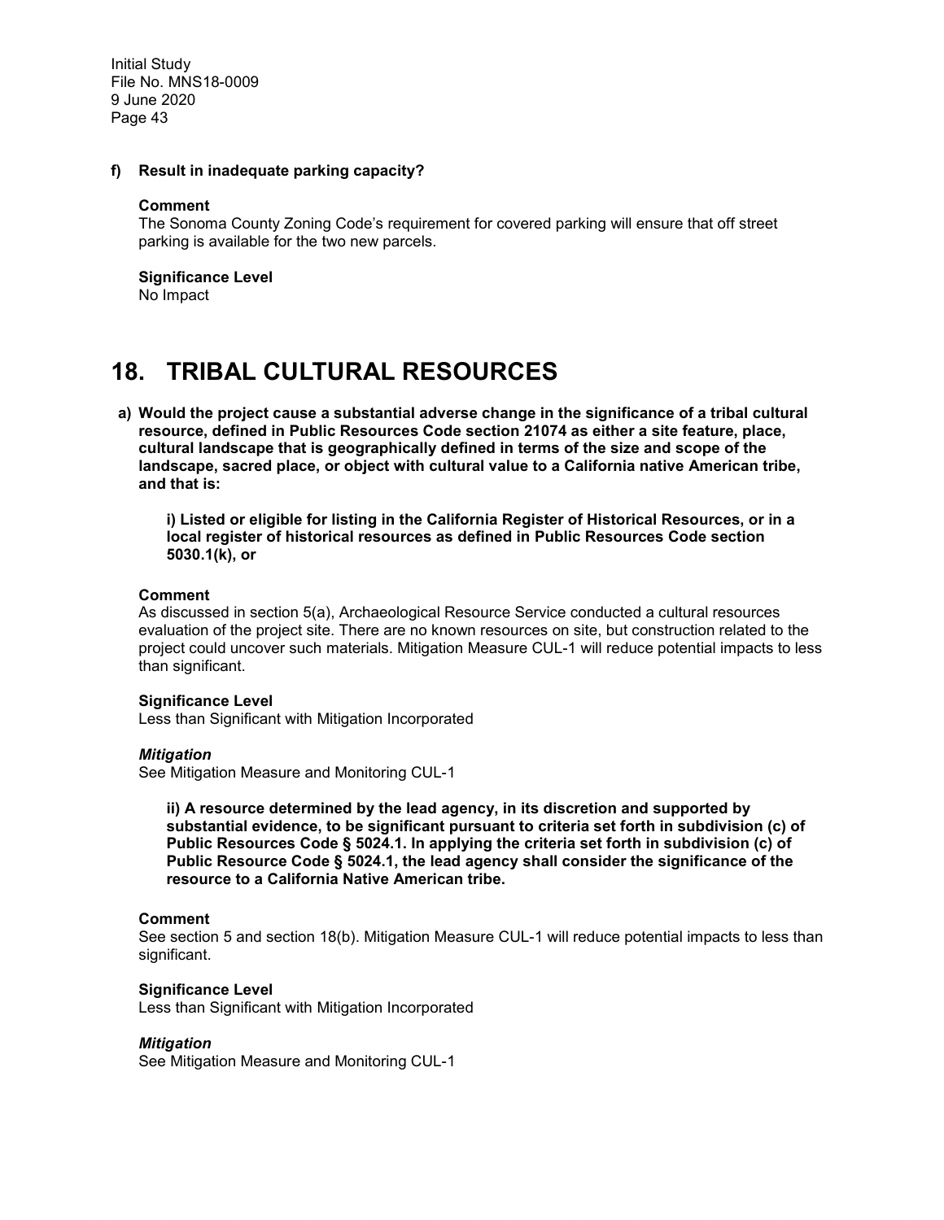**f) Result in inadequate parking capacity?**

**Comment**
The Sonoma County Zoning Code's requirement for covered parking will ensure that off street parking is available for the two new parcels.

**Significance Level**
No Impact

# 18. TRIBAL CULTURAL RESOURCES

**a) Would the project cause a substantial adverse change in the significance of a tribal cultural resource, defined in Public Resources Code section 21074 as either a site feature, place, cultural landscape that is geographically defined in terms of the size and scope of the landscape, sacred place, or object with cultural value to a California native American tribe, and that is:**

**i) Listed or eligible for listing in the California Register of Historical Resources, or in a local register of historical resources as defined in Public Resources Code section 5030.1(k), or**

**Comment**
As discussed in section 5(a), Archaeological Resource Service conducted a cultural resources evaluation of the project site. There are no known resources on site, but construction related to the project could uncover such materials. Mitigation Measure CUL-1 will reduce potential impacts to less than significant.

**Significance Level**
Less than Significant with Mitigation Incorporated

***Mitigation***
See Mitigation Measure and Monitoring CUL-1

**ii) A resource determined by the lead agency, in its discretion and supported by substantial evidence, to be significant pursuant to criteria set forth in subdivision (c) of Public Resources Code § 5024.1. In applying the criteria set forth in subdivision (c) of Public Resource Code § 5024.1, the lead agency shall consider the significance of the resource to a California Native American tribe.**

**Comment**
See section 5 and section 18(b). Mitigation Measure CUL-1 will reduce potential impacts to less than significant.

**Significance Level**
Less than Significant with Mitigation Incorporated

***Mitigation***
See Mitigation Measure and Monitoring CUL-1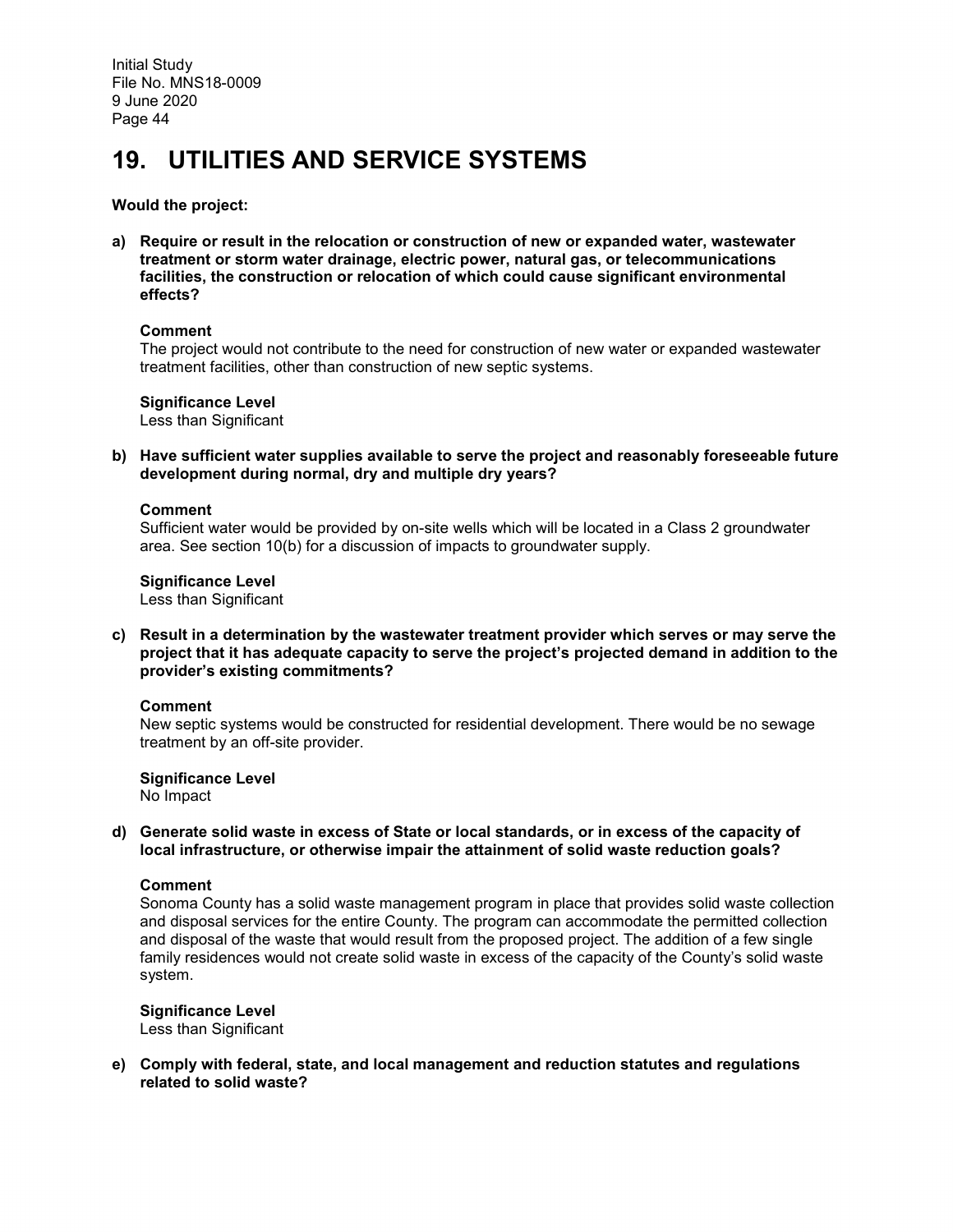# 19. UTILITIES AND SERVICE SYSTEMS

**Would the project:**

**a) Require or result in the relocation or construction of new or expanded water, wastewater treatment or storm water drainage, electric power, natural gas, or telecommunications facilities, the construction or relocation of which could cause significant environmental effects?**

**Comment**
The project would not contribute to the need for construction of new water or expanded wastewater treatment facilities, other than construction of new septic systems.

**Significance Level**
Less than Significant

**b) Have sufficient water supplies available to serve the project and reasonably foreseeable future development during normal, dry and multiple dry years?**

**Comment**
Sufficient water would be provided by on-site wells which will be located in a Class 2 groundwater area. See section 10(b) for a discussion of impacts to groundwater supply.

**Significance Level**
Less than Significant

**c) Result in a determination by the wastewater treatment provider which serves or may serve the project that it has adequate capacity to serve the project's projected demand in addition to the provider's existing commitments?**

**Comment**
New septic systems would be constructed for residential development. There would be no sewage treatment by an off-site provider.

**Significance Level**
No Impact

**d) Generate solid waste in excess of State or local standards, or in excess of the capacity of local infrastructure, or otherwise impair the attainment of solid waste reduction goals?**

**Comment**
Sonoma County has a solid waste management program in place that provides solid waste collection and disposal services for the entire County. The program can accommodate the permitted collection and disposal of the waste that would result from the proposed project. The addition of a few single family residences would not create solid waste in excess of the capacity of the County's solid waste system.

**Significance Level**
Less than Significant

**e) Comply with federal, state, and local management and reduction statutes and regulations related to solid waste?**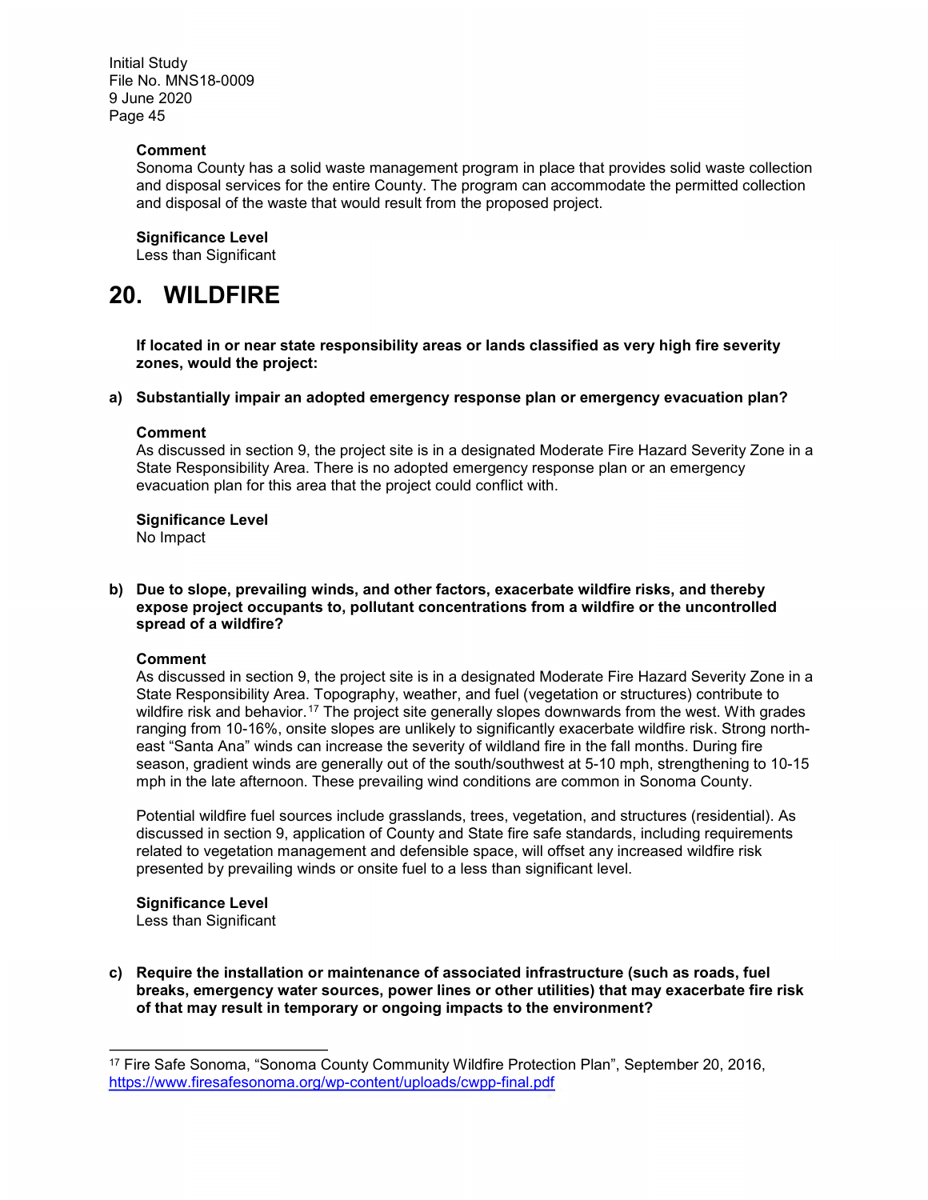**Comment**
Sonoma County has a solid waste management program in place that provides solid waste collection and disposal services for the entire County. The program can accommodate the permitted collection and disposal of the waste that would result from the proposed project.

**Significance Level**
Less than Significant

# 20. WILDFIRE

**If located in or near state responsibility areas or lands classified as very high fire severity zones, would the project:**

**a) Substantially impair an adopted emergency response plan or emergency evacuation plan?**

**Comment**
As discussed in section 9, the project site is in a designated Moderate Fire Hazard Severity Zone in a State Responsibility Area. There is no adopted emergency response plan or an emergency evacuation plan for this area that the project could conflict with.

**Significance Level**
No Impact

**b) Due to slope, prevailing winds, and other factors, exacerbate wildfire risks, and thereby expose project occupants to, pollutant concentrations from a wildfire or the uncontrolled spread of a wildfire?**

**Comment**
As discussed in section 9, the project site is in a designated Moderate Fire Hazard Severity Zone in a State Responsibility Area. Topography, weather, and fuel (vegetation or structures) contribute to wildfire risk and behavior.[17] The project site generally slopes downwards from the west. With grades ranging from 10-16%, onsite slopes are unlikely to significantly exacerbate wildfire risk. Strong north-east "Santa Ana" winds can increase the severity of wildland fire in the fall months. During fire season, gradient winds are generally out of the south/southwest at 5-10 mph, strengthening to 10-15 mph in the late afternoon. These prevailing wind conditions are common in Sonoma County.

Potential wildfire fuel sources include grasslands, trees, vegetation, and structures (residential). As discussed in section 9, application of County and State fire safe standards, including requirements related to vegetation management and defensible space, will offset any increased wildfire risk presented by prevailing winds or onsite fuel to a less than significant level.

**Significance Level**
Less than Significant

**c) Require the installation or maintenance of associated infrastructure (such as roads, fuel breaks, emergency water sources, power lines or other utilities) that may exacerbate fire risk of that may result in temporary or ongoing impacts to the environment?**

---

[17] Fire Safe Sonoma, "Sonoma County Community Wildfire Protection Plan", September 20, 2016, https://www.firesafesonoma.org/wp-content/uploads/cwpp-final.pdf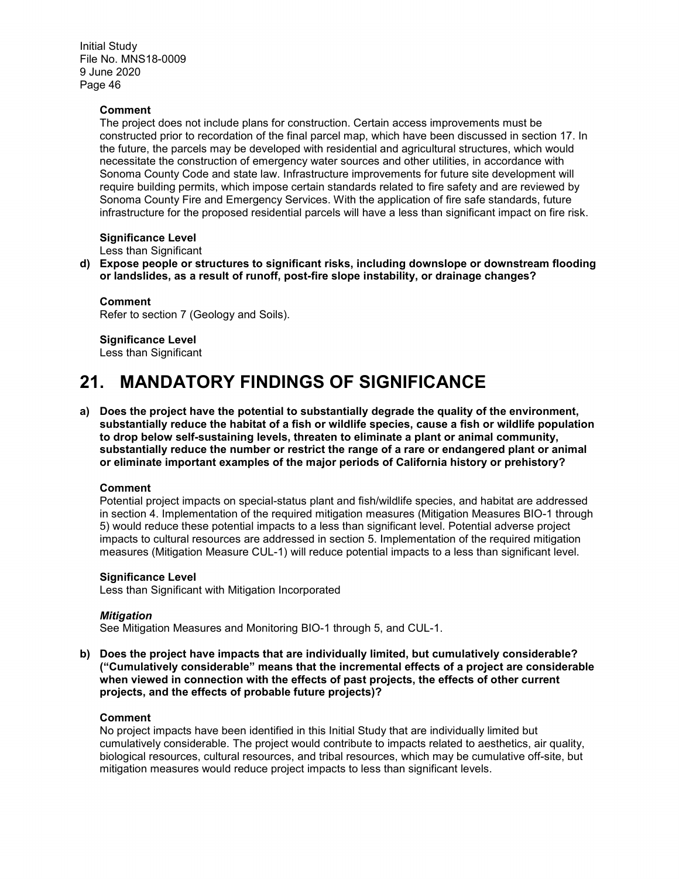**Comment**

The project does not include plans for construction. Certain access improvements must be constructed prior to recordation of the final parcel map, which have been discussed in section 17. In the future, the parcels may be developed with residential and agricultural structures, which would necessitate the construction of emergency water sources and other utilities, in accordance with Sonoma County Code and state law. Infrastructure improvements for future site development will require building permits, which impose certain standards related to fire safety and are reviewed by Sonoma County Fire and Emergency Services. With the application of fire safe standards, future infrastructure for the proposed residential parcels will have a less than significant impact on fire risk.

**Significance Level**

Less than Significant

**d) Expose people or structures to significant risks, including downslope or downstream flooding or landslides, as a result of runoff, post-fire slope instability, or drainage changes?**

**Comment**

Refer to section 7 (Geology and Soils).

**Significance Level**

Less than Significant

# 21. MANDATORY FINDINGS OF SIGNIFICANCE

**a) Does the project have the potential to substantially degrade the quality of the environment, substantially reduce the habitat of a fish or wildlife species, cause a fish or wildlife population to drop below self-sustaining levels, threaten to eliminate a plant or animal community, substantially reduce the number or restrict the range of a rare or endangered plant or animal or eliminate important examples of the major periods of California history or prehistory?**

**Comment**

Potential project impacts on special-status plant and fish/wildlife species, and habitat are addressed in section 4. Implementation of the required mitigation measures (Mitigation Measures BIO-1 through 5) would reduce these potential impacts to a less than significant level. Potential adverse project impacts to cultural resources are addressed in section 5. Implementation of the required mitigation measures (Mitigation Measure CUL-1) will reduce potential impacts to a less than significant level.

**Significance Level**

Less than Significant with Mitigation Incorporated

***Mitigation***

See Mitigation Measures and Monitoring BIO-1 through 5, and CUL-1.

**b) Does the project have impacts that are individually limited, but cumulatively considerable? ("Cumulatively considerable" means that the incremental effects of a project are considerable when viewed in connection with the effects of past projects, the effects of other current projects, and the effects of probable future projects)?**

**Comment**

No project impacts have been identified in this Initial Study that are individually limited but cumulatively considerable. The project would contribute to impacts related to aesthetics, air quality, biological resources, cultural resources, and tribal resources, which may be cumulative off-site, but mitigation measures would reduce project impacts to less than significant levels.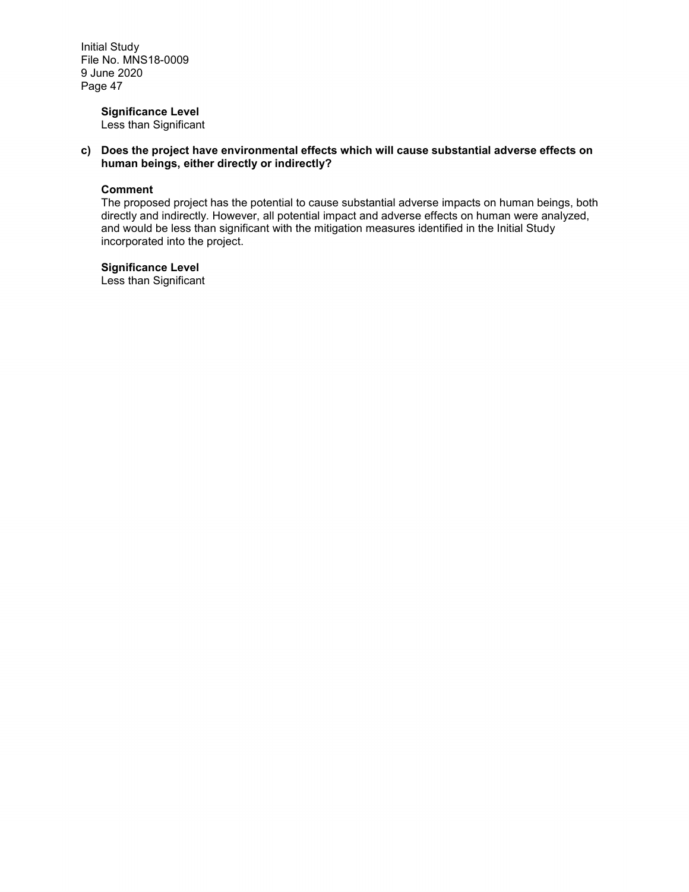**Significance Level**
Less than Significant

**c) Does the project have environmental effects which will cause substantial adverse effects on human beings, either directly or indirectly?**

**Comment**
The proposed project has the potential to cause substantial adverse impacts on human beings, both directly and indirectly. However, all potential impact and adverse effects on human were analyzed, and would be less than significant with the mitigation measures identified in the Initial Study incorporated into the project.

**Significance Level**
Less than Significant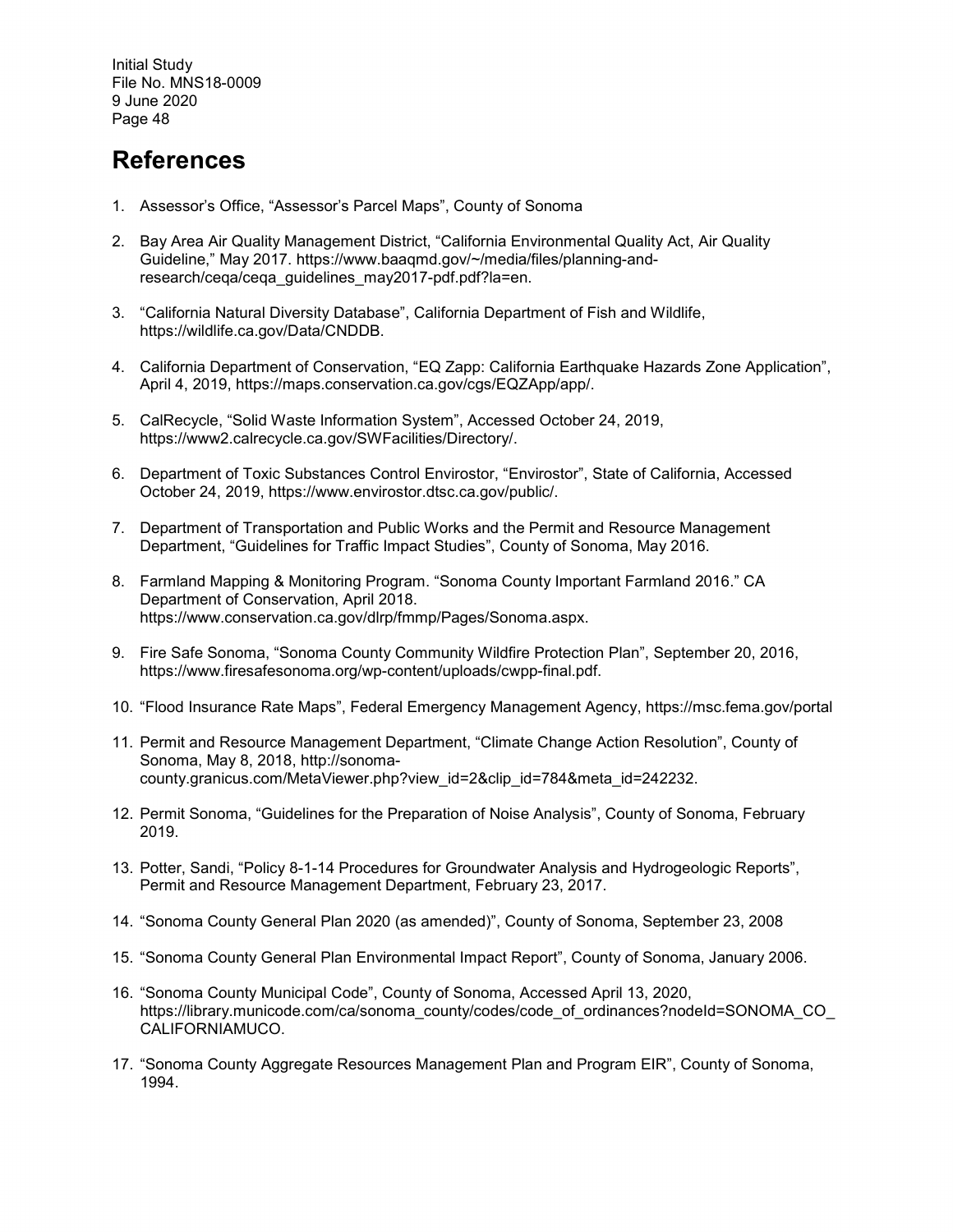# References

1. Assessor's Office, "Assessor's Parcel Maps", County of Sonoma

2. Bay Area Air Quality Management District, "California Environmental Quality Act, Air Quality Guideline," May 2017. https://www.baaqmd.gov/~/media/files/planning-and-research/ceqa/ceqa_guidelines_may2017-pdf.pdf?la=en.

3. "California Natural Diversity Database", California Department of Fish and Wildlife, https://wildlife.ca.gov/Data/CNDDB.

4. California Department of Conservation, "EQ Zapp: California Earthquake Hazards Zone Application", April 4, 2019, https://maps.conservation.ca.gov/cgs/EQZApp/app/.

5. CalRecycle, "Solid Waste Information System", Accessed October 24, 2019, https://www2.calrecycle.ca.gov/SWFacilities/Directory/.

6. Department of Toxic Substances Control Envirostor, "Envirostor", State of California, Accessed October 24, 2019, https://www.envirostor.dtsc.ca.gov/public/.

7. Department of Transportation and Public Works and the Permit and Resource Management Department, "Guidelines for Traffic Impact Studies", County of Sonoma, May 2016.

8. Farmland Mapping & Monitoring Program. "Sonoma County Important Farmland 2016." CA Department of Conservation, April 2018. https://www.conservation.ca.gov/dlrp/fmmp/Pages/Sonoma.aspx.

9. Fire Safe Sonoma, "Sonoma County Community Wildfire Protection Plan", September 20, 2016, https://www.firesafesonoma.org/wp-content/uploads/cwpp-final.pdf.

10. "Flood Insurance Rate Maps", Federal Emergency Management Agency, https://msc.fema.gov/portal

11. Permit and Resource Management Department, "Climate Change Action Resolution", County of Sonoma, May 8, 2018, http://sonoma-county.granicus.com/MetaViewer.php?view_id=2&clip_id=784&meta_id=242232.

12. Permit Sonoma, "Guidelines for the Preparation of Noise Analysis", County of Sonoma, February 2019.

13. Potter, Sandi, "Policy 8-1-14 Procedures for Groundwater Analysis and Hydrogeologic Reports", Permit and Resource Management Department, February 23, 2017.

14. "Sonoma County General Plan 2020 (as amended)", County of Sonoma, September 23, 2008

15. "Sonoma County General Plan Environmental Impact Report", County of Sonoma, January 2006.

16. "Sonoma County Municipal Code", County of Sonoma, Accessed April 13, 2020, https://library.municode.com/ca/sonoma_county/codes/code_of_ordinances?nodeId=SONOMA_CO_CALIFORNIAMUCO.

17. "Sonoma County Aggregate Resources Management Plan and Program EIR", County of Sonoma, 1994.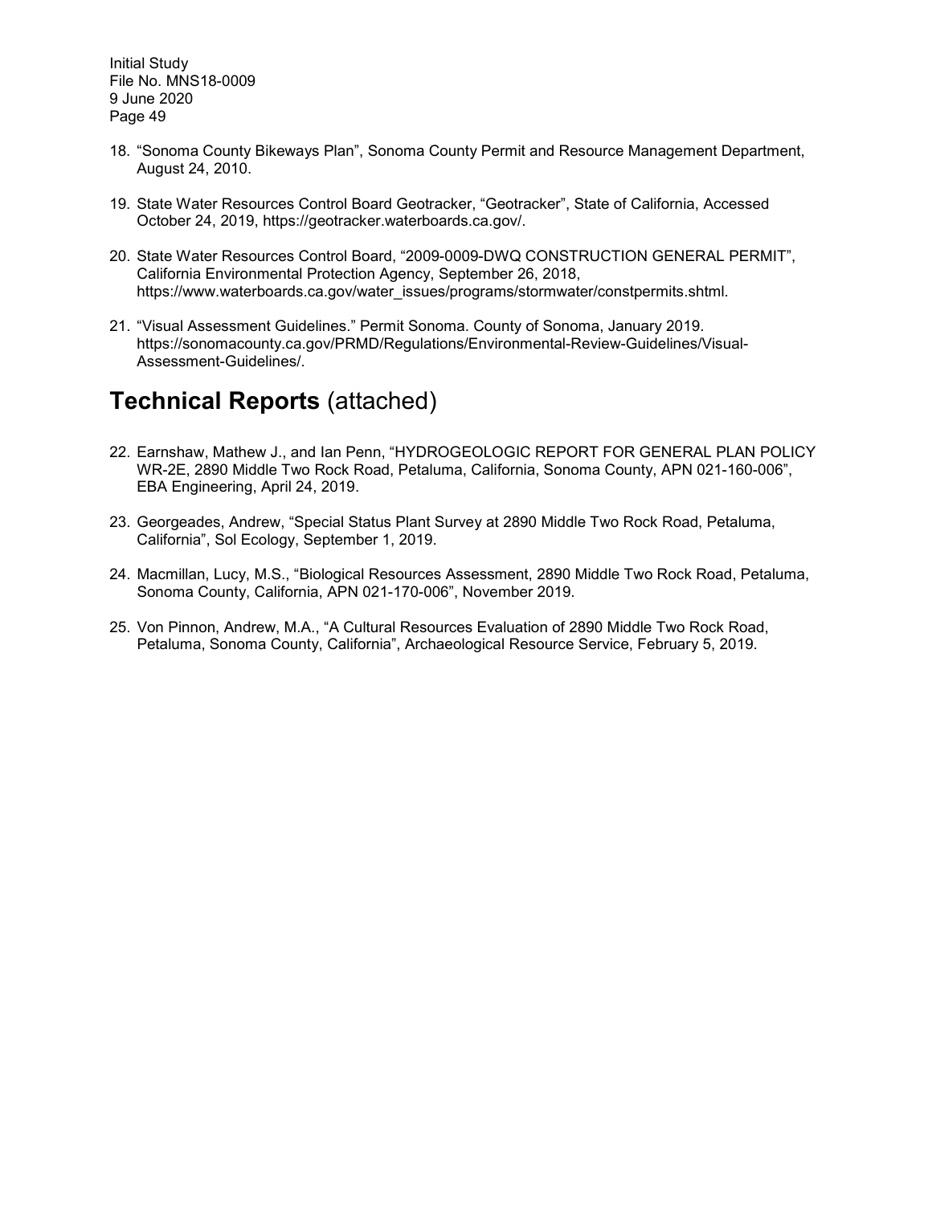18. "Sonoma County Bikeways Plan", Sonoma County Permit and Resource Management Department, August 24, 2010.

19. State Water Resources Control Board Geotracker, "Geotracker", State of California, Accessed October 24, 2019, https://geotracker.waterboards.ca.gov/.

20. State Water Resources Control Board, "2009-0009-DWQ CONSTRUCTION GENERAL PERMIT", California Environmental Protection Agency, September 26, 2018, https://www.waterboards.ca.gov/water_issues/programs/stormwater/constpermits.shtml.

21. "Visual Assessment Guidelines." Permit Sonoma. County of Sonoma, January 2019. https://sonomacounty.ca.gov/PRMD/Regulations/Environmental-Review-Guidelines/Visual-Assessment-Guidelines/.

## **Technical Reports** (attached)

22. Earnshaw, Mathew J., and Ian Penn, "HYDROGEOLOGIC REPORT FOR GENERAL PLAN POLICY WR-2E, 2890 Middle Two Rock Road, Petaluma, California, Sonoma County, APN 021-160-006", EBA Engineering, April 24, 2019.

23. Georgeades, Andrew, "Special Status Plant Survey at 2890 Middle Two Rock Road, Petaluma, California", Sol Ecology, September 1, 2019.

24. Macmillan, Lucy, M.S., "Biological Resources Assessment, 2890 Middle Two Rock Road, Petaluma, Sonoma County, California, APN 021-170-006", November 2019.

25. Von Pinnon, Andrew, M.A., "A Cultural Resources Evaluation of 2890 Middle Two Rock Road, Petaluma, Sonoma County, California", Archaeological Resource Service, February 5, 2019.